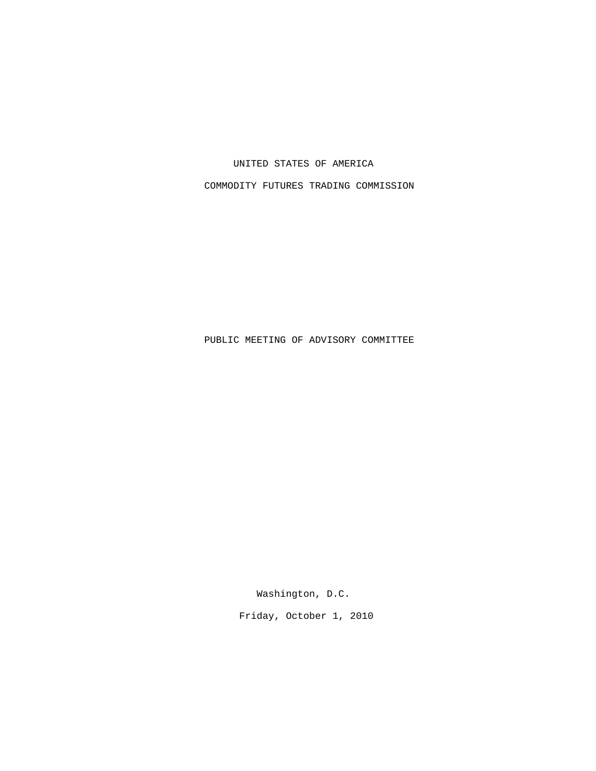UNITED STATES OF AMERICA

COMMODITY FUTURES TRADING COMMISSION

PUBLIC MEETING OF ADVISORY COMMITTEE

Washington, D.C.

Friday, October 1, 2010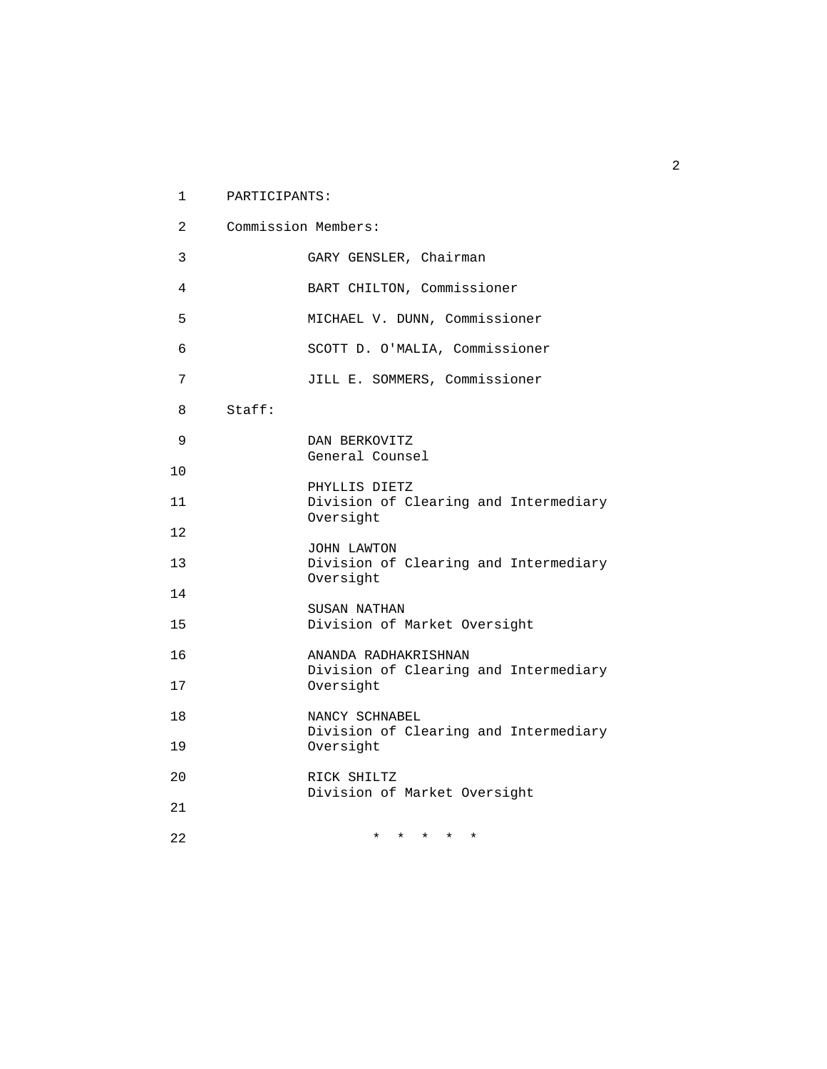PARTICIPANTS:

Commission Members:

GARY GENSLER, Chairman

BART CHILTON, Commissioner

MICHAEL V. DUNN, Commissioner

SCOTT D. O'MALIA, Commissioner

JILL E. SOMMERS, Commissioner

Staff:

DAN BERKOVITZ
General Counsel

PHYLLIS DIETZ
Division of Clearing and Intermediary Oversight

JOHN LAWTON
Division of Clearing and Intermediary Oversight

SUSAN NATHAN
Division of Market Oversight

ANANDA RADHAKRISHNAN
Division of Clearing and Intermediary Oversight

NANCY SCHNABEL
Division of Clearing and Intermediary Oversight

RICK SHILTZ
Division of Market Oversight

\* \* \* \* \*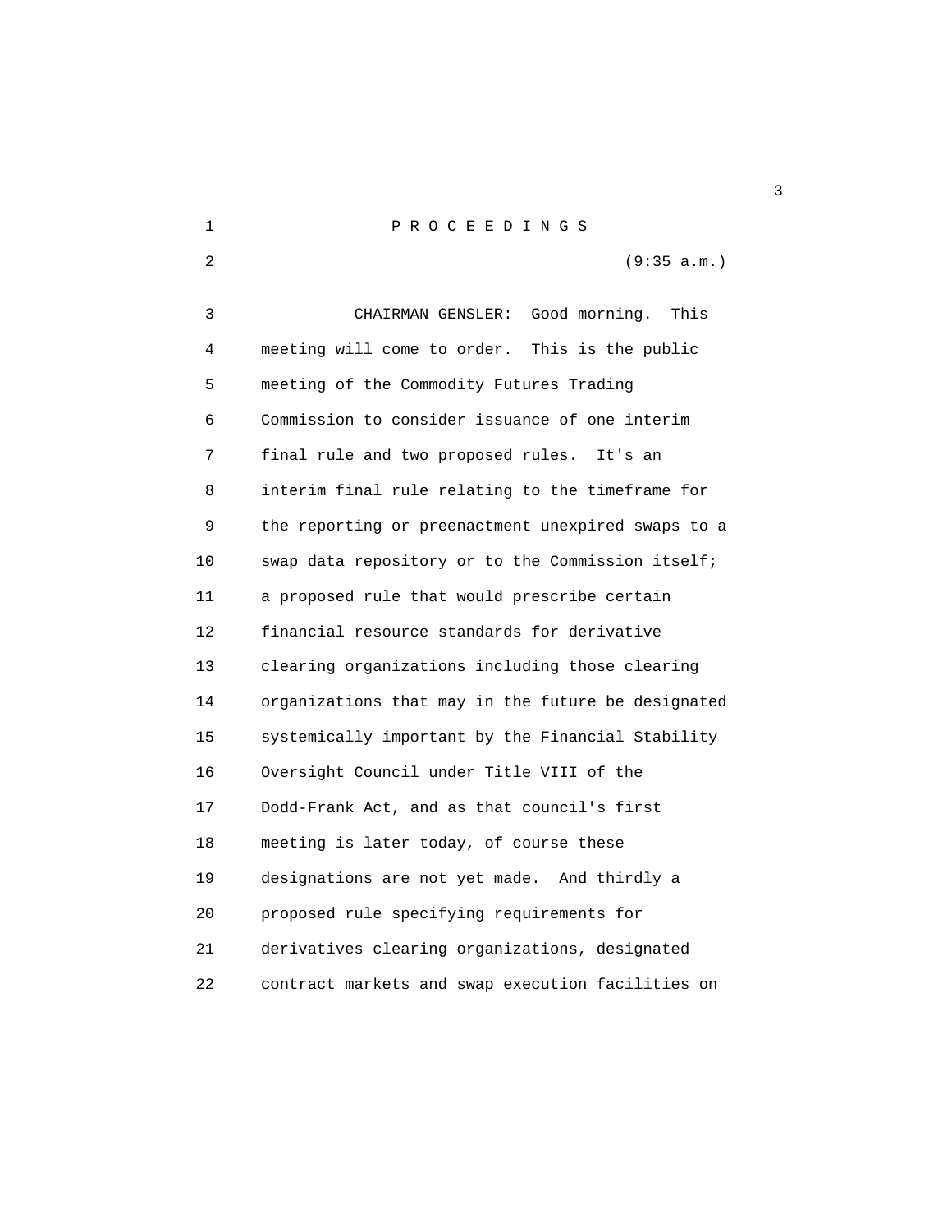P R O C E E D I N G S

(9:35 a.m.)

CHAIRMAN GENSLER: Good morning. This meeting will come to order. This is the public meeting of the Commodity Futures Trading Commission to consider issuance of one interim final rule and two proposed rules. It's an interim final rule relating to the timeframe for the reporting or preenactment unexpired swaps to a swap data repository or to the Commission itself; a proposed rule that would prescribe certain financial resource standards for derivative clearing organizations including those clearing organizations that may in the future be designated systemically important by the Financial Stability Oversight Council under Title VIII of the Dodd-Frank Act, and as that council's first meeting is later today, of course these designations are not yet made. And thirdly a proposed rule specifying requirements for derivatives clearing organizations, designated contract markets and swap execution facilities on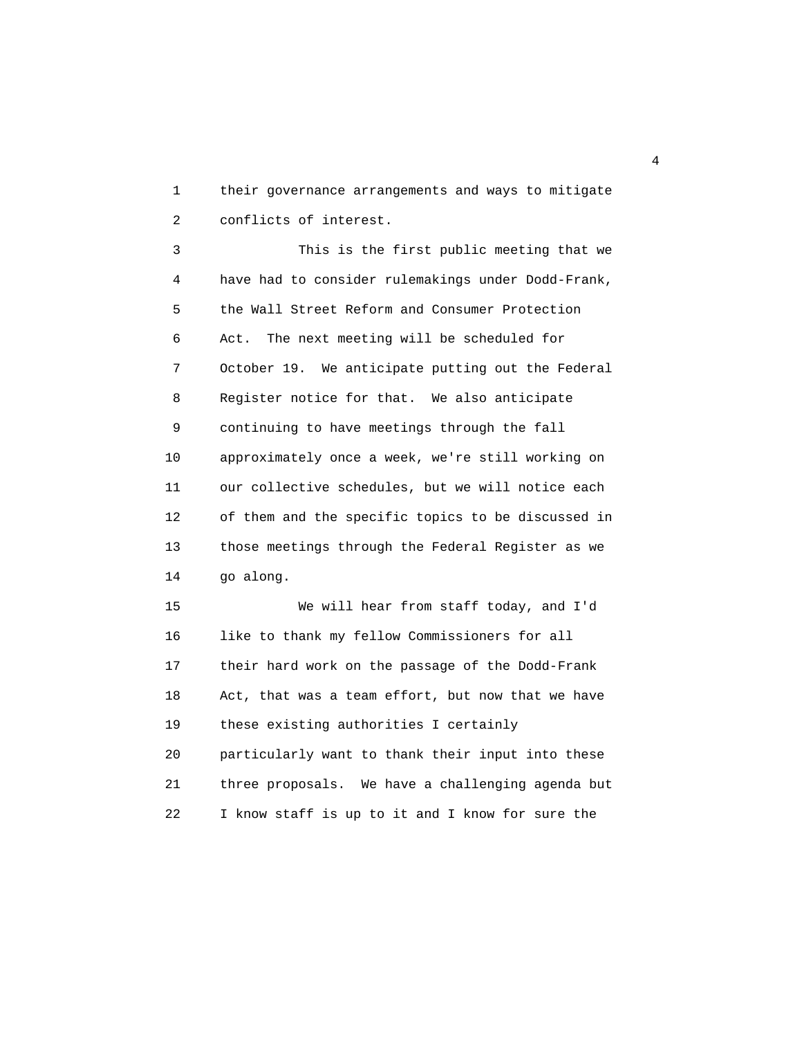their governance arrangements and ways to mitigate conflicts of interest.

This is the first public meeting that we have had to consider rulemakings under Dodd-Frank, the Wall Street Reform and Consumer Protection Act. The next meeting will be scheduled for October 19. We anticipate putting out the Federal Register notice for that. We also anticipate continuing to have meetings through the fall approximately once a week, we're still working on our collective schedules, but we will notice each of them and the specific topics to be discussed in those meetings through the Federal Register as we go along.

We will hear from staff today, and I'd like to thank my fellow Commissioners for all their hard work on the passage of the Dodd-Frank Act, that was a team effort, but now that we have these existing authorities I certainly particularly want to thank their input into these three proposals. We have a challenging agenda but I know staff is up to it and I know for sure the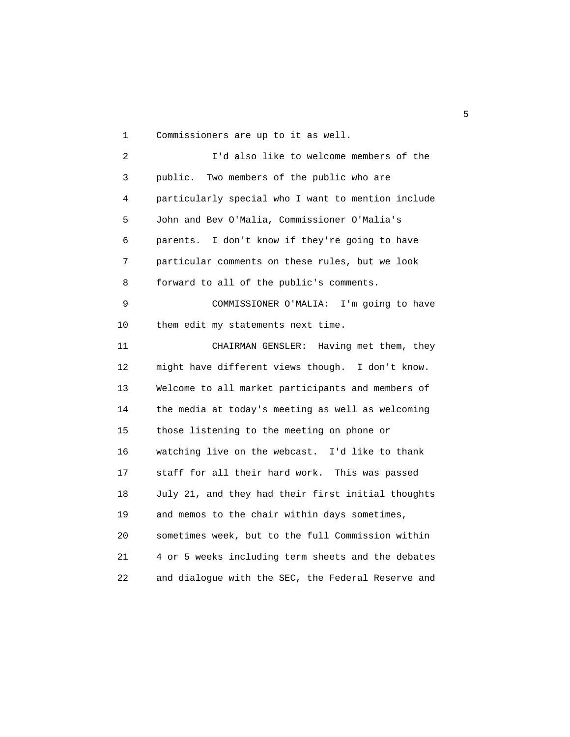Commissioners are up to it as well.

I'd also like to welcome members of the public. Two members of the public who are particularly special who I want to mention include John and Bev O'Malia, Commissioner O'Malia's parents. I don't know if they're going to have particular comments on these rules, but we look forward to all of the public's comments.

COMMISSIONER O'MALIA: I'm going to have them edit my statements next time.

CHAIRMAN GENSLER: Having met them, they might have different views though. I don't know. Welcome to all market participants and members of the media at today's meeting as well as welcoming those listening to the meeting on phone or watching live on the webcast. I'd like to thank staff for all their hard work. This was passed July 21, and they had their first initial thoughts and memos to the chair within days sometimes, sometimes week, but to the full Commission within 4 or 5 weeks including term sheets and the debates and dialogue with the SEC, the Federal Reserve and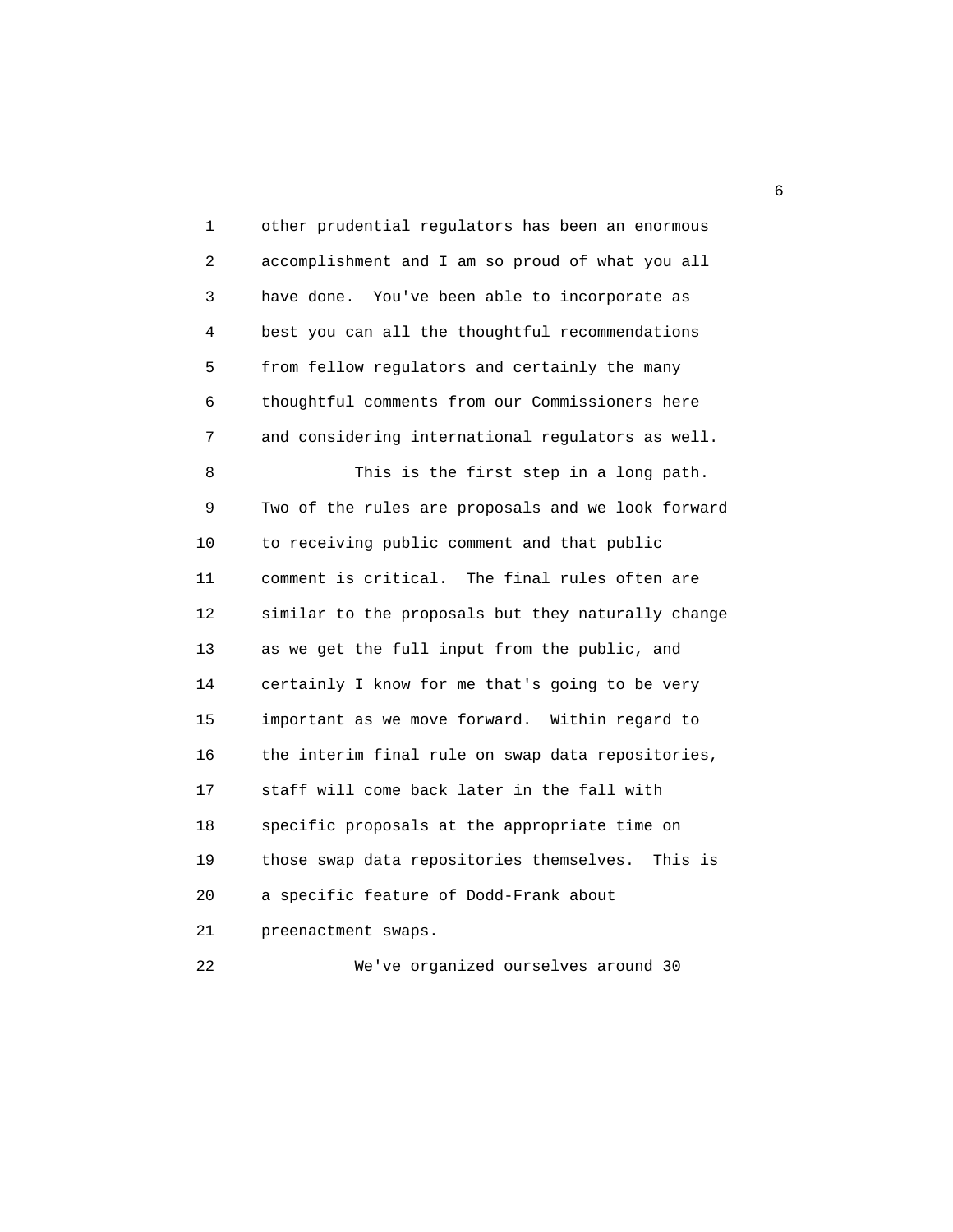other prudential regulators has been an enormous accomplishment and I am so proud of what you all have done. You've been able to incorporate as best you can all the thoughtful recommendations from fellow regulators and certainly the many thoughtful comments from our Commissioners here and considering international regulators as well.

This is the first step in a long path. Two of the rules are proposals and we look forward to receiving public comment and that public comment is critical. The final rules often are similar to the proposals but they naturally change as we get the full input from the public, and certainly I know for me that's going to be very important as we move forward. Within regard to the interim final rule on swap data repositories, staff will come back later in the fall with specific proposals at the appropriate time on those swap data repositories themselves. This is a specific feature of Dodd-Frank about preenactment swaps.

We've organized ourselves around 30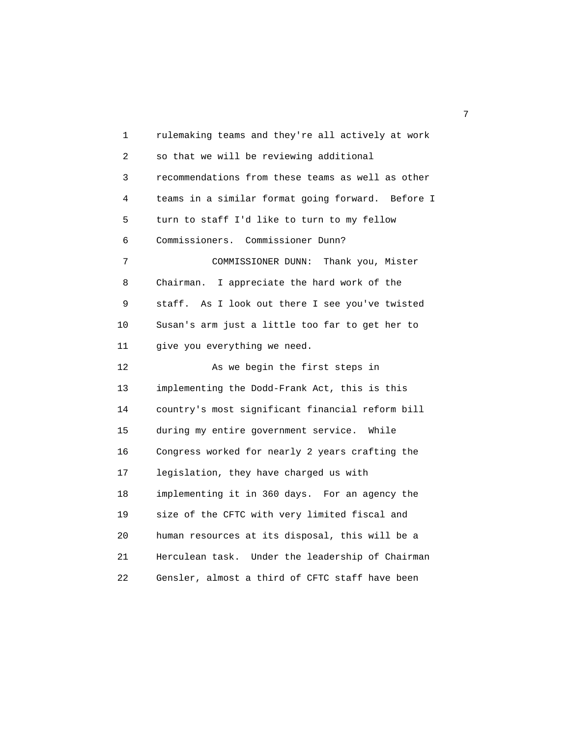rulemaking teams and they're all actively at work so that we will be reviewing additional recommendations from these teams as well as other teams in a similar format going forward. Before I turn to staff I'd like to turn to my fellow Commissioners. Commissioner Dunn?

COMMISSIONER DUNN: Thank you, Mister Chairman. I appreciate the hard work of the staff. As I look out there I see you've twisted Susan's arm just a little too far to get her to give you everything we need.

As we begin the first steps in implementing the Dodd-Frank Act, this is this country's most significant financial reform bill during my entire government service. While Congress worked for nearly 2 years crafting the legislation, they have charged us with implementing it in 360 days. For an agency the size of the CFTC with very limited fiscal and human resources at its disposal, this will be a Herculean task. Under the leadership of Chairman Gensler, almost a third of CFTC staff have been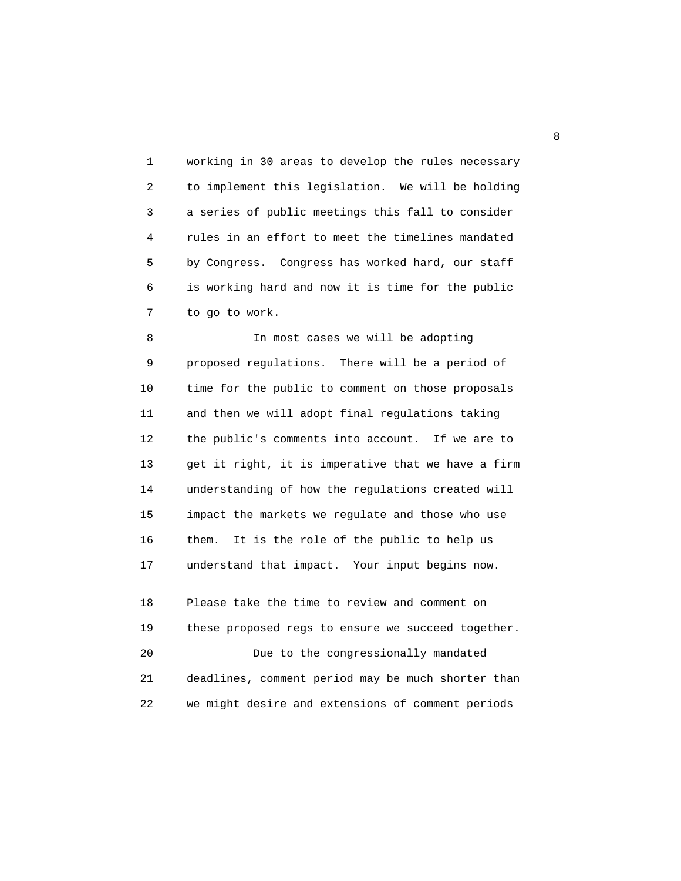working in 30 areas to develop the rules necessary to implement this legislation. We will be holding a series of public meetings this fall to consider rules in an effort to meet the timelines mandated by Congress. Congress has worked hard, our staff is working hard and now it is time for the public to go to work.

In most cases we will be adopting proposed regulations. There will be a period of time for the public to comment on those proposals and then we will adopt final regulations taking the public's comments into account. If we are to get it right, it is imperative that we have a firm understanding of how the regulations created will impact the markets we regulate and those who use them. It is the role of the public to help us understand that impact. Your input begins now.

Please take the time to review and comment on these proposed regs to ensure we succeed together.

Due to the congressionally mandated deadlines, comment period may be much shorter than we might desire and extensions of comment periods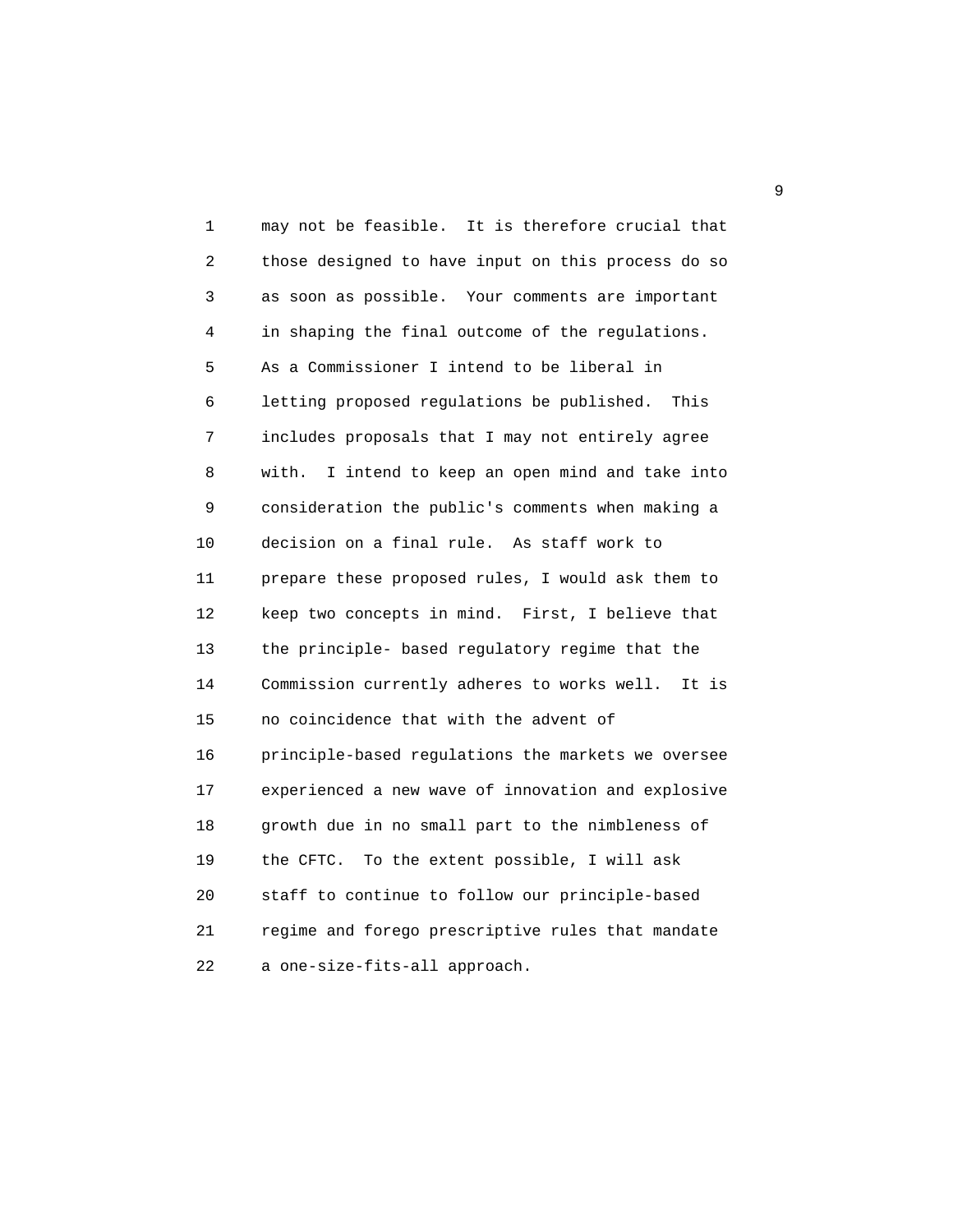may not be feasible. It is therefore crucial that those designed to have input on this process do so as soon as possible. Your comments are important in shaping the final outcome of the regulations. As a Commissioner I intend to be liberal in letting proposed regulations be published. This includes proposals that I may not entirely agree with. I intend to keep an open mind and take into consideration the public's comments when making a decision on a final rule. As staff work to prepare these proposed rules, I would ask them to keep two concepts in mind. First, I believe that the principle- based regulatory regime that the Commission currently adheres to works well. It is no coincidence that with the advent of principle-based regulations the markets we oversee experienced a new wave of innovation and explosive growth due in no small part to the nimbleness of the CFTC. To the extent possible, I will ask staff to continue to follow our principle-based regime and forego prescriptive rules that mandate a one-size-fits-all approach.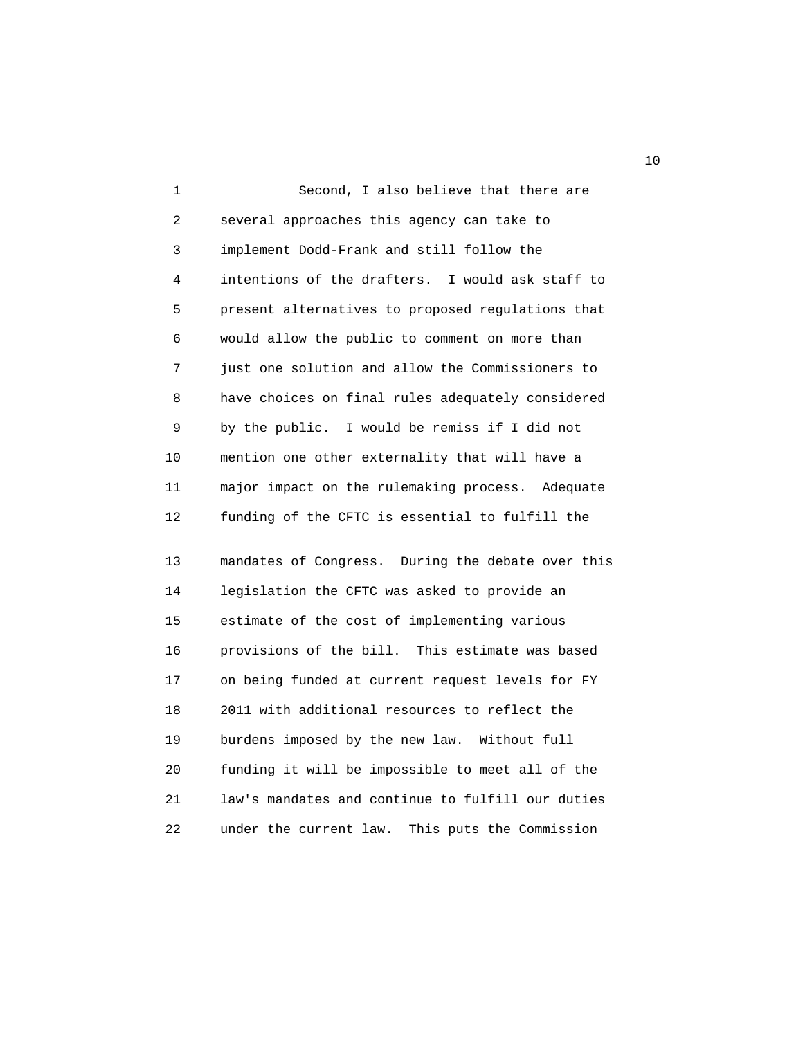Second, I also believe that there are several approaches this agency can take to implement Dodd-Frank and still follow the intentions of the drafters. I would ask staff to present alternatives to proposed regulations that would allow the public to comment on more than just one solution and allow the Commissioners to have choices on final rules adequately considered by the public. I would be remiss if I did not mention one other externality that will have a major impact on the rulemaking process. Adequate funding of the CFTC is essential to fulfill the mandates of Congress. During the debate over this legislation the CFTC was asked to provide an estimate of the cost of implementing various provisions of the bill. This estimate was based on being funded at current request levels for FY 2011 with additional resources to reflect the burdens imposed by the new law. Without full funding it will be impossible to meet all of the law's mandates and continue to fulfill our duties under the current law. This puts the Commission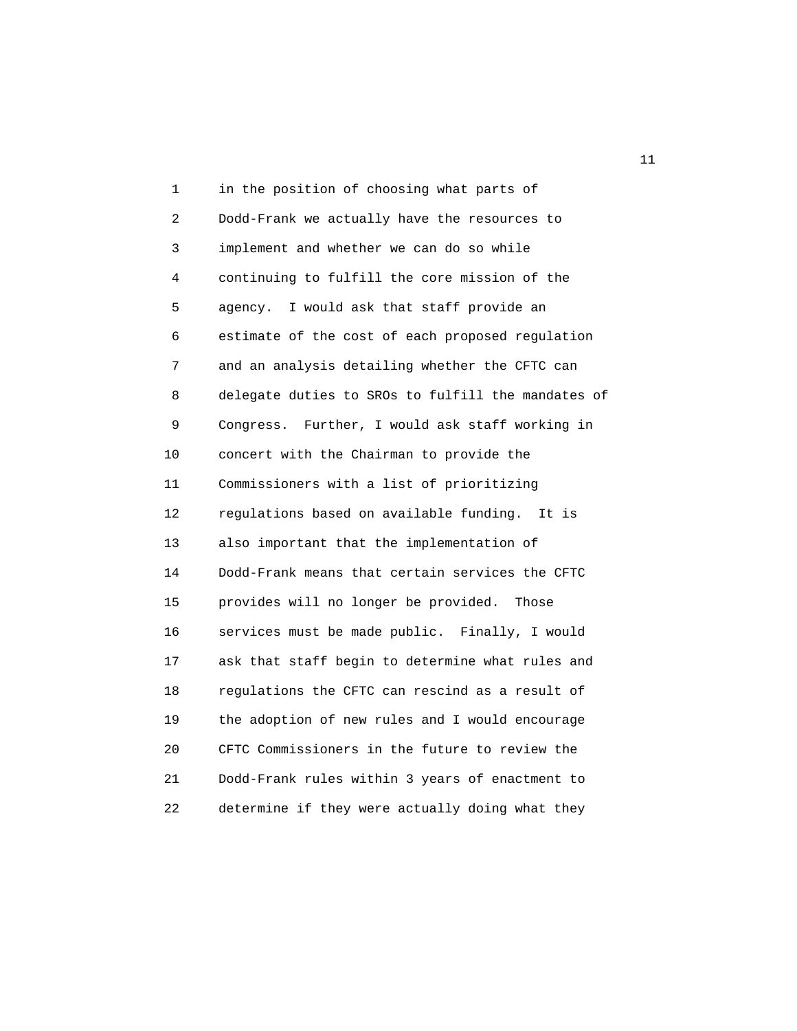in the position of choosing what parts of Dodd-Frank we actually have the resources to implement and whether we can do so while continuing to fulfill the core mission of the agency. I would ask that staff provide an estimate of the cost of each proposed regulation and an analysis detailing whether the CFTC can delegate duties to SROs to fulfill the mandates of Congress. Further, I would ask staff working in concert with the Chairman to provide the Commissioners with a list of prioritizing regulations based on available funding. It is also important that the implementation of Dodd-Frank means that certain services the CFTC provides will no longer be provided. Those services must be made public. Finally, I would ask that staff begin to determine what rules and regulations the CFTC can rescind as a result of the adoption of new rules and I would encourage CFTC Commissioners in the future to review the Dodd-Frank rules within 3 years of enactment to determine if they were actually doing what they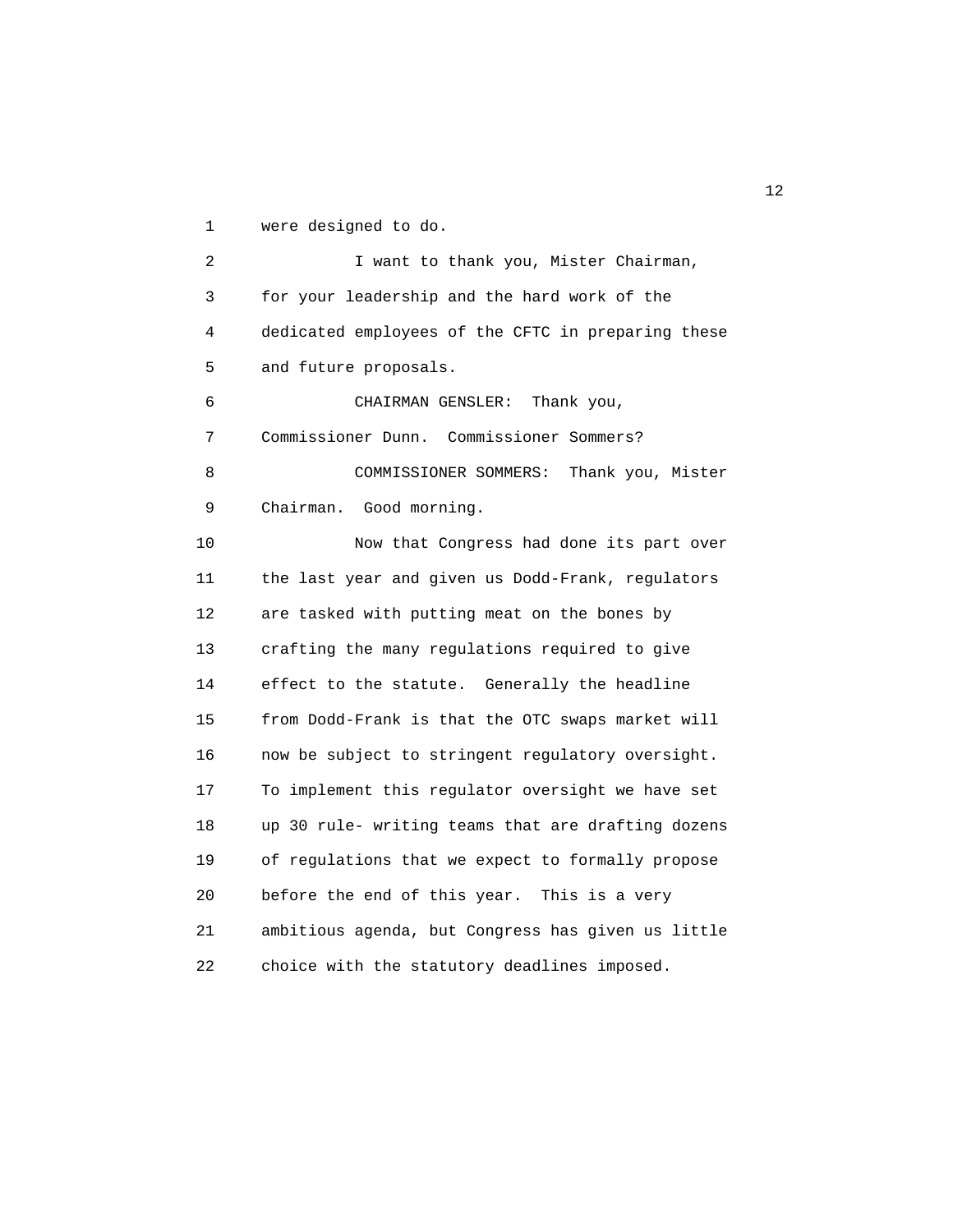were designed to do.

I want to thank you, Mister Chairman, for your leadership and the hard work of the dedicated employees of the CFTC in preparing these and future proposals.

CHAIRMAN GENSLER: Thank you, Commissioner Dunn. Commissioner Sommers?

COMMISSIONER SOMMERS: Thank you, Mister Chairman. Good morning.

Now that Congress had done its part over the last year and given us Dodd-Frank, regulators are tasked with putting meat on the bones by crafting the many regulations required to give effect to the statute. Generally the headline from Dodd-Frank is that the OTC swaps market will now be subject to stringent regulatory oversight. To implement this regulator oversight we have set up 30 rule- writing teams that are drafting dozens of regulations that we expect to formally propose before the end of this year. This is a very ambitious agenda, but Congress has given us little choice with the statutory deadlines imposed.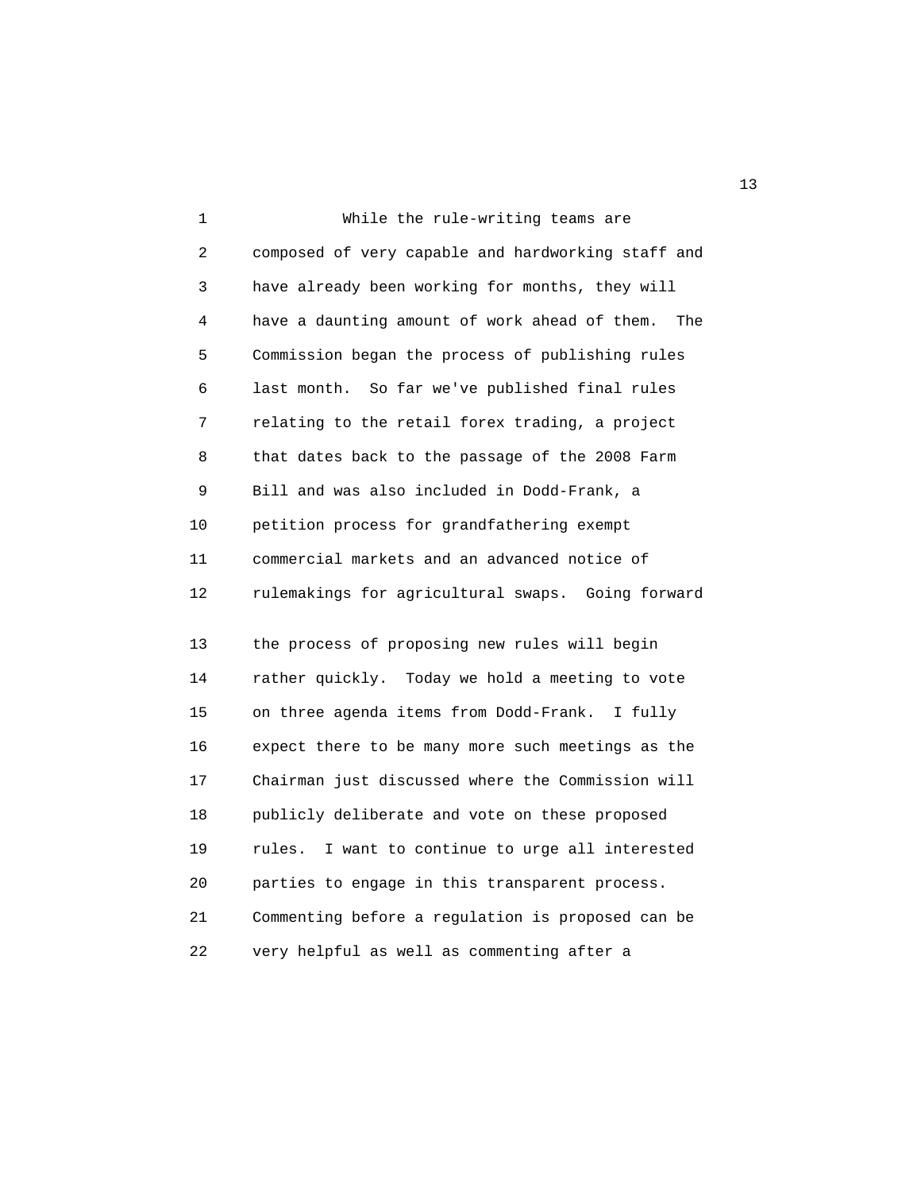While the rule-writing teams are composed of very capable and hardworking staff and have already been working for months, they will have a daunting amount of work ahead of them. The Commission began the process of publishing rules last month. So far we've published final rules relating to the retail forex trading, a project that dates back to the passage of the 2008 Farm Bill and was also included in Dodd-Frank, a petition process for grandfathering exempt commercial markets and an advanced notice of rulemakings for agricultural swaps. Going forward the process of proposing new rules will begin rather quickly. Today we hold a meeting to vote on three agenda items from Dodd-Frank. I fully expect there to be many more such meetings as the Chairman just discussed where the Commission will publicly deliberate and vote on these proposed rules. I want to continue to urge all interested parties to engage in this transparent process. Commenting before a regulation is proposed can be very helpful as well as commenting after a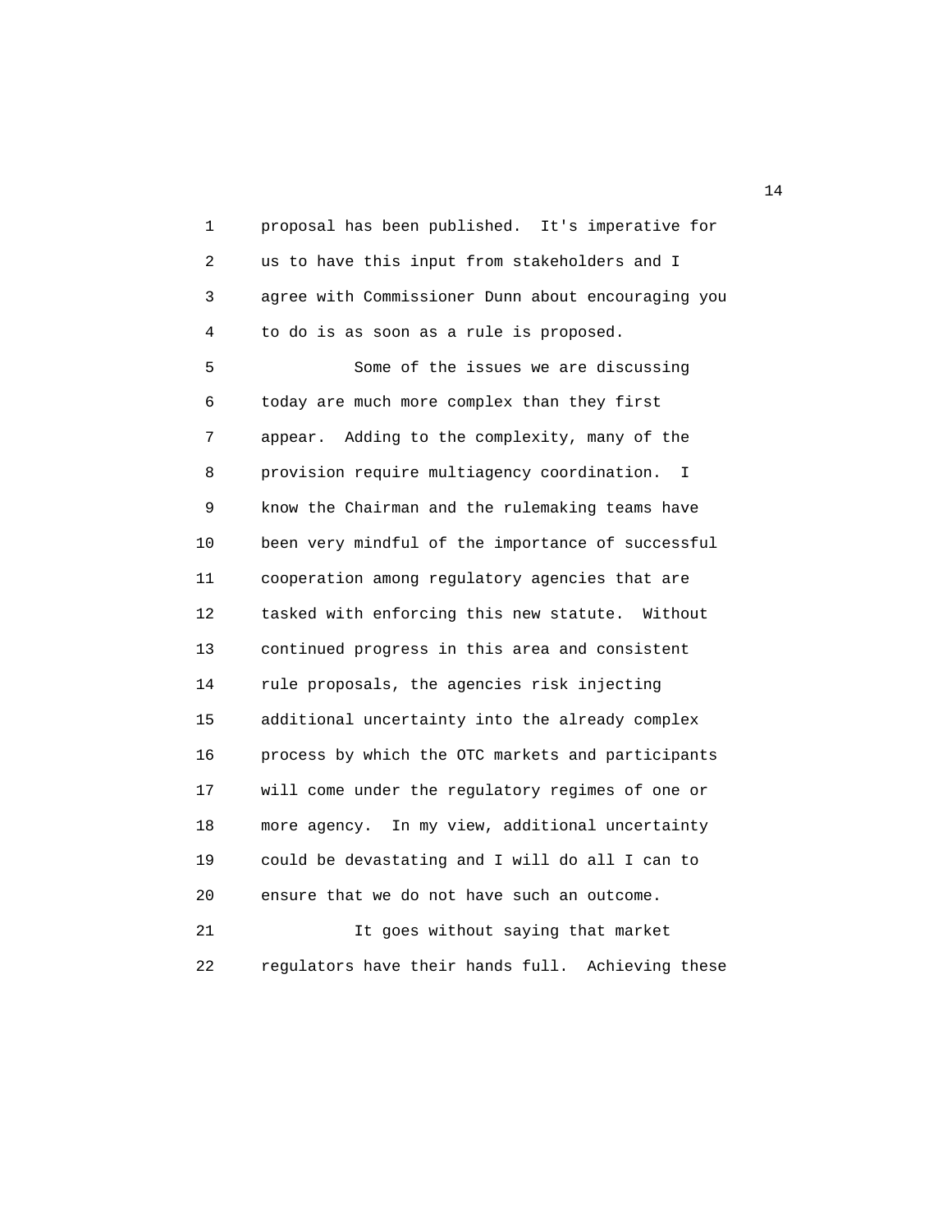proposal has been published. It's imperative for us to have this input from stakeholders and I agree with Commissioner Dunn about encouraging you to do is as soon as a rule is proposed.

Some of the issues we are discussing today are much more complex than they first appear. Adding to the complexity, many of the provision require multiagency coordination. I know the Chairman and the rulemaking teams have been very mindful of the importance of successful cooperation among regulatory agencies that are tasked with enforcing this new statute. Without continued progress in this area and consistent rule proposals, the agencies risk injecting additional uncertainty into the already complex process by which the OTC markets and participants will come under the regulatory regimes of one or more agency. In my view, additional uncertainty could be devastating and I will do all I can to ensure that we do not have such an outcome.

It goes without saying that market regulators have their hands full. Achieving these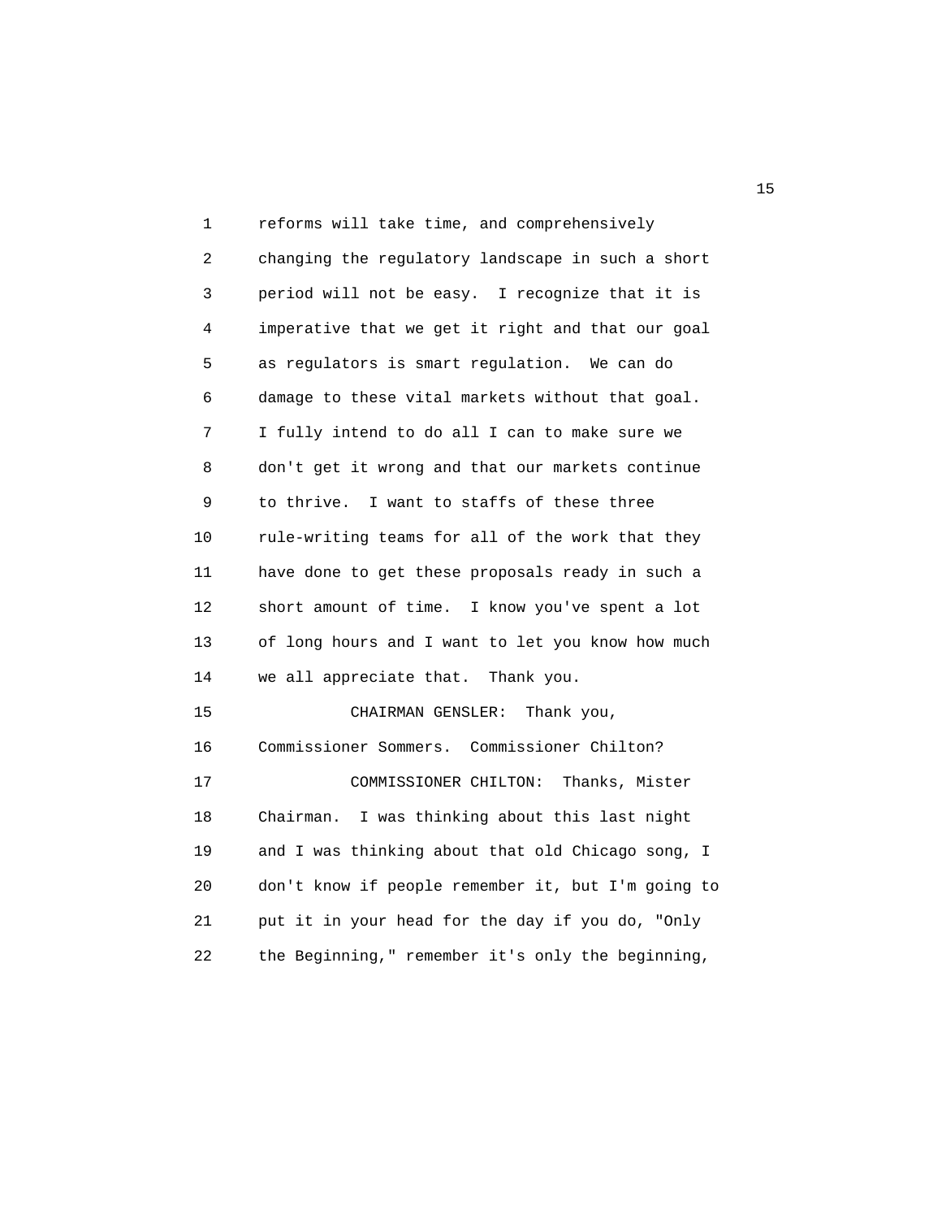reforms will take time, and comprehensively changing the regulatory landscape in such a short period will not be easy. I recognize that it is imperative that we get it right and that our goal as regulators is smart regulation. We can do damage to these vital markets without that goal. I fully intend to do all I can to make sure we don't get it wrong and that our markets continue to thrive. I want to staffs of these three rule-writing teams for all of the work that they have done to get these proposals ready in such a short amount of time. I know you've spent a lot of long hours and I want to let you know how much we all appreciate that. Thank you.

CHAIRMAN GENSLER: Thank you, Commissioner Sommers. Commissioner Chilton?

COMMISSIONER CHILTON: Thanks, Mister Chairman. I was thinking about this last night and I was thinking about that old Chicago song, I don't know if people remember it, but I'm going to put it in your head for the day if you do, "Only the Beginning," remember it's only the beginning,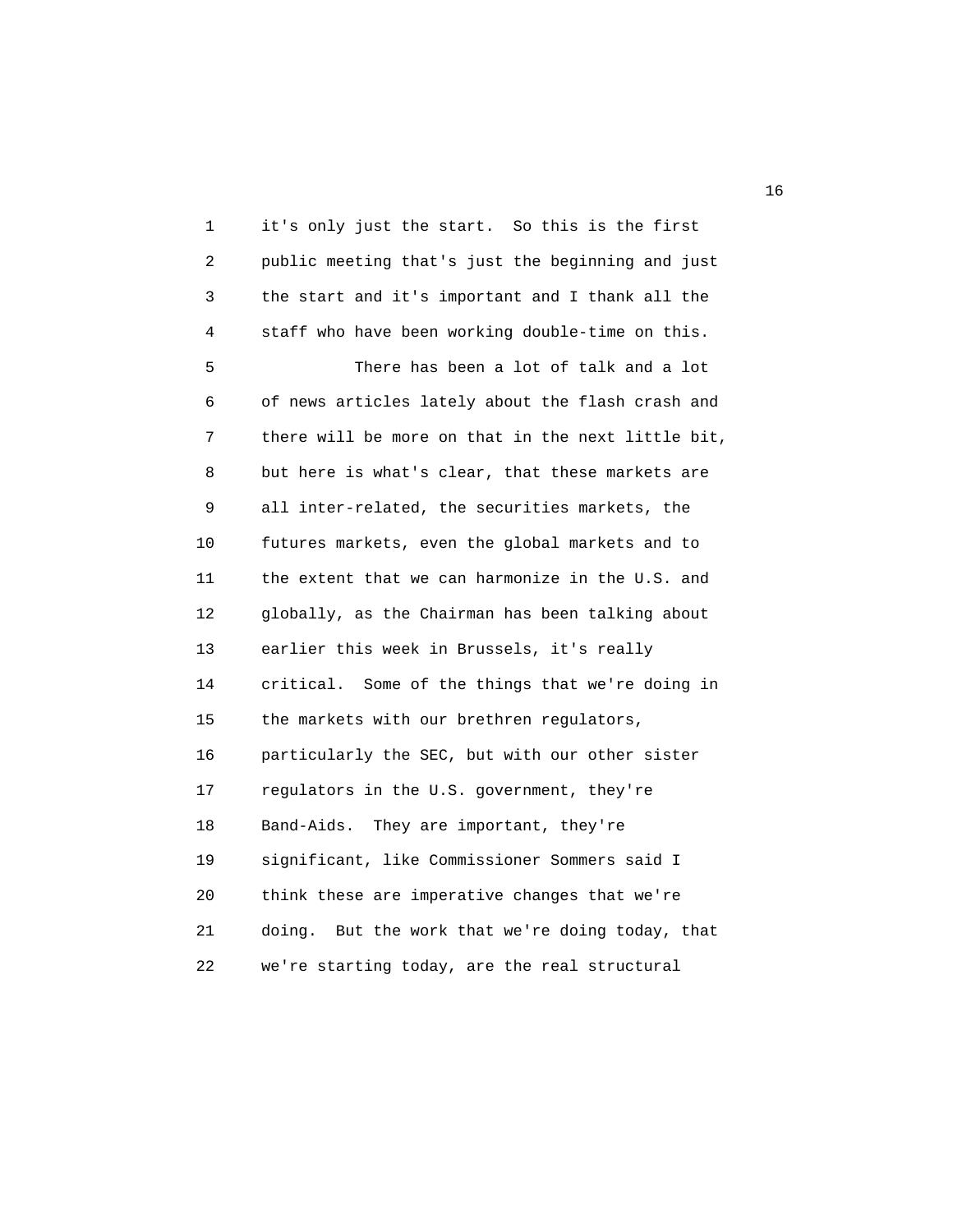it's only just the start. So this is the first public meeting that's just the beginning and just the start and it's important and I thank all the staff who have been working double-time on this.

There has been a lot of talk and a lot of news articles lately about the flash crash and there will be more on that in the next little bit, but here is what's clear, that these markets are all inter-related, the securities markets, the futures markets, even the global markets and to the extent that we can harmonize in the U.S. and globally, as the Chairman has been talking about earlier this week in Brussels, it's really critical. Some of the things that we're doing in the markets with our brethren regulators, particularly the SEC, but with our other sister regulators in the U.S. government, they're Band-Aids. They are important, they're significant, like Commissioner Sommers said I think these are imperative changes that we're doing. But the work that we're doing today, that we're starting today, are the real structural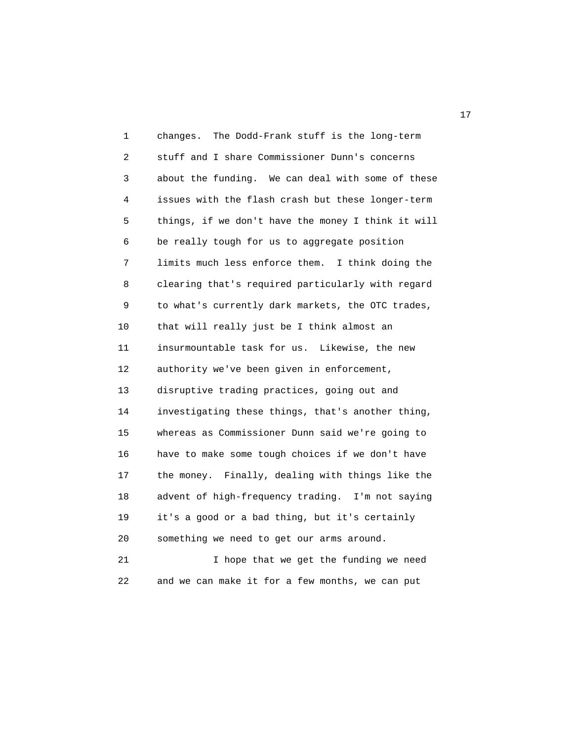changes. The Dodd-Frank stuff is the long-term stuff and I share Commissioner Dunn's concerns about the funding. We can deal with some of these issues with the flash crash but these longer-term things, if we don't have the money I think it will be really tough for us to aggregate position limits much less enforce them. I think doing the clearing that's required particularly with regard to what's currently dark markets, the OTC trades, that will really just be I think almost an insurmountable task for us. Likewise, the new authority we've been given in enforcement, disruptive trading practices, going out and investigating these things, that's another thing, whereas as Commissioner Dunn said we're going to have to make some tough choices if we don't have the money. Finally, dealing with things like the advent of high-frequency trading. I'm not saying it's a good or a bad thing, but it's certainly something we need to get our arms around.

I hope that we get the funding we need and we can make it for a few months, we can put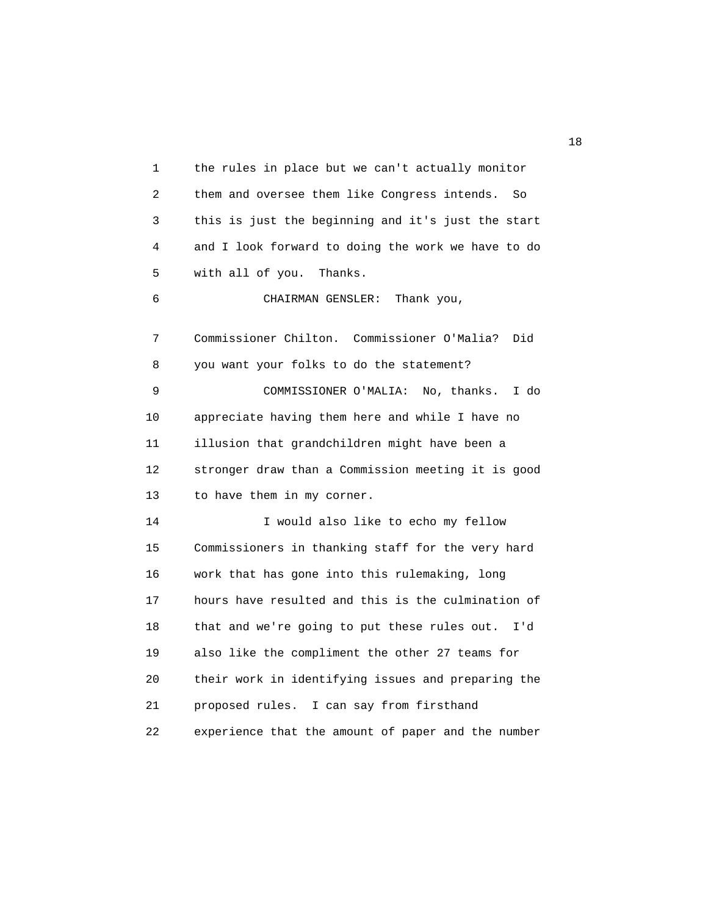the rules in place but we can't actually monitor them and oversee them like Congress intends. So this is just the beginning and it's just the start and I look forward to doing the work we have to do with all of you. Thanks.

CHAIRMAN GENSLER: Thank you, Commissioner Chilton. Commissioner O'Malia? Did you want your folks to do the statement?

COMMISSIONER O'MALIA: No, thanks. I do appreciate having them here and while I have no illusion that grandchildren might have been a stronger draw than a Commission meeting it is good to have them in my corner.

I would also like to echo my fellow Commissioners in thanking staff for the very hard work that has gone into this rulemaking, long hours have resulted and this is the culmination of that and we're going to put these rules out. I'd also like the compliment the other 27 teams for their work in identifying issues and preparing the proposed rules. I can say from firsthand experience that the amount of paper and the number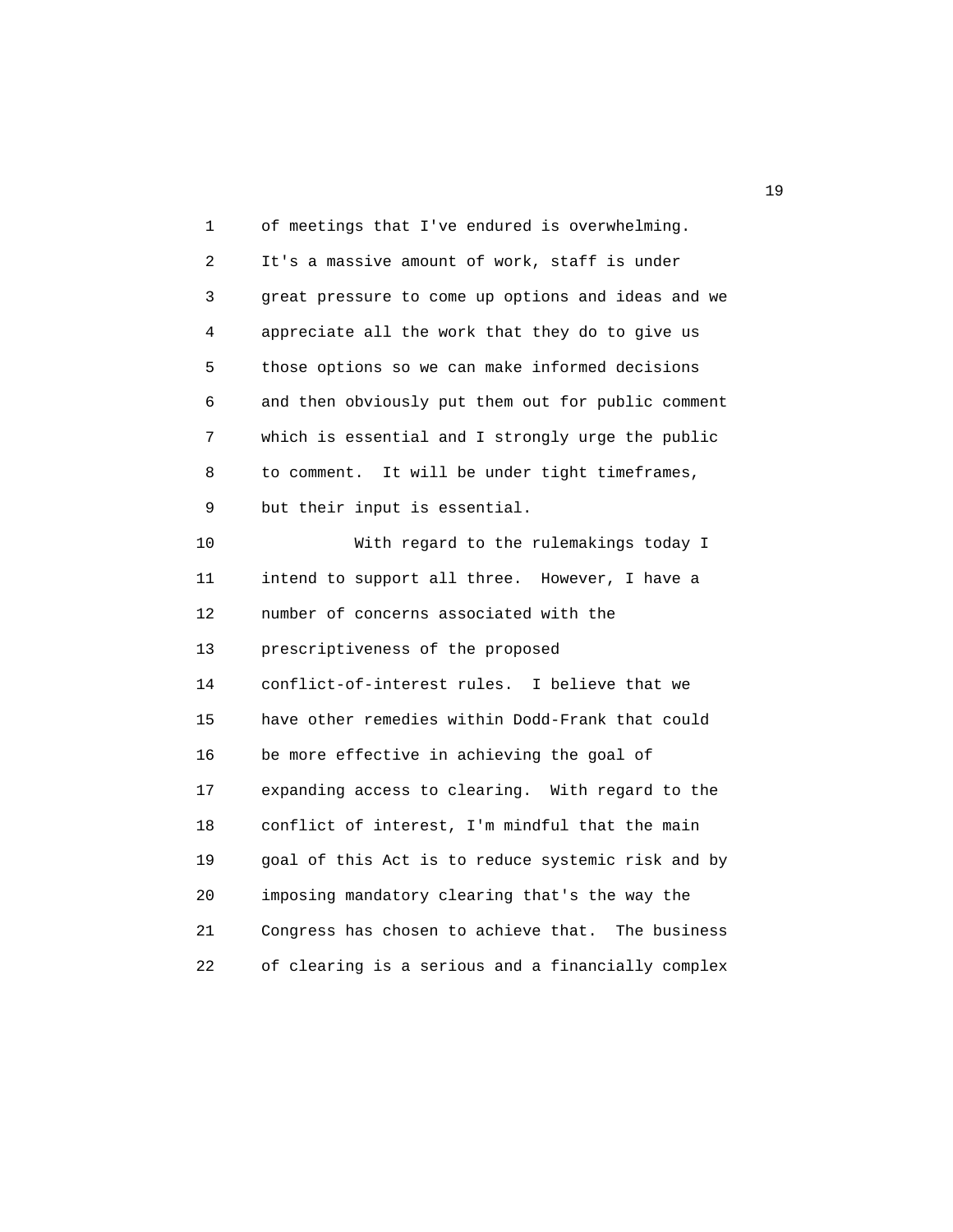of meetings that I've endured is overwhelming. It's a massive amount of work, staff is under great pressure to come up options and ideas and we appreciate all the work that they do to give us those options so we can make informed decisions and then obviously put them out for public comment which is essential and I strongly urge the public to comment. It will be under tight timeframes, but their input is essential.

With regard to the rulemakings today I intend to support all three. However, I have a number of concerns associated with the prescriptiveness of the proposed conflict-of-interest rules. I believe that we have other remedies within Dodd-Frank that could be more effective in achieving the goal of expanding access to clearing. With regard to the conflict of interest, I'm mindful that the main goal of this Act is to reduce systemic risk and by imposing mandatory clearing that's the way the Congress has chosen to achieve that. The business of clearing is a serious and a financially complex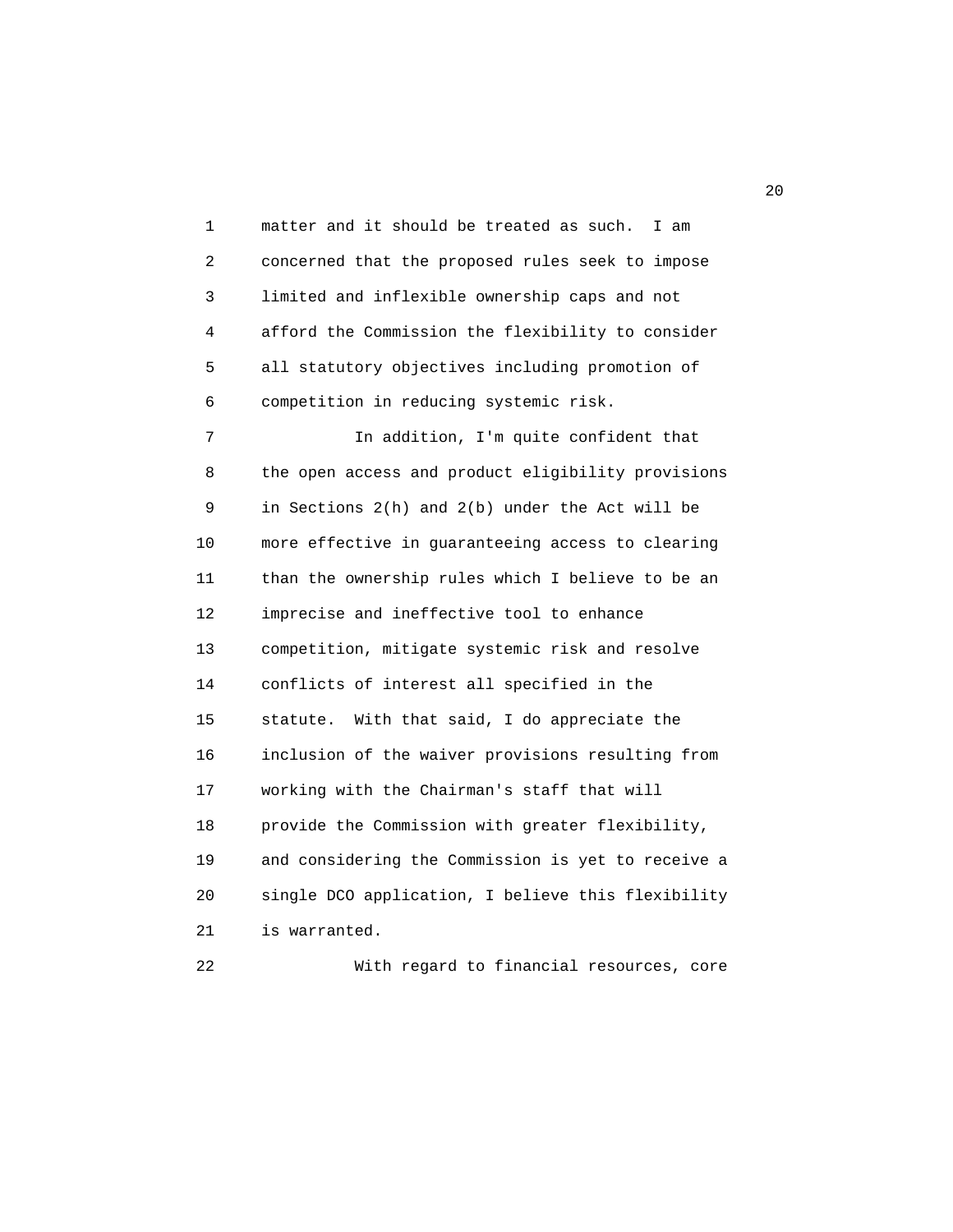matter and it should be treated as such. I am concerned that the proposed rules seek to impose limited and inflexible ownership caps and not afford the Commission the flexibility to consider all statutory objectives including promotion of competition in reducing systemic risk.

In addition, I'm quite confident that the open access and product eligibility provisions in Sections 2(h) and 2(b) under the Act will be more effective in guaranteeing access to clearing than the ownership rules which I believe to be an imprecise and ineffective tool to enhance competition, mitigate systemic risk and resolve conflicts of interest all specified in the statute. With that said, I do appreciate the inclusion of the waiver provisions resulting from working with the Chairman's staff that will provide the Commission with greater flexibility, and considering the Commission is yet to receive a single DCO application, I believe this flexibility is warranted.

With regard to financial resources, core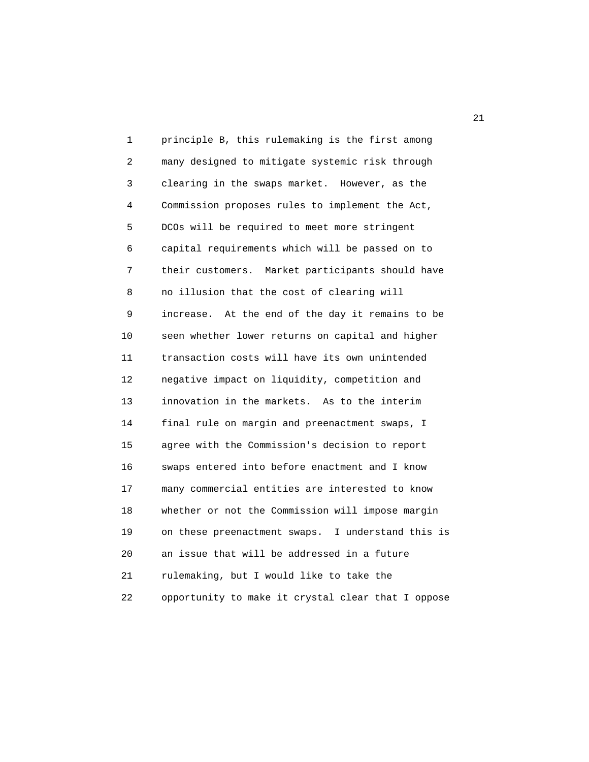principle B, this rulemaking is the first among many designed to mitigate systemic risk through clearing in the swaps market. However, as the Commission proposes rules to implement the Act, DCOs will be required to meet more stringent capital requirements which will be passed on to their customers. Market participants should have no illusion that the cost of clearing will increase. At the end of the day it remains to be seen whether lower returns on capital and higher transaction costs will have its own unintended negative impact on liquidity, competition and innovation in the markets. As to the interim final rule on margin and preenactment swaps, I agree with the Commission's decision to report swaps entered into before enactment and I know many commercial entities are interested to know whether or not the Commission will impose margin on these preenactment swaps. I understand this is an issue that will be addressed in a future rulemaking, but I would like to take the opportunity to make it crystal clear that I oppose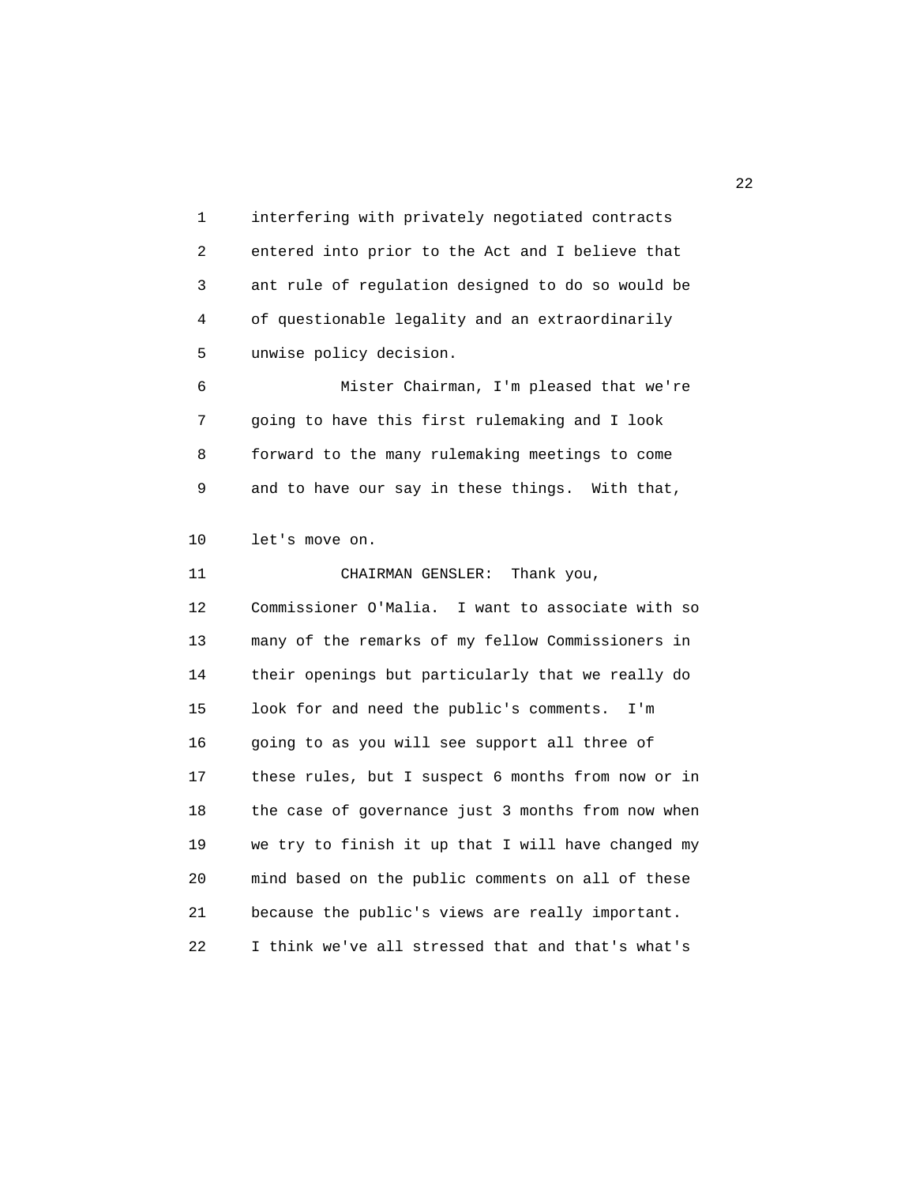interfering with privately negotiated contracts entered into prior to the Act and I believe that ant rule of regulation designed to do so would be of questionable legality and an extraordinarily unwise policy decision.

Mister Chairman, I'm pleased that we're going to have this first rulemaking and I look forward to the many rulemaking meetings to come and to have our say in these things. With that, let's move on.

CHAIRMAN GENSLER: Thank you, Commissioner O'Malia. I want to associate with so many of the remarks of my fellow Commissioners in their openings but particularly that we really do look for and need the public's comments. I'm going to as you will see support all three of these rules, but I suspect 6 months from now or in the case of governance just 3 months from now when we try to finish it up that I will have changed my mind based on the public comments on all of these because the public's views are really important. I think we've all stressed that and that's what's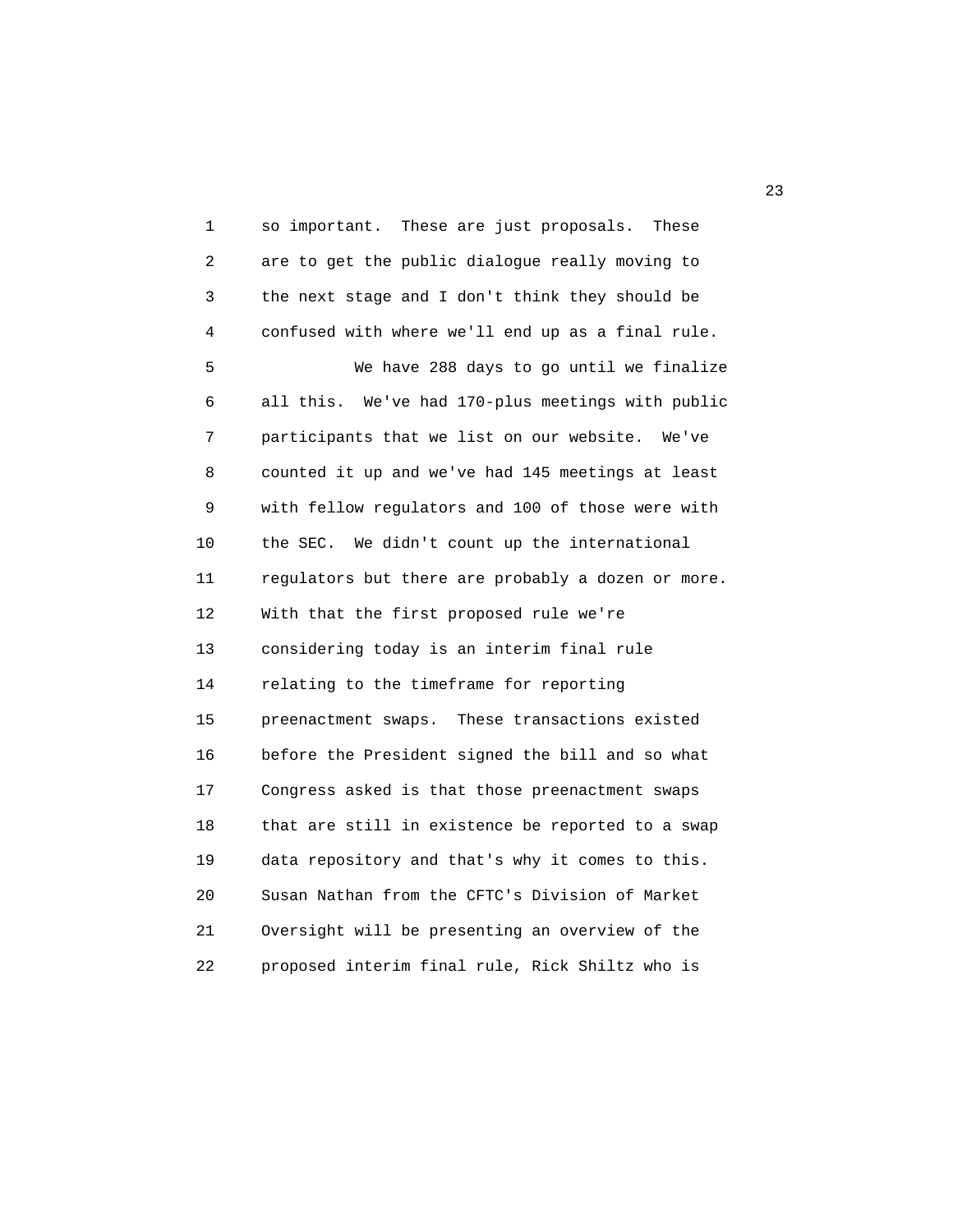so important. These are just proposals. These are to get the public dialogue really moving to the next stage and I don't think they should be confused with where we'll end up as a final rule.

We have 288 days to go until we finalize all this. We've had 170-plus meetings with public participants that we list on our website. We've counted it up and we've had 145 meetings at least with fellow regulators and 100 of those were with the SEC. We didn't count up the international regulators but there are probably a dozen or more. With that the first proposed rule we're considering today is an interim final rule relating to the timeframe for reporting preenactment swaps. These transactions existed before the President signed the bill and so what Congress asked is that those preenactment swaps that are still in existence be reported to a swap data repository and that's why it comes to this. Susan Nathan from the CFTC's Division of Market Oversight will be presenting an overview of the proposed interim final rule, Rick Shiltz who is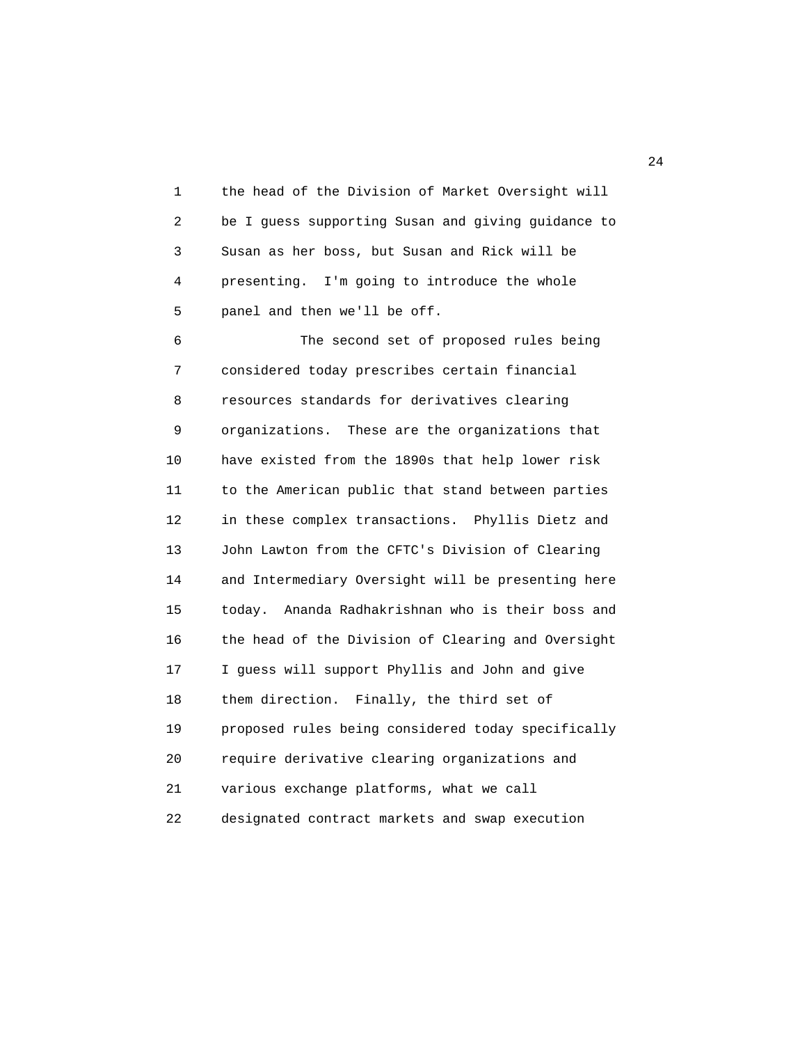the head of the Division of Market Oversight will be I guess supporting Susan and giving guidance to Susan as her boss, but Susan and Rick will be presenting. I'm going to introduce the whole panel and then we'll be off.

The second set of proposed rules being considered today prescribes certain financial resources standards for derivatives clearing organizations. These are the organizations that have existed from the 1890s that help lower risk to the American public that stand between parties in these complex transactions. Phyllis Dietz and John Lawton from the CFTC's Division of Clearing and Intermediary Oversight will be presenting here today. Ananda Radhakrishnan who is their boss and the head of the Division of Clearing and Oversight I guess will support Phyllis and John and give them direction. Finally, the third set of proposed rules being considered today specifically require derivative clearing organizations and various exchange platforms, what we call designated contract markets and swap execution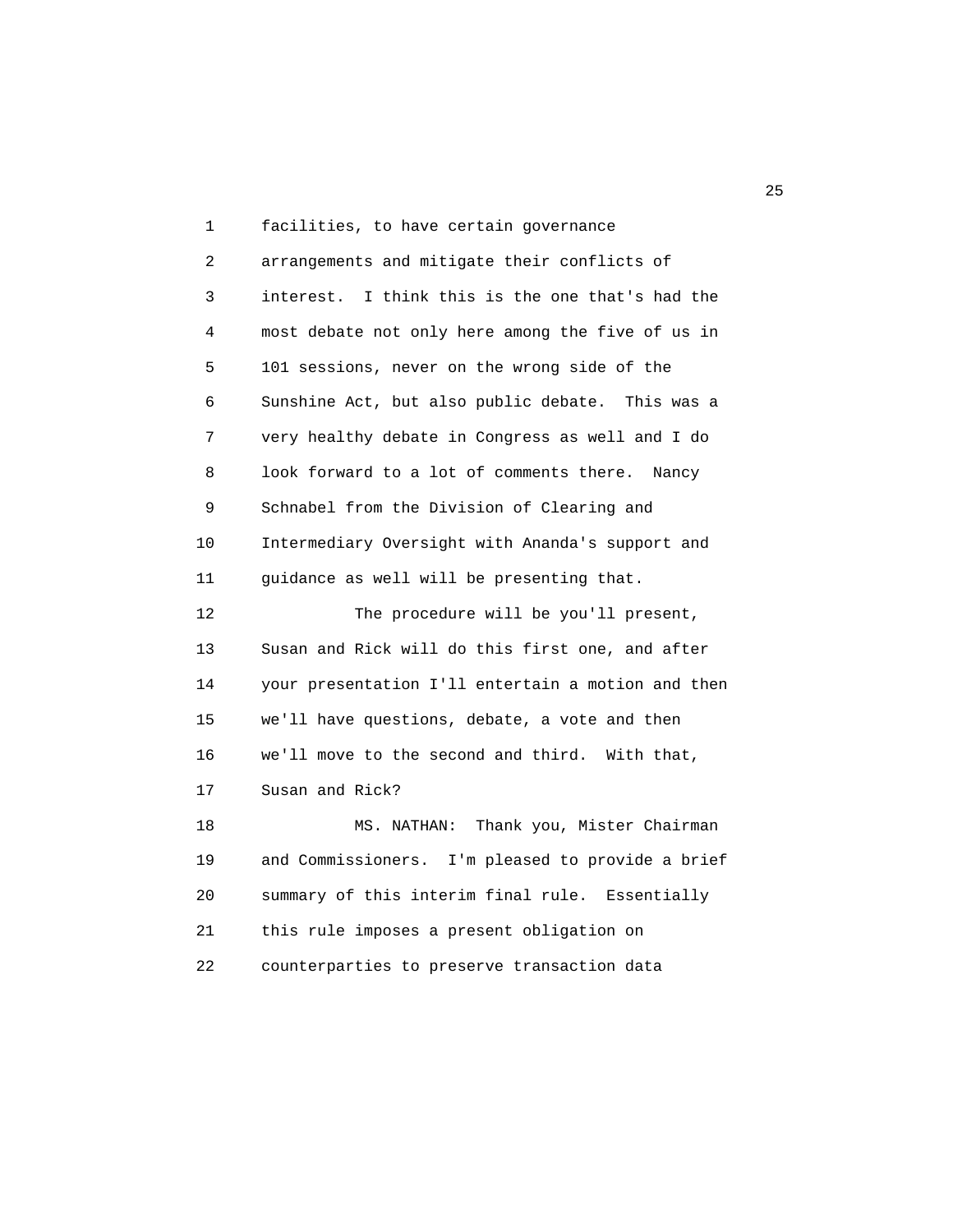facilities, to have certain governance arrangements and mitigate their conflicts of interest. I think this is the one that's had the most debate not only here among the five of us in 101 sessions, never on the wrong side of the Sunshine Act, but also public debate. This was a very healthy debate in Congress as well and I do look forward to a lot of comments there. Nancy Schnabel from the Division of Clearing and Intermediary Oversight with Ananda's support and guidance as well will be presenting that.

The procedure will be you'll present, Susan and Rick will do this first one, and after your presentation I'll entertain a motion and then we'll have questions, debate, a vote and then we'll move to the second and third. With that, Susan and Rick?

MS. NATHAN: Thank you, Mister Chairman and Commissioners. I'm pleased to provide a brief summary of this interim final rule. Essentially this rule imposes a present obligation on counterparties to preserve transaction data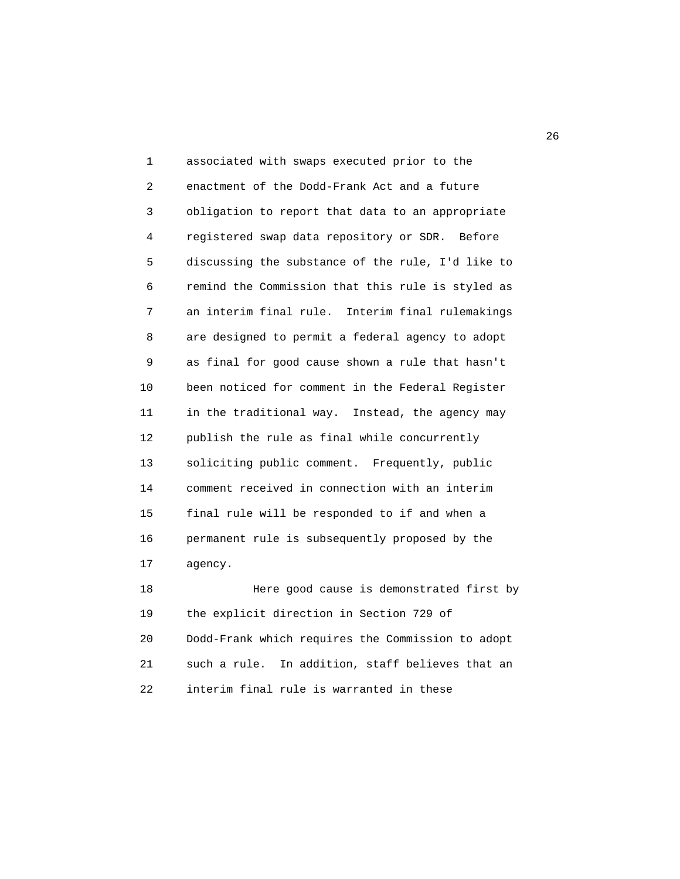associated with swaps executed prior to the enactment of the Dodd-Frank Act and a future obligation to report that data to an appropriate registered swap data repository or SDR. Before discussing the substance of the rule, I'd like to remind the Commission that this rule is styled as an interim final rule. Interim final rulemakings are designed to permit a federal agency to adopt as final for good cause shown a rule that hasn't been noticed for comment in the Federal Register in the traditional way. Instead, the agency may publish the rule as final while concurrently soliciting public comment. Frequently, public comment received in connection with an interim final rule will be responded to if and when a permanent rule is subsequently proposed by the agency.

Here good cause is demonstrated first by the explicit direction in Section 729 of Dodd-Frank which requires the Commission to adopt such a rule. In addition, staff believes that an interim final rule is warranted in these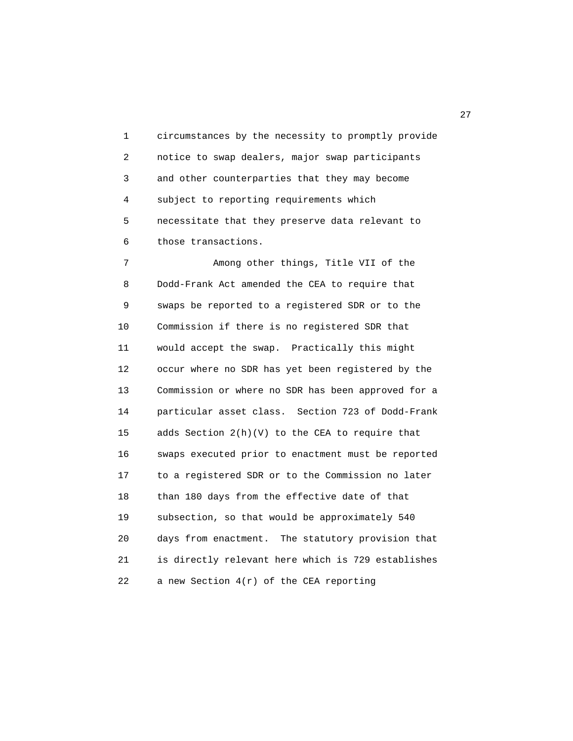circumstances by the necessity to promptly provide notice to swap dealers, major swap participants and other counterparties that they may become subject to reporting requirements which necessitate that they preserve data relevant to those transactions.

Among other things, Title VII of the Dodd-Frank Act amended the CEA to require that swaps be reported to a registered SDR or to the Commission if there is no registered SDR that would accept the swap. Practically this might occur where no SDR has yet been registered by the Commission or where no SDR has been approved for a particular asset class. Section 723 of Dodd-Frank adds Section 2(h)(V) to the CEA to require that swaps executed prior to enactment must be reported to a registered SDR or to the Commission no later than 180 days from the effective date of that subsection, so that would be approximately 540 days from enactment. The statutory provision that is directly relevant here which is 729 establishes a new Section 4(r) of the CEA reporting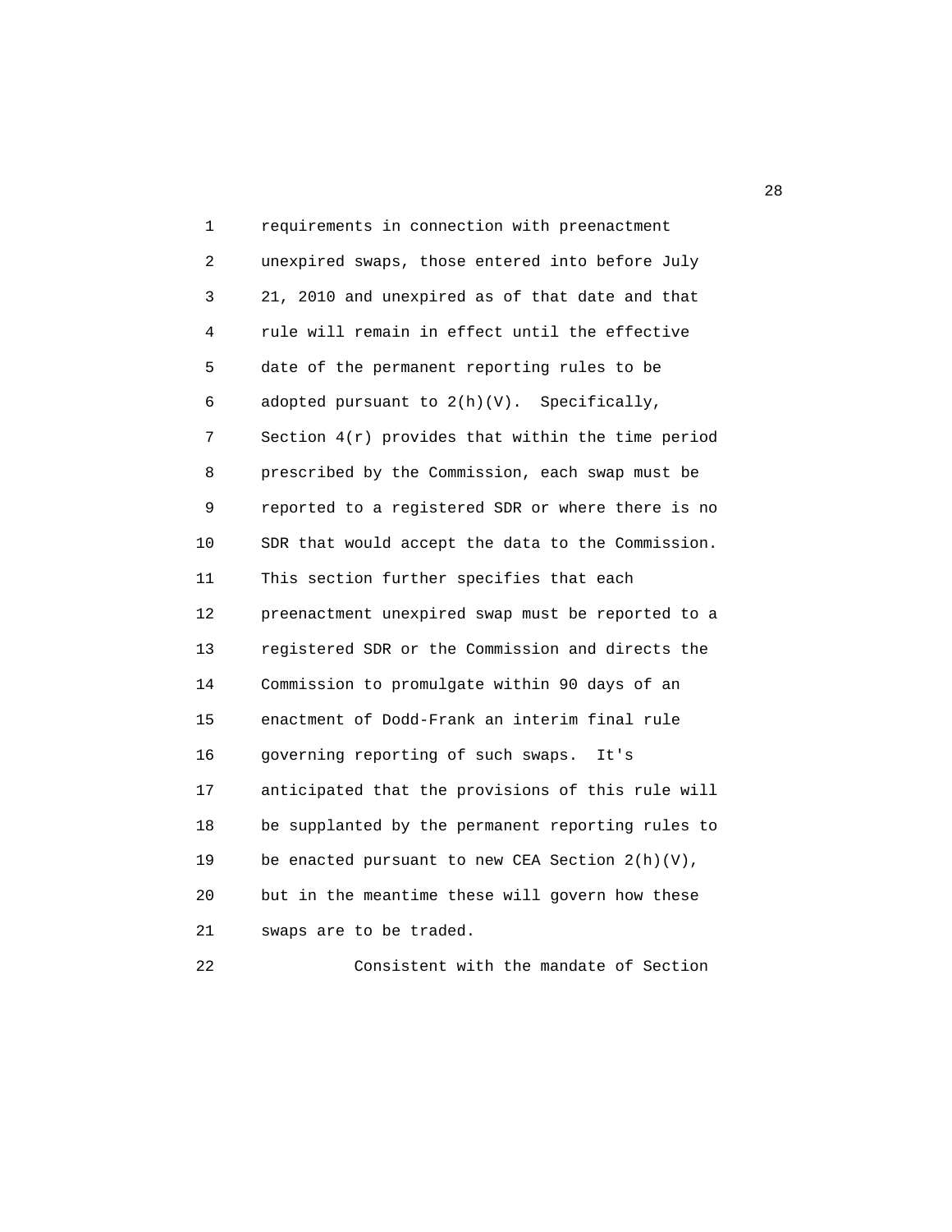requirements in connection with preenactment unexpired swaps, those entered into before July 21, 2010 and unexpired as of that date and that rule will remain in effect until the effective date of the permanent reporting rules to be adopted pursuant to 2(h)(V). Specifically, Section 4(r) provides that within the time period prescribed by the Commission, each swap must be reported to a registered SDR or where there is no SDR that would accept the data to the Commission. This section further specifies that each preenactment unexpired swap must be reported to a registered SDR or the Commission and directs the Commission to promulgate within 90 days of an enactment of Dodd-Frank an interim final rule governing reporting of such swaps. It's anticipated that the provisions of this rule will be supplanted by the permanent reporting rules to be enacted pursuant to new CEA Section 2(h)(V), but in the meantime these will govern how these swaps are to be traded.

Consistent with the mandate of Section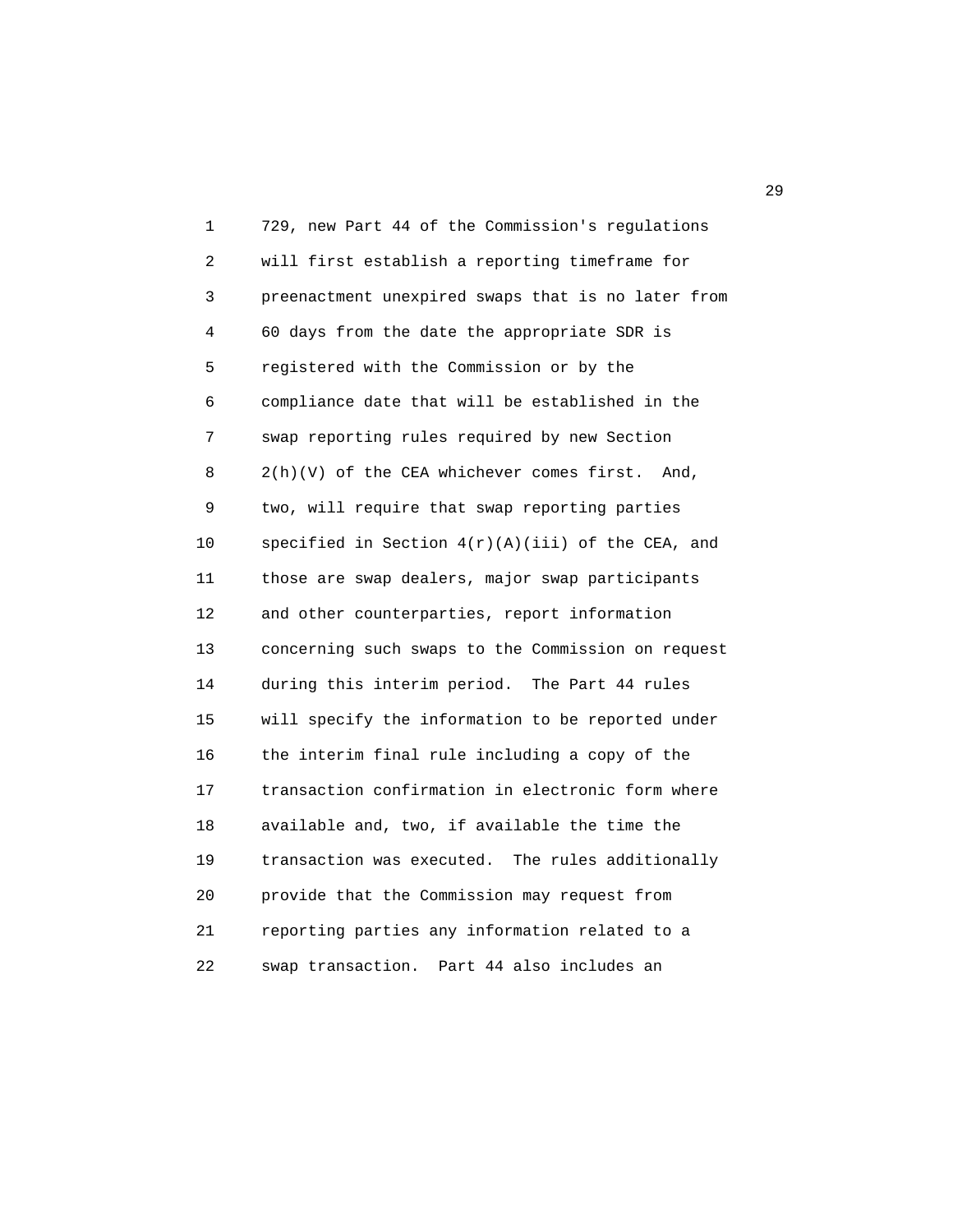729, new Part 44 of the Commission's regulations will first establish a reporting timeframe for preenactment unexpired swaps that is no later from 60 days from the date the appropriate SDR is registered with the Commission or by the compliance date that will be established in the swap reporting rules required by new Section 2(h)(V) of the CEA whichever comes first. And, two, will require that swap reporting parties specified in Section 4(r)(A)(iii) of the CEA, and those are swap dealers, major swap participants and other counterparties, report information concerning such swaps to the Commission on request during this interim period. The Part 44 rules will specify the information to be reported under the interim final rule including a copy of the transaction confirmation in electronic form where available and, two, if available the time the transaction was executed. The rules additionally provide that the Commission may request from reporting parties any information related to a swap transaction. Part 44 also includes an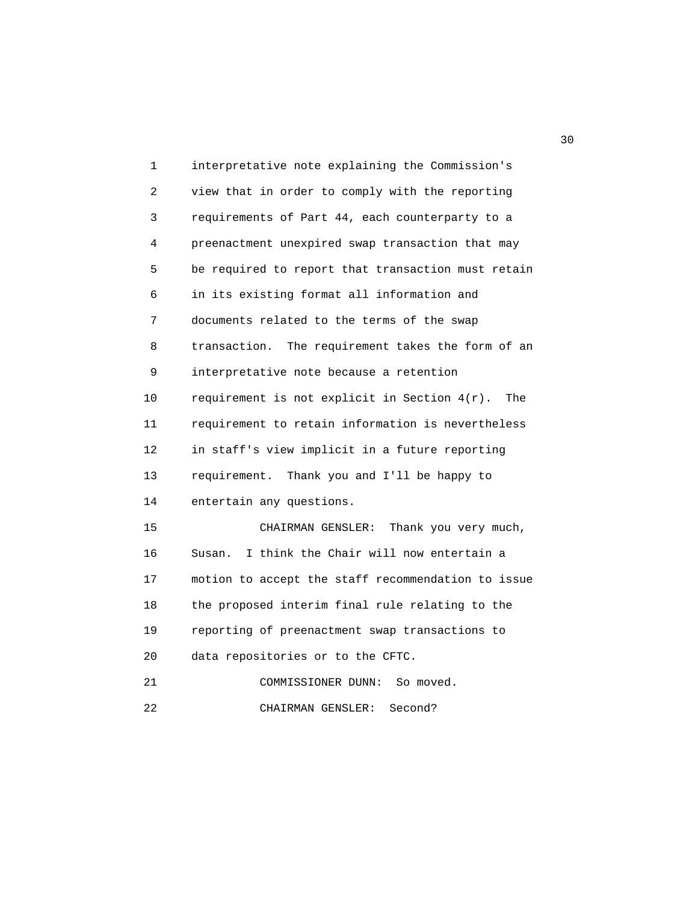interpretative note explaining the Commission's view that in order to comply with the reporting requirements of Part 44, each counterparty to a preenactment unexpired swap transaction that may be required to report that transaction must retain in its existing format all information and documents related to the terms of the swap transaction. The requirement takes the form of an interpretative note because a retention requirement is not explicit in Section 4(r). The requirement to retain information is nevertheless in staff's view implicit in a future reporting requirement. Thank you and I'll be happy to entertain any questions.

CHAIRMAN GENSLER: Thank you very much, Susan. I think the Chair will now entertain a motion to accept the staff recommendation to issue the proposed interim final rule relating to the reporting of preenactment swap transactions to data repositories or to the CFTC.

COMMISSIONER DUNN: So moved.

CHAIRMAN GENSLER: Second?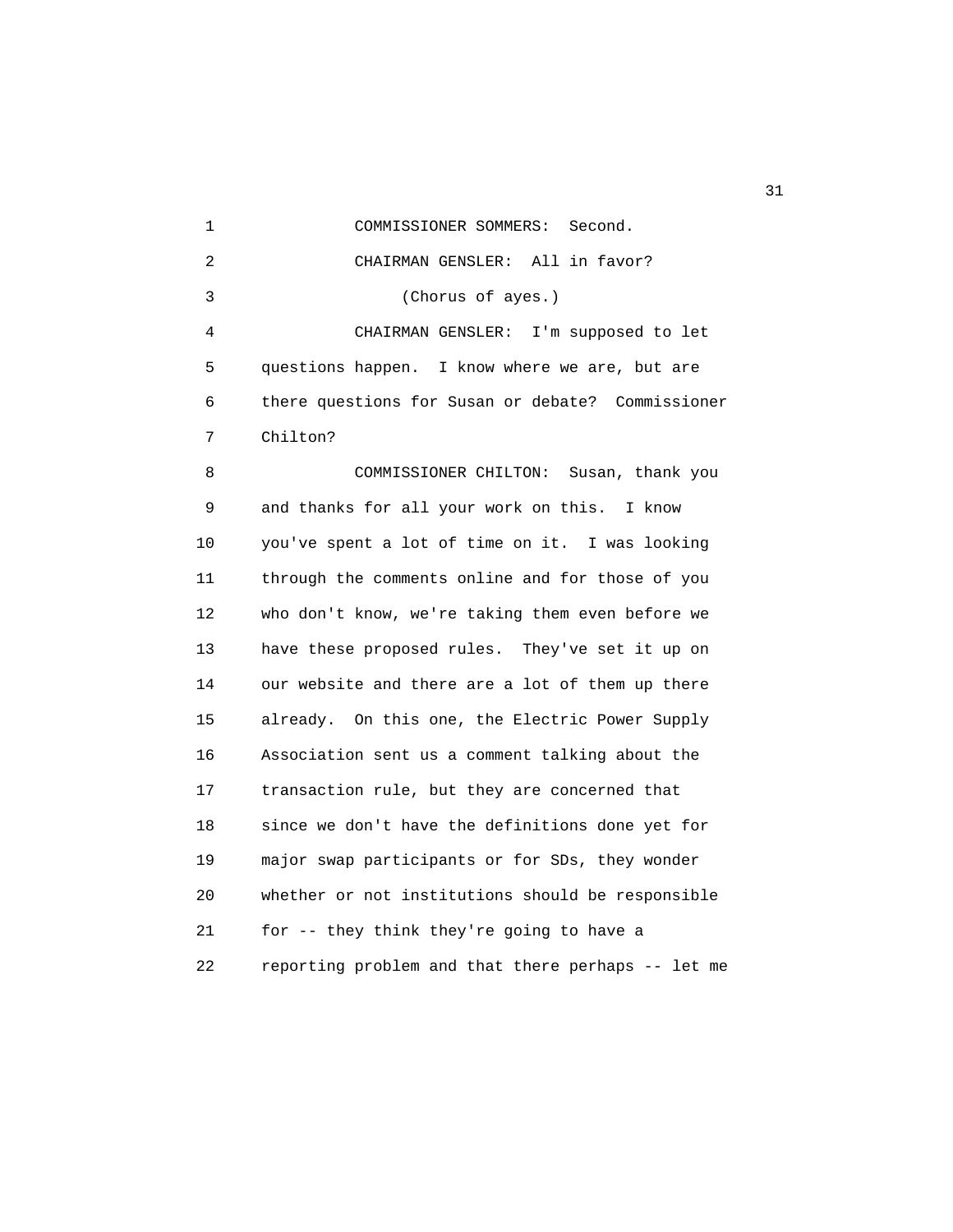COMMISSIONER SOMMERS: Second.

CHAIRMAN GENSLER: All in favor?

(Chorus of ayes.)

CHAIRMAN GENSLER: I'm supposed to let questions happen. I know where we are, but are there questions for Susan or debate? Commissioner Chilton?

COMMISSIONER CHILTON: Susan, thank you and thanks for all your work on this. I know you've spent a lot of time on it. I was looking through the comments online and for those of you who don't know, we're taking them even before we have these proposed rules. They've set it up on our website and there are a lot of them up there already. On this one, the Electric Power Supply Association sent us a comment talking about the transaction rule, but they are concerned that since we don't have the definitions done yet for major swap participants or for SDs, they wonder whether or not institutions should be responsible for -- they think they're going to have a reporting problem and that there perhaps -- let me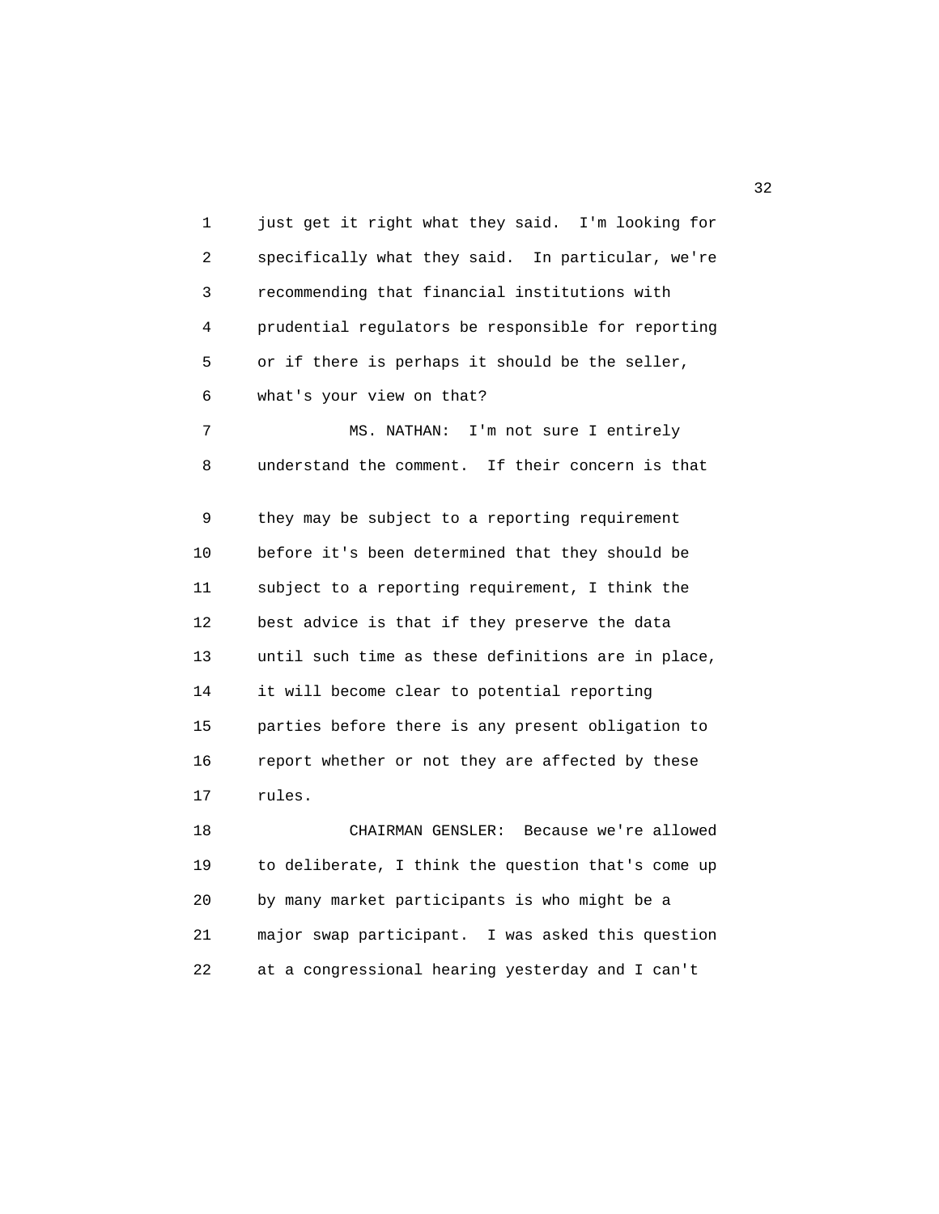just get it right what they said. I'm looking for specifically what they said. In particular, we're recommending that financial institutions with prudential regulators be responsible for reporting or if there is perhaps it should be the seller, what's your view on that?

MS. NATHAN: I'm not sure I entirely understand the comment. If their concern is that they may be subject to a reporting requirement before it's been determined that they should be subject to a reporting requirement, I think the best advice is that if they preserve the data until such time as these definitions are in place, it will become clear to potential reporting parties before there is any present obligation to report whether or not they are affected by these rules.

CHAIRMAN GENSLER: Because we're allowed to deliberate, I think the question that's come up by many market participants is who might be a major swap participant. I was asked this question at a congressional hearing yesterday and I can't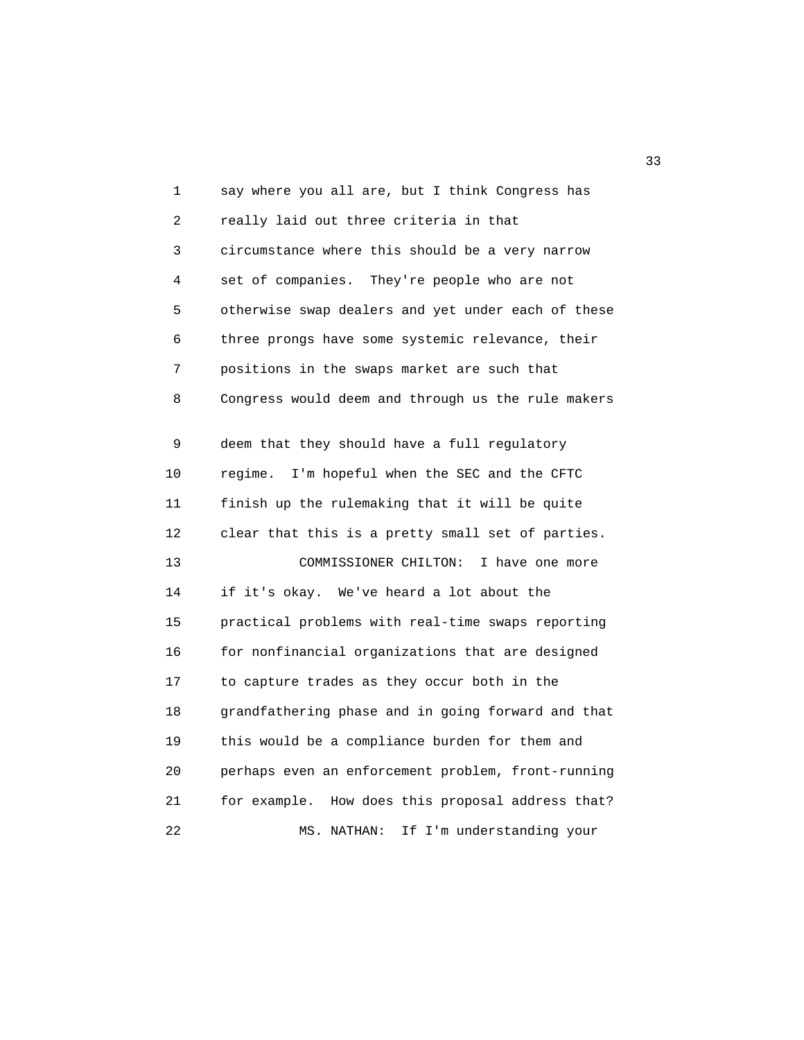say where you all are, but I think Congress has really laid out three criteria in that circumstance where this should be a very narrow set of companies. They're people who are not otherwise swap dealers and yet under each of these three prongs have some systemic relevance, their positions in the swaps market are such that Congress would deem and through us the rule makers deem that they should have a full regulatory regime. I'm hopeful when the SEC and the CFTC finish up the rulemaking that it will be quite clear that this is a pretty small set of parties.

COMMISSIONER CHILTON: I have one more if it's okay. We've heard a lot about the practical problems with real-time swaps reporting for nonfinancial organizations that are designed to capture trades as they occur both in the grandfathering phase and in going forward and that this would be a compliance burden for them and perhaps even an enforcement problem, front-running for example. How does this proposal address that?

MS. NATHAN: If I'm understanding your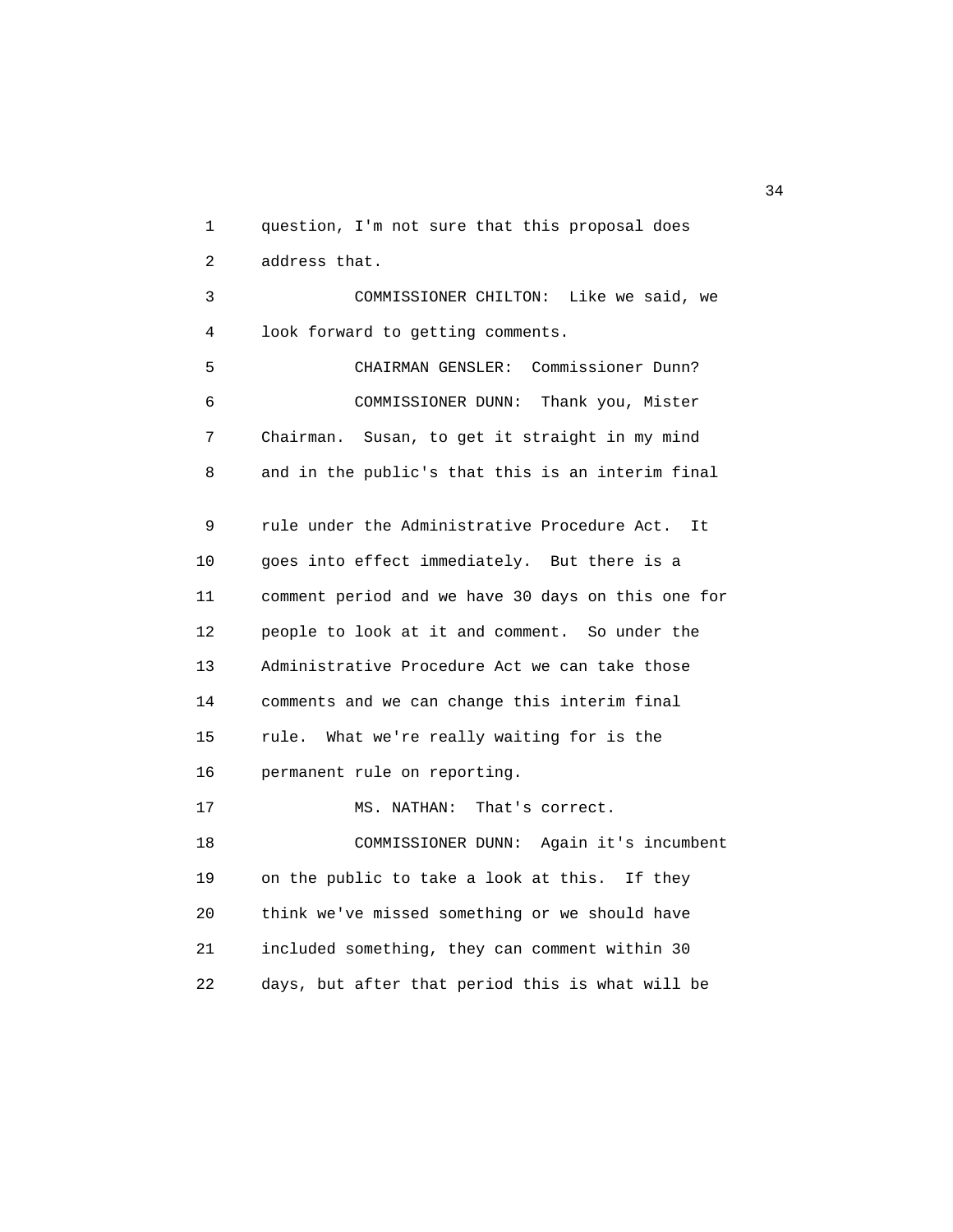question, I'm not sure that this proposal does address that.

COMMISSIONER CHILTON: Like we said, we look forward to getting comments.

CHAIRMAN GENSLER: Commissioner Dunn?

COMMISSIONER DUNN: Thank you, Mister Chairman. Susan, to get it straight in my mind and in the public's that this is an interim final rule under the Administrative Procedure Act. It goes into effect immediately. But there is a comment period and we have 30 days on this one for people to look at it and comment. So under the Administrative Procedure Act we can take those comments and we can change this interim final rule. What we're really waiting for is the permanent rule on reporting.

MS. NATHAN: That's correct.

COMMISSIONER DUNN: Again it's incumbent on the public to take a look at this. If they think we've missed something or we should have included something, they can comment within 30 days, but after that period this is what will be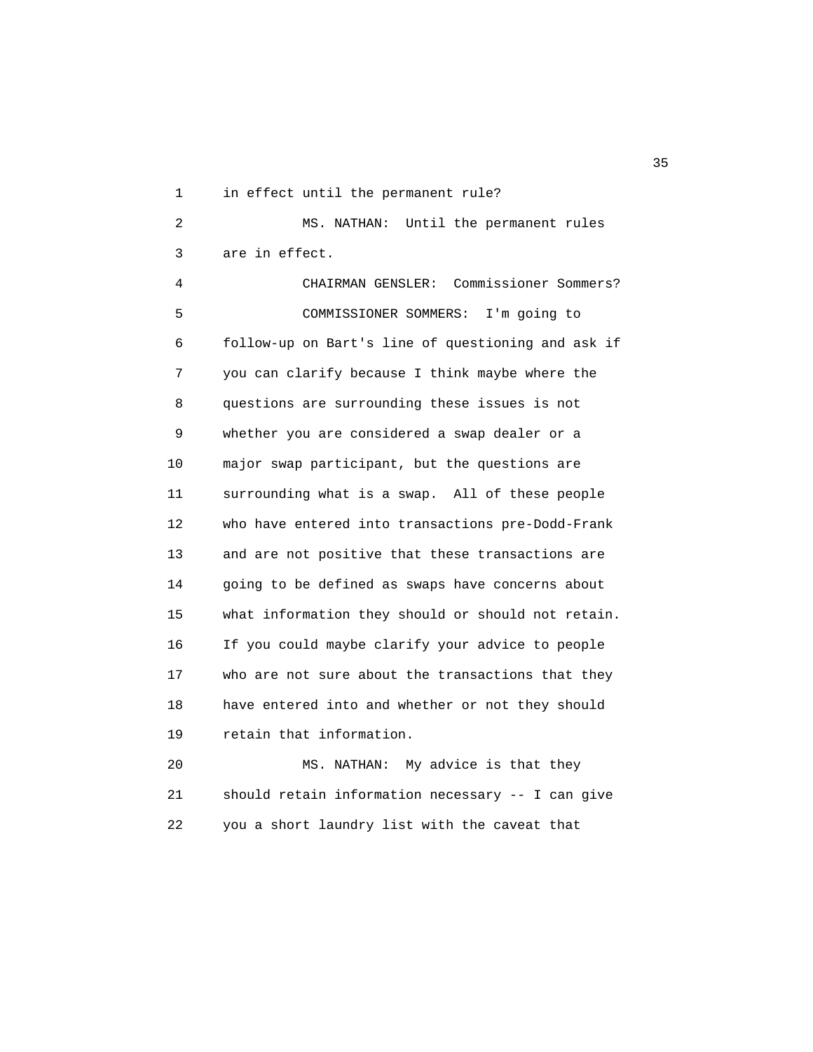in effect until the permanent rule?

MS. NATHAN: Until the permanent rules are in effect.

CHAIRMAN GENSLER: Commissioner Sommers?

COMMISSIONER SOMMERS: I'm going to follow-up on Bart's line of questioning and ask if you can clarify because I think maybe where the questions are surrounding these issues is not whether you are considered a swap dealer or a major swap participant, but the questions are surrounding what is a swap. All of these people who have entered into transactions pre-Dodd-Frank and are not positive that these transactions are going to be defined as swaps have concerns about what information they should or should not retain. If you could maybe clarify your advice to people who are not sure about the transactions that they have entered into and whether or not they should retain that information.

MS. NATHAN: My advice is that they should retain information necessary -- I can give you a short laundry list with the caveat that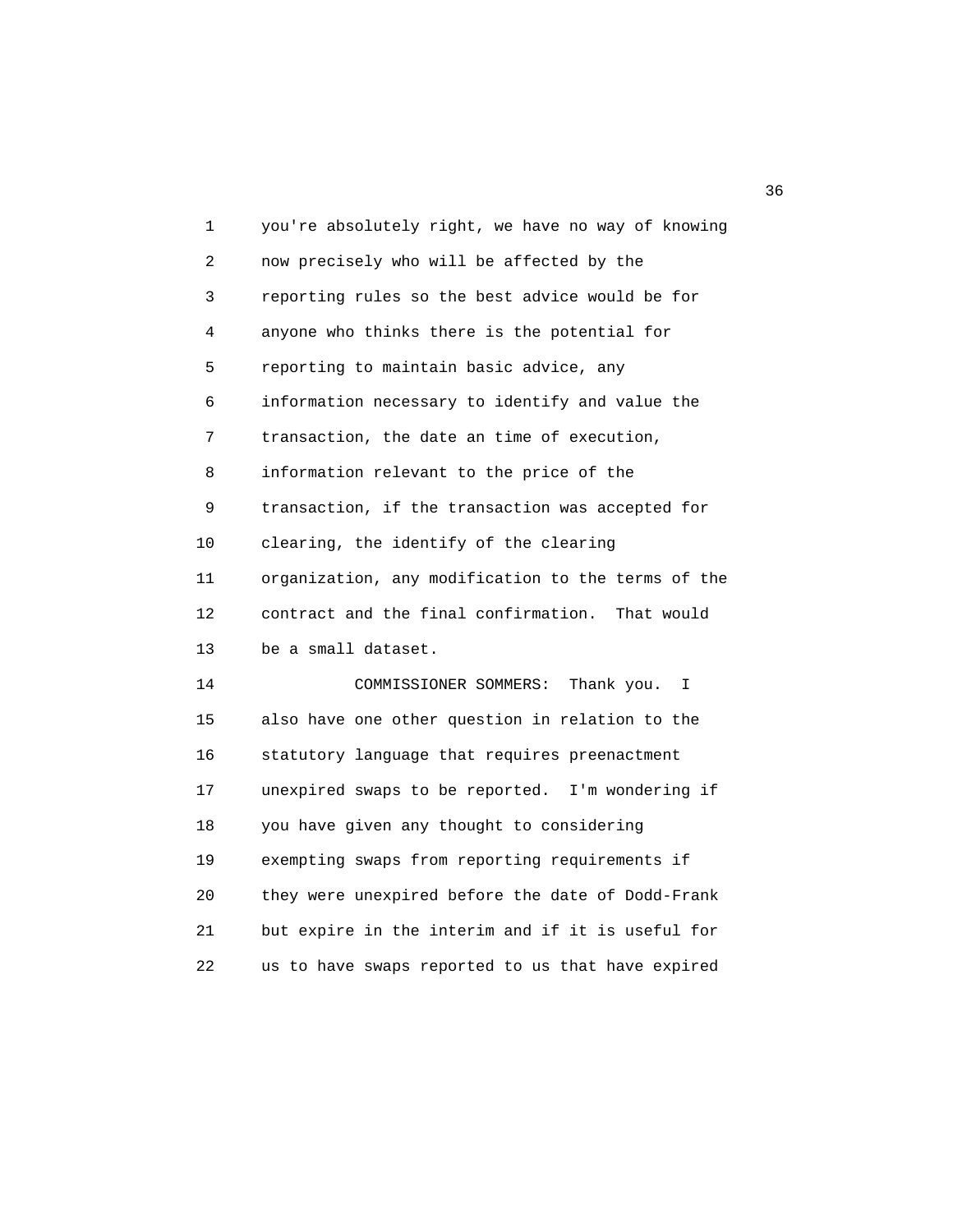you're absolutely right, we have no way of knowing now precisely who will be affected by the reporting rules so the best advice would be for anyone who thinks there is the potential for reporting to maintain basic advice, any information necessary to identify and value the transaction, the date an time of execution, information relevant to the price of the transaction, if the transaction was accepted for clearing, the identify of the clearing organization, any modification to the terms of the contract and the final confirmation. That would be a small dataset.

COMMISSIONER SOMMERS: Thank you. I also have one other question in relation to the statutory language that requires preenactment unexpired swaps to be reported. I'm wondering if you have given any thought to considering exempting swaps from reporting requirements if they were unexpired before the date of Dodd-Frank but expire in the interim and if it is useful for us to have swaps reported to us that have expired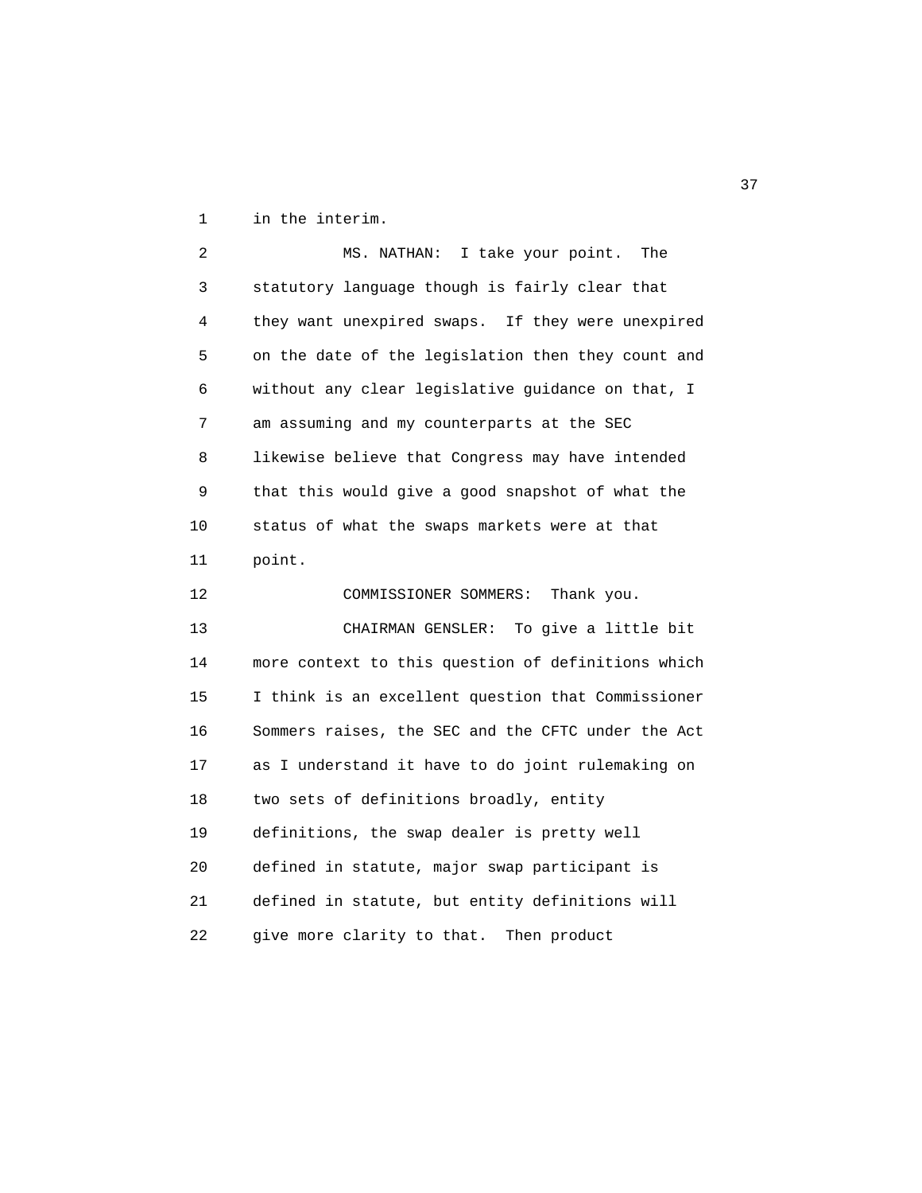in the interim.

MS. NATHAN: I take your point. The statutory language though is fairly clear that they want unexpired swaps. If they were unexpired on the date of the legislation then they count and without any clear legislative guidance on that, I am assuming and my counterparts at the SEC likewise believe that Congress may have intended that this would give a good snapshot of what the status of what the swaps markets were at that point.

COMMISSIONER SOMMERS: Thank you.

CHAIRMAN GENSLER: To give a little bit more context to this question of definitions which I think is an excellent question that Commissioner Sommers raises, the SEC and the CFTC under the Act as I understand it have to do joint rulemaking on two sets of definitions broadly, entity definitions, the swap dealer is pretty well defined in statute, major swap participant is defined in statute, but entity definitions will give more clarity to that. Then product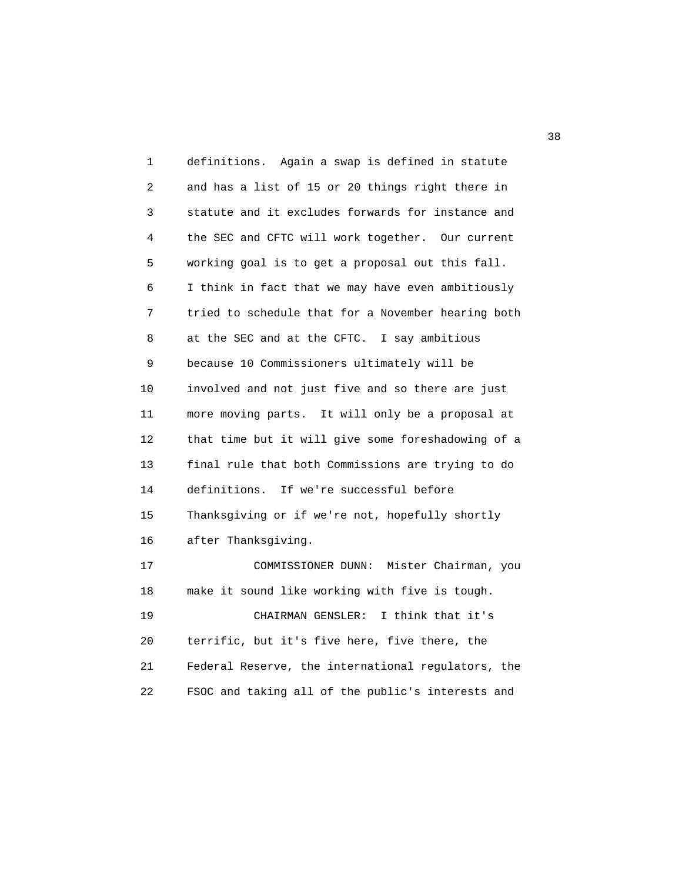definitions. Again a swap is defined in statute and has a list of 15 or 20 things right there in statute and it excludes forwards for instance and the SEC and CFTC will work together. Our current working goal is to get a proposal out this fall. I think in fact that we may have even ambitiously tried to schedule that for a November hearing both at the SEC and at the CFTC. I say ambitious because 10 Commissioners ultimately will be involved and not just five and so there are just more moving parts. It will only be a proposal at that time but it will give some foreshadowing of a final rule that both Commissions are trying to do definitions. If we're successful before Thanksgiving or if we're not, hopefully shortly after Thanksgiving.

COMMISSIONER DUNN: Mister Chairman, you make it sound like working with five is tough.

CHAIRMAN GENSLER: I think that it's terrific, but it's five here, five there, the Federal Reserve, the international regulators, the FSOC and taking all of the public's interests and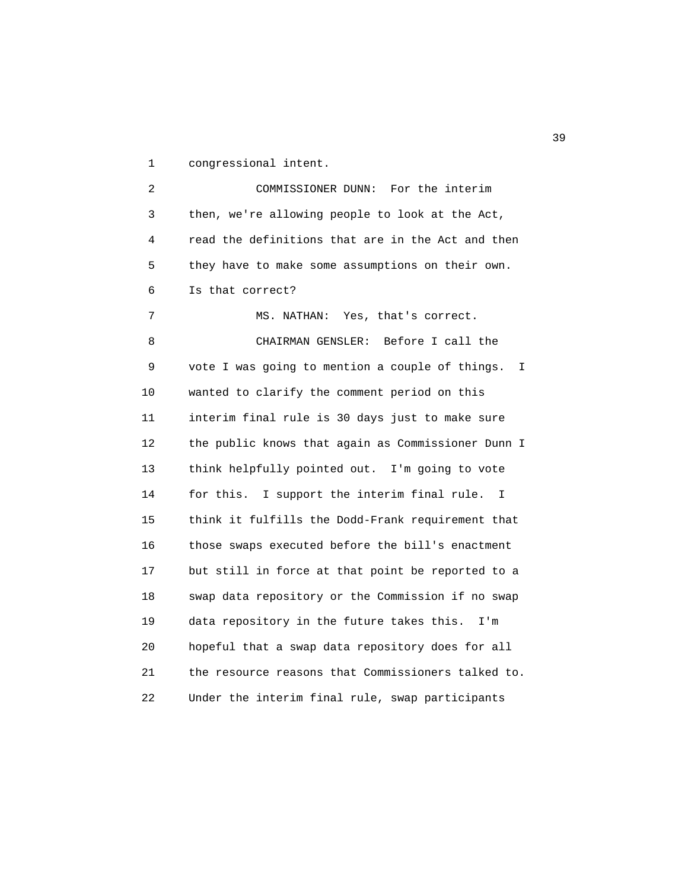congressional intent.

COMMISSIONER DUNN: For the interim then, we're allowing people to look at the Act, read the definitions that are in the Act and then they have to make some assumptions on their own. Is that correct?

MS. NATHAN: Yes, that's correct.

CHAIRMAN GENSLER: Before I call the vote I was going to mention a couple of things. I wanted to clarify the comment period on this interim final rule is 30 days just to make sure the public knows that again as Commissioner Dunn I think helpfully pointed out. I'm going to vote for this. I support the interim final rule. I think it fulfills the Dodd-Frank requirement that those swaps executed before the bill's enactment but still in force at that point be reported to a swap data repository or the Commission if no swap data repository in the future takes this. I'm hopeful that a swap data repository does for all the resource reasons that Commissioners talked to. Under the interim final rule, swap participants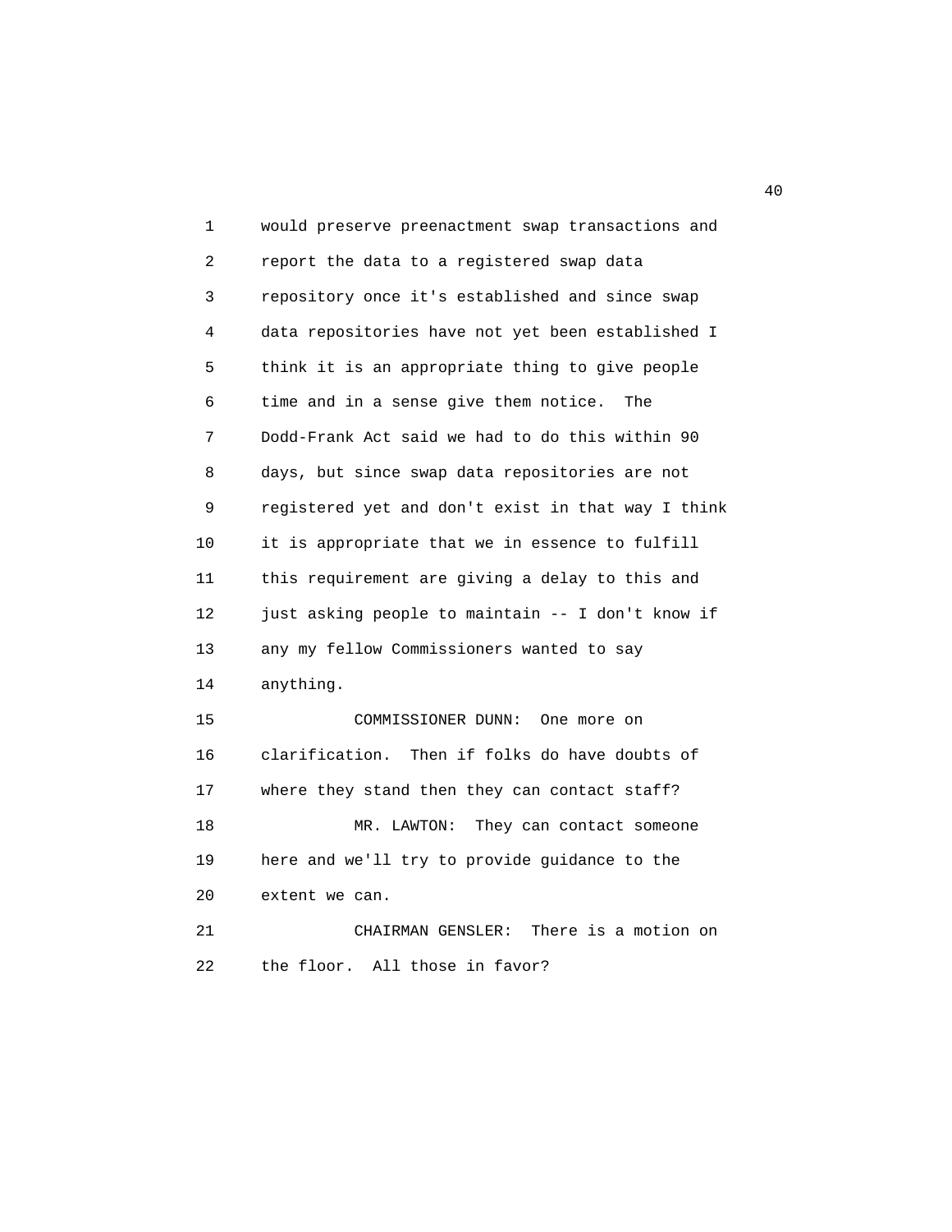would preserve preenactment swap transactions and report the data to a registered swap data repository once it's established and since swap data repositories have not yet been established I think it is an appropriate thing to give people time and in a sense give them notice. The Dodd-Frank Act said we had to do this within 90 days, but since swap data repositories are not registered yet and don't exist in that way I think it is appropriate that we in essence to fulfill this requirement are giving a delay to this and just asking people to maintain -- I don't know if any my fellow Commissioners wanted to say anything.

COMMISSIONER DUNN: One more on clarification. Then if folks do have doubts of where they stand then they can contact staff?

MR. LAWTON: They can contact someone here and we'll try to provide guidance to the extent we can.

CHAIRMAN GENSLER: There is a motion on the floor. All those in favor?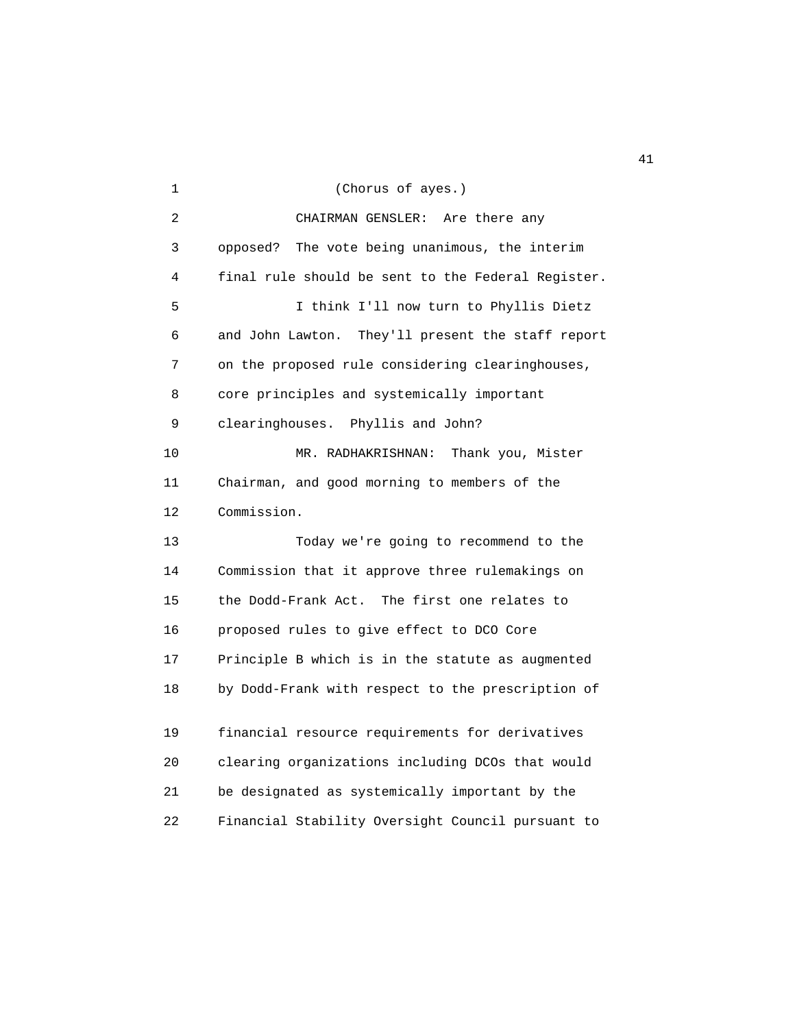(Chorus of ayes.)

CHAIRMAN GENSLER: Are there any opposed? The vote being unanimous, the interim final rule should be sent to the Federal Register.

I think I'll now turn to Phyllis Dietz and John Lawton. They'll present the staff report on the proposed rule considering clearinghouses, core principles and systemically important clearinghouses. Phyllis and John?

MR. RADHAKRISHNAN: Thank you, Mister Chairman, and good morning to members of the Commission.

Today we're going to recommend to the Commission that it approve three rulemakings on the Dodd-Frank Act. The first one relates to proposed rules to give effect to DCO Core Principle B which is in the statute as augmented by Dodd-Frank with respect to the prescription of financial resource requirements for derivatives clearing organizations including DCOs that would be designated as systemically important by the Financial Stability Oversight Council pursuant to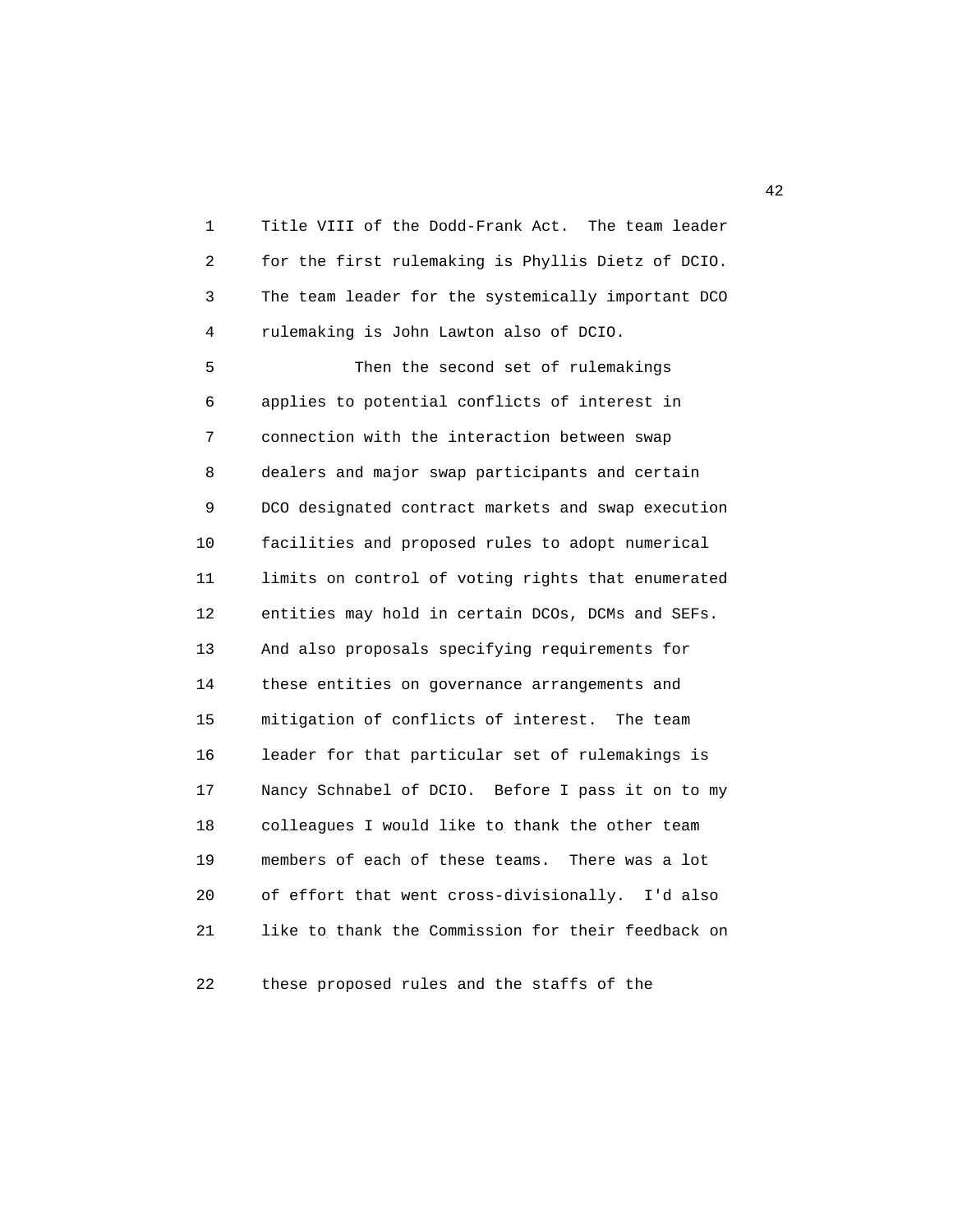Title VIII of the Dodd-Frank Act. The team leader for the first rulemaking is Phyllis Dietz of DCIO. The team leader for the systemically important DCO rulemaking is John Lawton also of DCIO.

Then the second set of rulemakings applies to potential conflicts of interest in connection with the interaction between swap dealers and major swap participants and certain DCO designated contract markets and swap execution facilities and proposed rules to adopt numerical limits on control of voting rights that enumerated entities may hold in certain DCOs, DCMs and SEFs. And also proposals specifying requirements for these entities on governance arrangements and mitigation of conflicts of interest. The team leader for that particular set of rulemakings is Nancy Schnabel of DCIO. Before I pass it on to my colleagues I would like to thank the other team members of each of these teams. There was a lot of effort that went cross-divisionally. I'd also like to thank the Commission for their feedback on these proposed rules and the staffs of the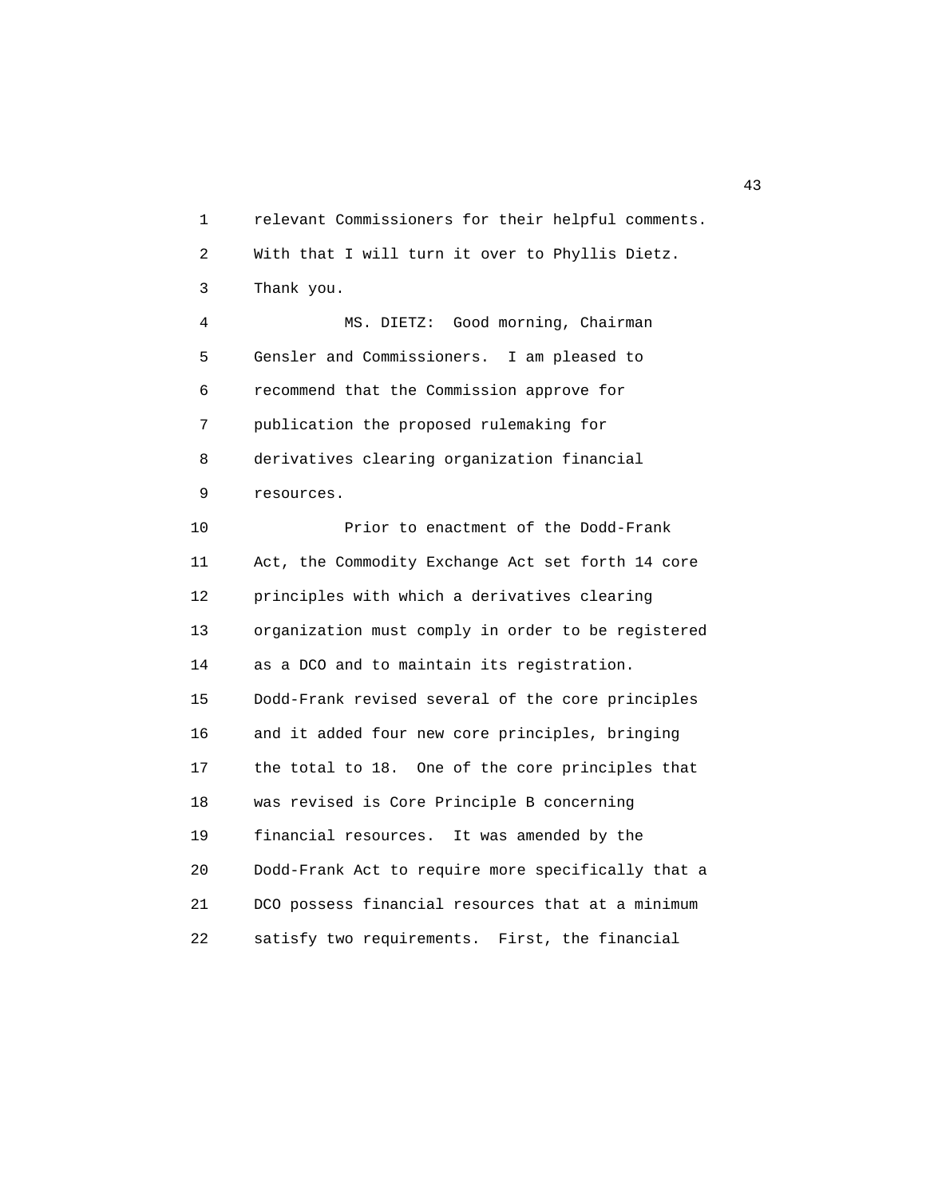relevant Commissioners for their helpful comments. With that I will turn it over to Phyllis Dietz. Thank you.

MS. DIETZ: Good morning, Chairman Gensler and Commissioners. I am pleased to recommend that the Commission approve for publication the proposed rulemaking for derivatives clearing organization financial resources.

Prior to enactment of the Dodd-Frank Act, the Commodity Exchange Act set forth 14 core principles with which a derivatives clearing organization must comply in order to be registered as a DCO and to maintain its registration. Dodd-Frank revised several of the core principles and it added four new core principles, bringing the total to 18. One of the core principles that was revised is Core Principle B concerning financial resources. It was amended by the Dodd-Frank Act to require more specifically that a DCO possess financial resources that at a minimum satisfy two requirements. First, the financial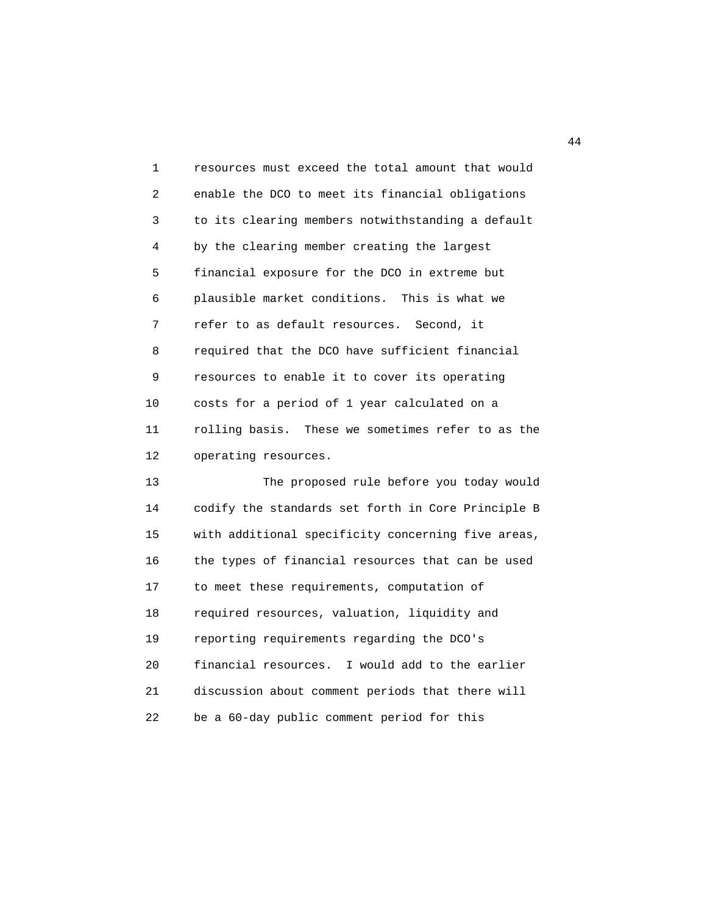resources must exceed the total amount that would enable the DCO to meet its financial obligations to its clearing members notwithstanding a default by the clearing member creating the largest financial exposure for the DCO in extreme but plausible market conditions. This is what we refer to as default resources. Second, it required that the DCO have sufficient financial resources to enable it to cover its operating costs for a period of 1 year calculated on a rolling basis. These we sometimes refer to as the operating resources.

The proposed rule before you today would codify the standards set forth in Core Principle B with additional specificity concerning five areas, the types of financial resources that can be used to meet these requirements, computation of required resources, valuation, liquidity and reporting requirements regarding the DCO's financial resources. I would add to the earlier discussion about comment periods that there will be a 60-day public comment period for this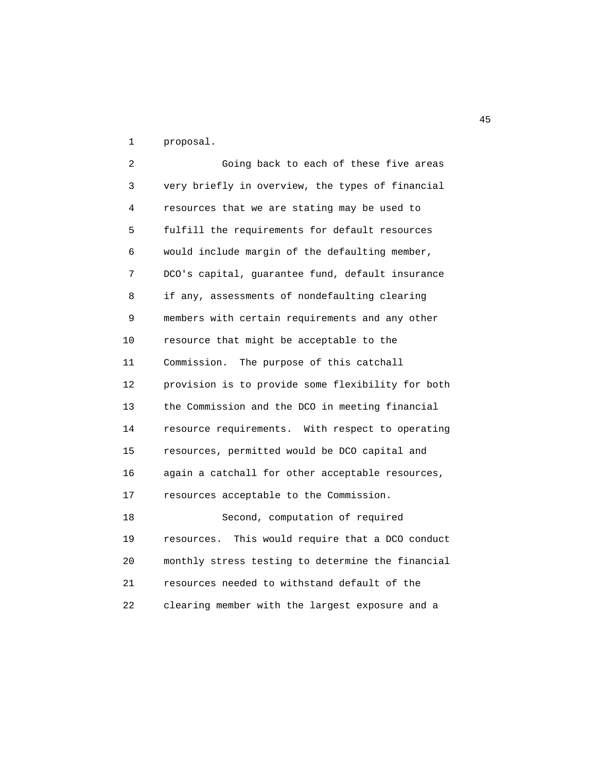proposal.

Going back to each of these five areas very briefly in overview, the types of financial resources that we are stating may be used to fulfill the requirements for default resources would include margin of the defaulting member, DCO's capital, guarantee fund, default insurance if any, assessments of nondefaulting clearing members with certain requirements and any other resource that might be acceptable to the Commission. The purpose of this catchall provision is to provide some flexibility for both the Commission and the DCO in meeting financial resource requirements. With respect to operating resources, permitted would be DCO capital and again a catchall for other acceptable resources, resources acceptable to the Commission.

Second, computation of required resources. This would require that a DCO conduct monthly stress testing to determine the financial resources needed to withstand default of the clearing member with the largest exposure and a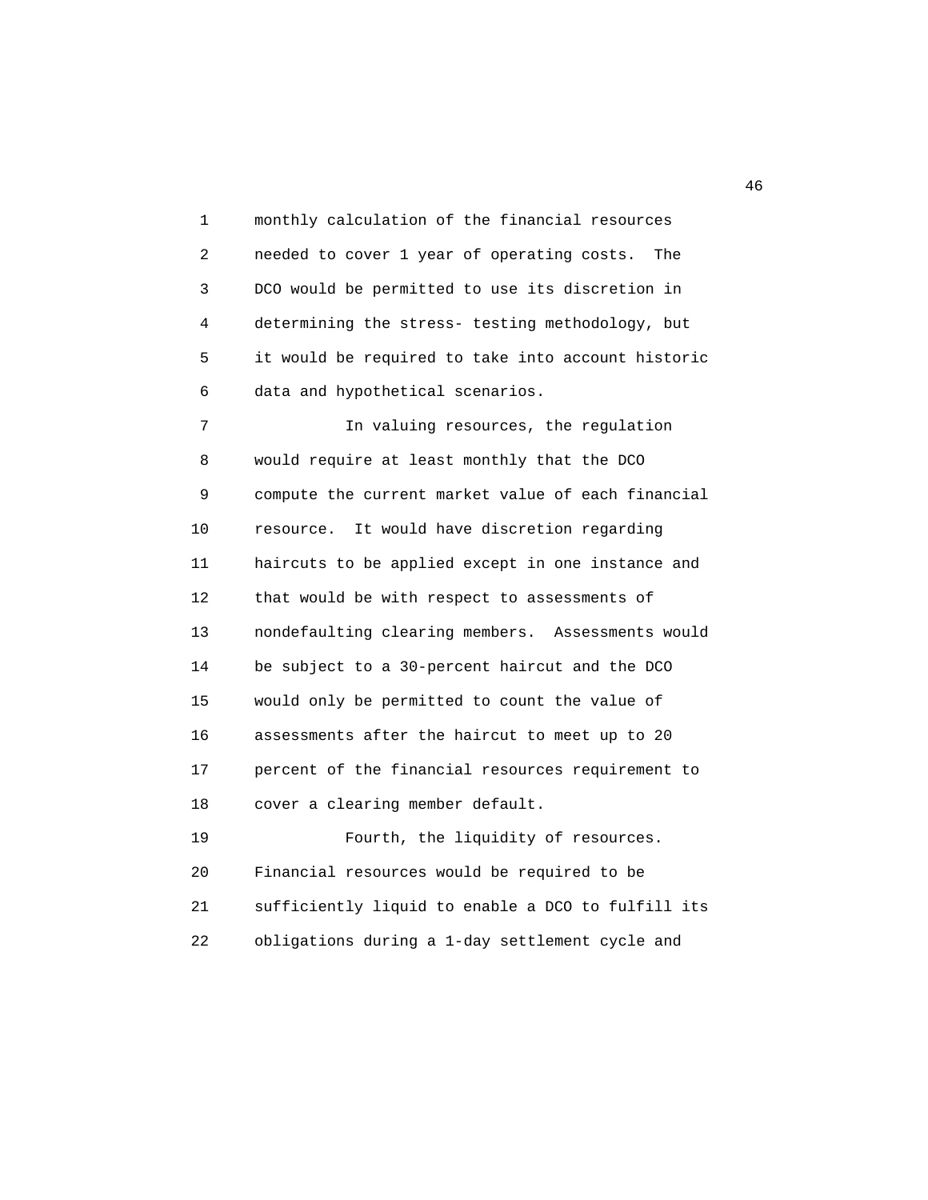monthly calculation of the financial resources needed to cover 1 year of operating costs. The DCO would be permitted to use its discretion in determining the stress- testing methodology, but it would be required to take into account historic data and hypothetical scenarios.

In valuing resources, the regulation would require at least monthly that the DCO compute the current market value of each financial resource. It would have discretion regarding haircuts to be applied except in one instance and that would be with respect to assessments of nondefaulting clearing members. Assessments would be subject to a 30-percent haircut and the DCO would only be permitted to count the value of assessments after the haircut to meet up to 20 percent of the financial resources requirement to cover a clearing member default.

Fourth, the liquidity of resources. Financial resources would be required to be sufficiently liquid to enable a DCO to fulfill its obligations during a 1-day settlement cycle and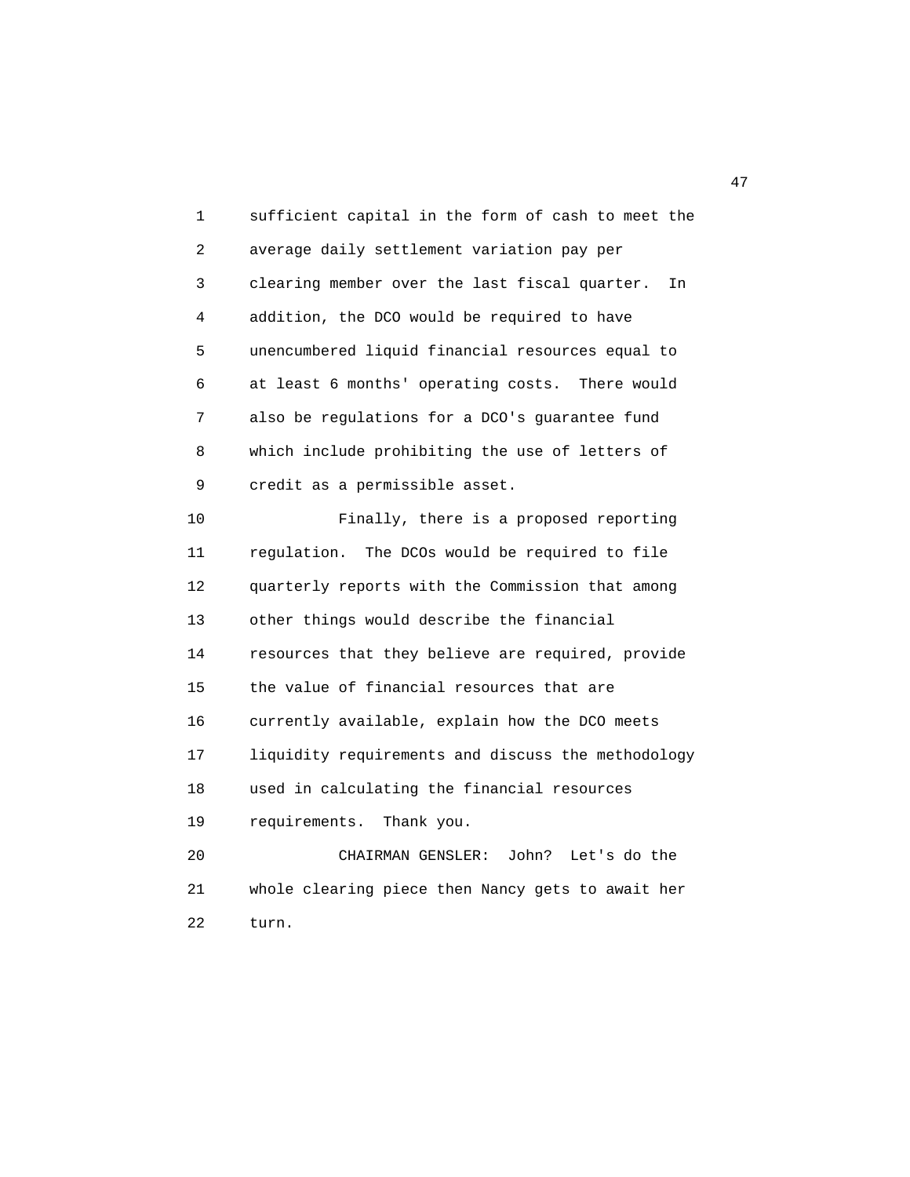sufficient capital in the form of cash to meet the average daily settlement variation pay per clearing member over the last fiscal quarter. In addition, the DCO would be required to have unencumbered liquid financial resources equal to at least 6 months' operating costs. There would also be regulations for a DCO's guarantee fund which include prohibiting the use of letters of credit as a permissible asset.

Finally, there is a proposed reporting regulation. The DCOs would be required to file quarterly reports with the Commission that among other things would describe the financial resources that they believe are required, provide the value of financial resources that are currently available, explain how the DCO meets liquidity requirements and discuss the methodology used in calculating the financial resources requirements. Thank you.

CHAIRMAN GENSLER: John? Let's do the whole clearing piece then Nancy gets to await her turn.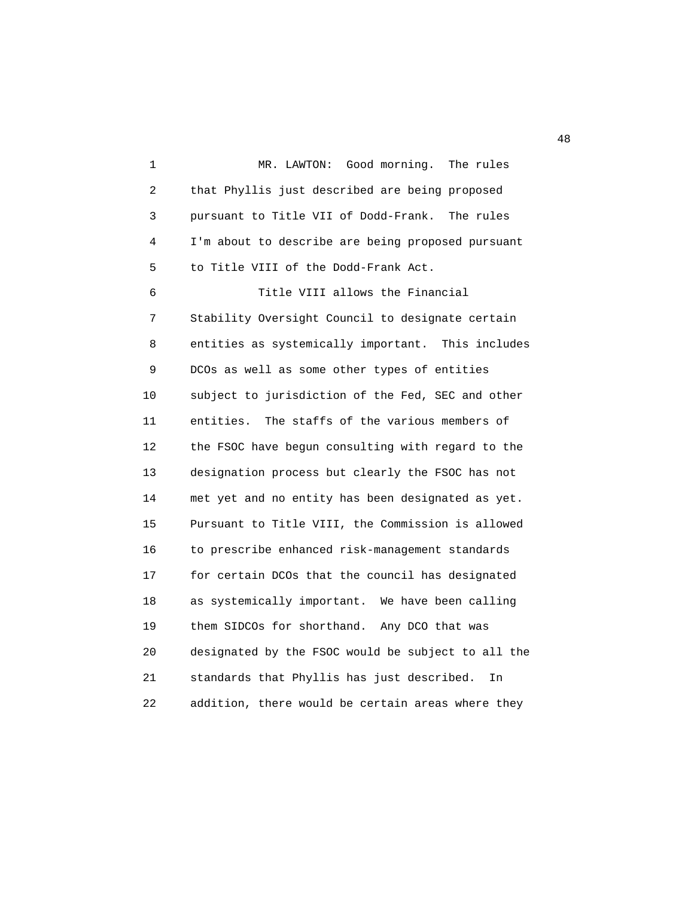MR. LAWTON: Good morning. The rules that Phyllis just described are being proposed pursuant to Title VII of Dodd-Frank. The rules I'm about to describe are being proposed pursuant to Title VIII of the Dodd-Frank Act.

Title VIII allows the Financial Stability Oversight Council to designate certain entities as systemically important. This includes DCOs as well as some other types of entities subject to jurisdiction of the Fed, SEC and other entities. The staffs of the various members of the FSOC have begun consulting with regard to the designation process but clearly the FSOC has not met yet and no entity has been designated as yet. Pursuant to Title VIII, the Commission is allowed to prescribe enhanced risk-management standards for certain DCOs that the council has designated as systemically important. We have been calling them SIDCOs for shorthand. Any DCO that was designated by the FSOC would be subject to all the standards that Phyllis has just described. In addition, there would be certain areas where they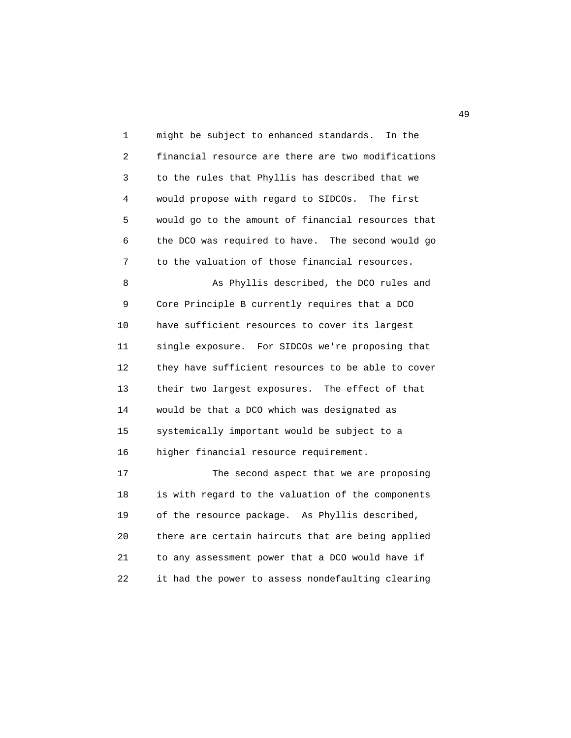might be subject to enhanced standards. In the financial resource are there are two modifications to the rules that Phyllis has described that we would propose with regard to SIDCOs. The first would go to the amount of financial resources that the DCO was required to have. The second would go to the valuation of those financial resources.

As Phyllis described, the DCO rules and Core Principle B currently requires that a DCO have sufficient resources to cover its largest single exposure. For SIDCOs we're proposing that they have sufficient resources to be able to cover their two largest exposures. The effect of that would be that a DCO which was designated as systemically important would be subject to a higher financial resource requirement.

The second aspect that we are proposing is with regard to the valuation of the components of the resource package. As Phyllis described, there are certain haircuts that are being applied to any assessment power that a DCO would have if it had the power to assess nondefaulting clearing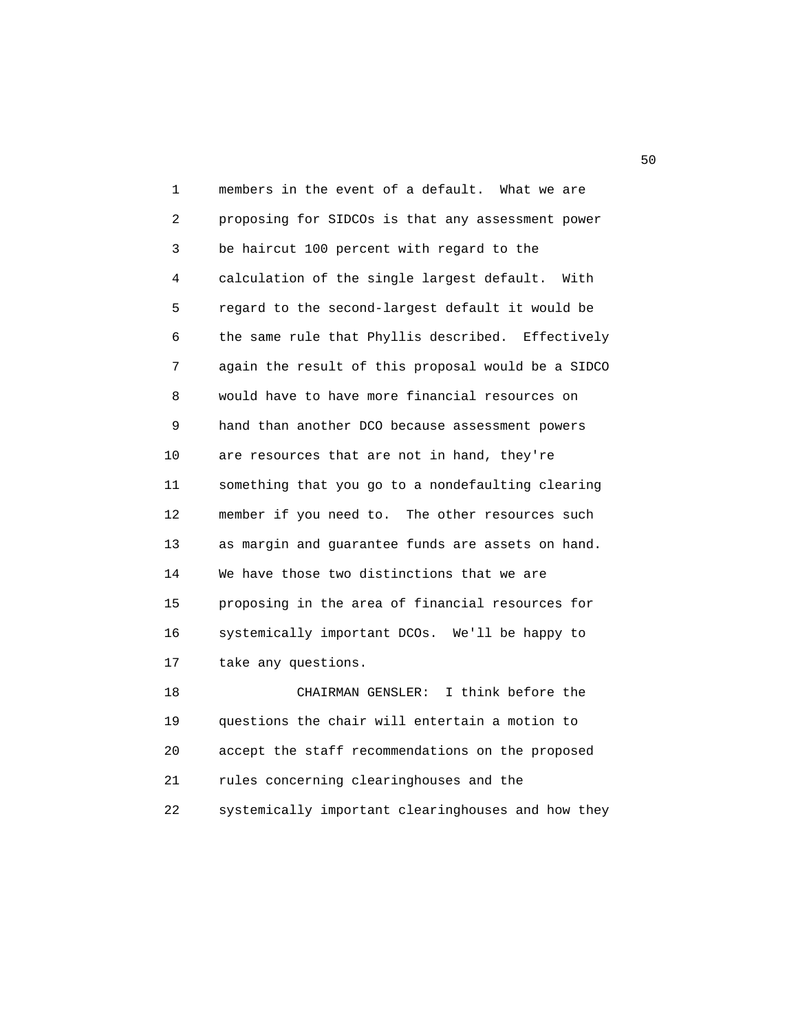members in the event of a default. What we are proposing for SIDCOs is that any assessment power be haircut 100 percent with regard to the calculation of the single largest default. With regard to the second-largest default it would be the same rule that Phyllis described. Effectively again the result of this proposal would be a SIDCO would have to have more financial resources on hand than another DCO because assessment powers are resources that are not in hand, they're something that you go to a nondefaulting clearing member if you need to. The other resources such as margin and guarantee funds are assets on hand. We have those two distinctions that we are proposing in the area of financial resources for systemically important DCOs. We'll be happy to take any questions.

CHAIRMAN GENSLER: I think before the questions the chair will entertain a motion to accept the staff recommendations on the proposed rules concerning clearinghouses and the systemically important clearinghouses and how they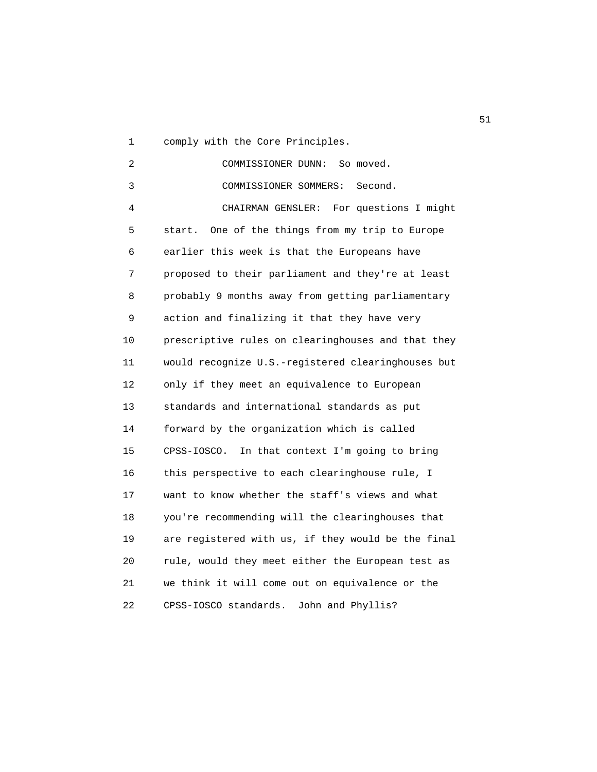comply with the Core Principles.

COMMISSIONER DUNN: So moved.

COMMISSIONER SOMMERS: Second.

CHAIRMAN GENSLER: For questions I might start. One of the things from my trip to Europe earlier this week is that the Europeans have proposed to their parliament and they're at least probably 9 months away from getting parliamentary action and finalizing it that they have very prescriptive rules on clearinghouses and that they would recognize U.S.-registered clearinghouses but only if they meet an equivalence to European standards and international standards as put forward by the organization which is called CPSS-IOSCO. In that context I'm going to bring this perspective to each clearinghouse rule, I want to know whether the staff's views and what you're recommending will the clearinghouses that are registered with us, if they would be the final rule, would they meet either the European test as we think it will come out on equivalence or the CPSS-IOSCO standards. John and Phyllis?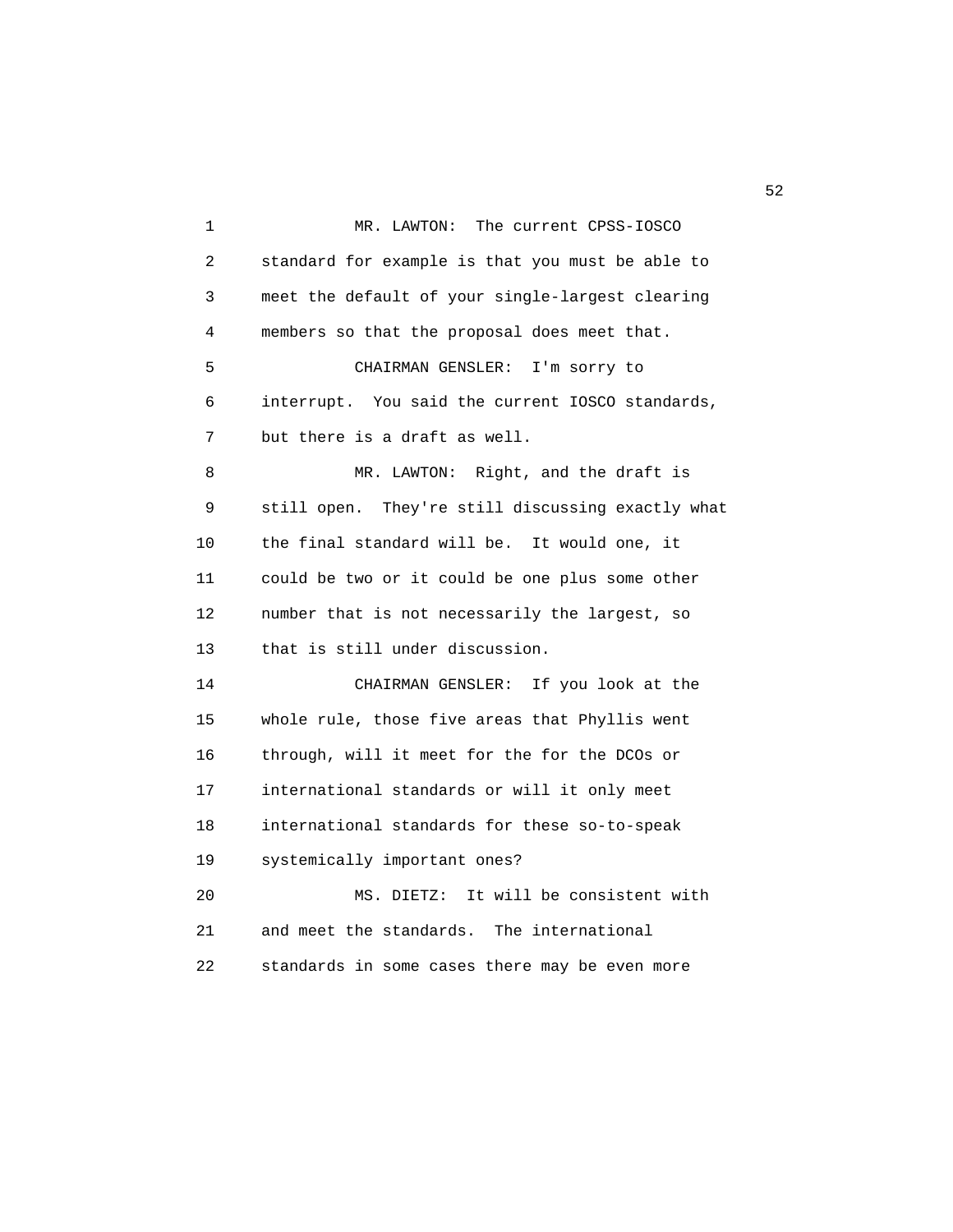MR. LAWTON: The current CPSS-IOSCO standard for example is that you must be able to meet the default of your single-largest clearing members so that the proposal does meet that.

CHAIRMAN GENSLER: I'm sorry to interrupt. You said the current IOSCO standards, but there is a draft as well.

MR. LAWTON: Right, and the draft is still open. They're still discussing exactly what the final standard will be. It would one, it could be two or it could be one plus some other number that is not necessarily the largest, so that is still under discussion.

CHAIRMAN GENSLER: If you look at the whole rule, those five areas that Phyllis went through, will it meet for the for the DCOs or international standards or will it only meet international standards for these so-to-speak systemically important ones?

MS. DIETZ: It will be consistent with and meet the standards. The international standards in some cases there may be even more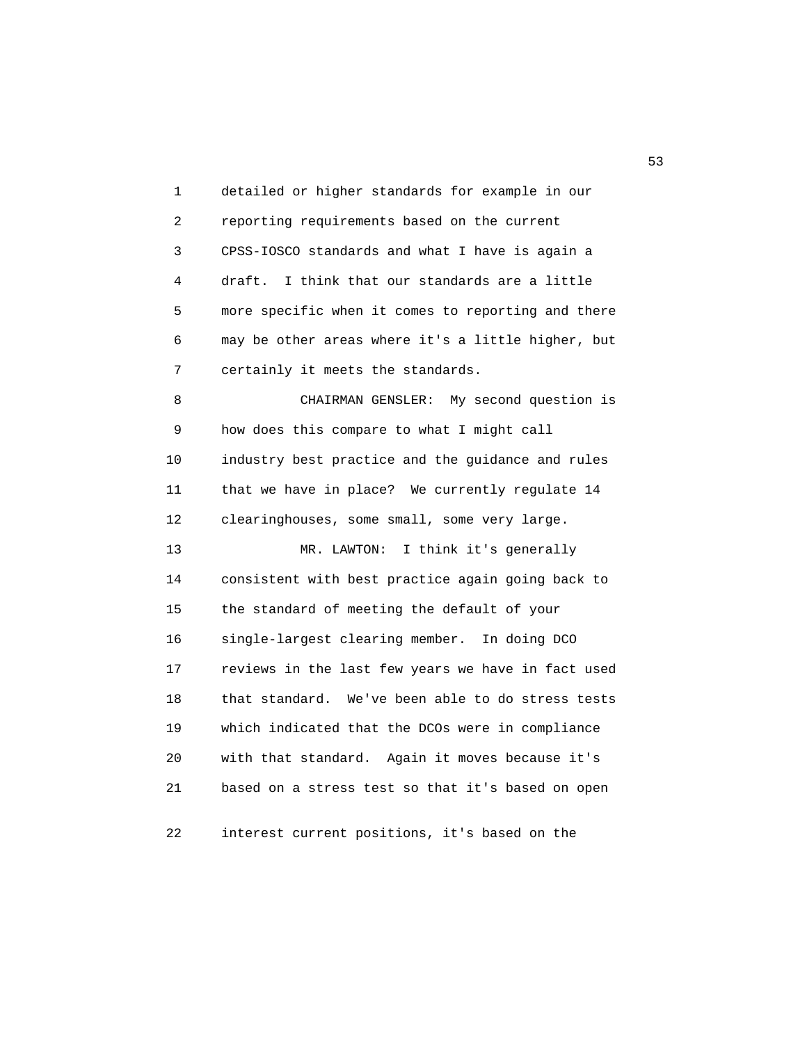detailed or higher standards for example in our reporting requirements based on the current CPSS-IOSCO standards and what I have is again a draft. I think that our standards are a little more specific when it comes to reporting and there may be other areas where it's a little higher, but certainly it meets the standards.

CHAIRMAN GENSLER: My second question is how does this compare to what I might call industry best practice and the guidance and rules that we have in place? We currently regulate 14 clearinghouses, some small, some very large.

MR. LAWTON: I think it's generally consistent with best practice again going back to the standard of meeting the default of your single-largest clearing member. In doing DCO reviews in the last few years we have in fact used that standard. We've been able to do stress tests which indicated that the DCOs were in compliance with that standard. Again it moves because it's based on a stress test so that it's based on open interest current positions, it's based on the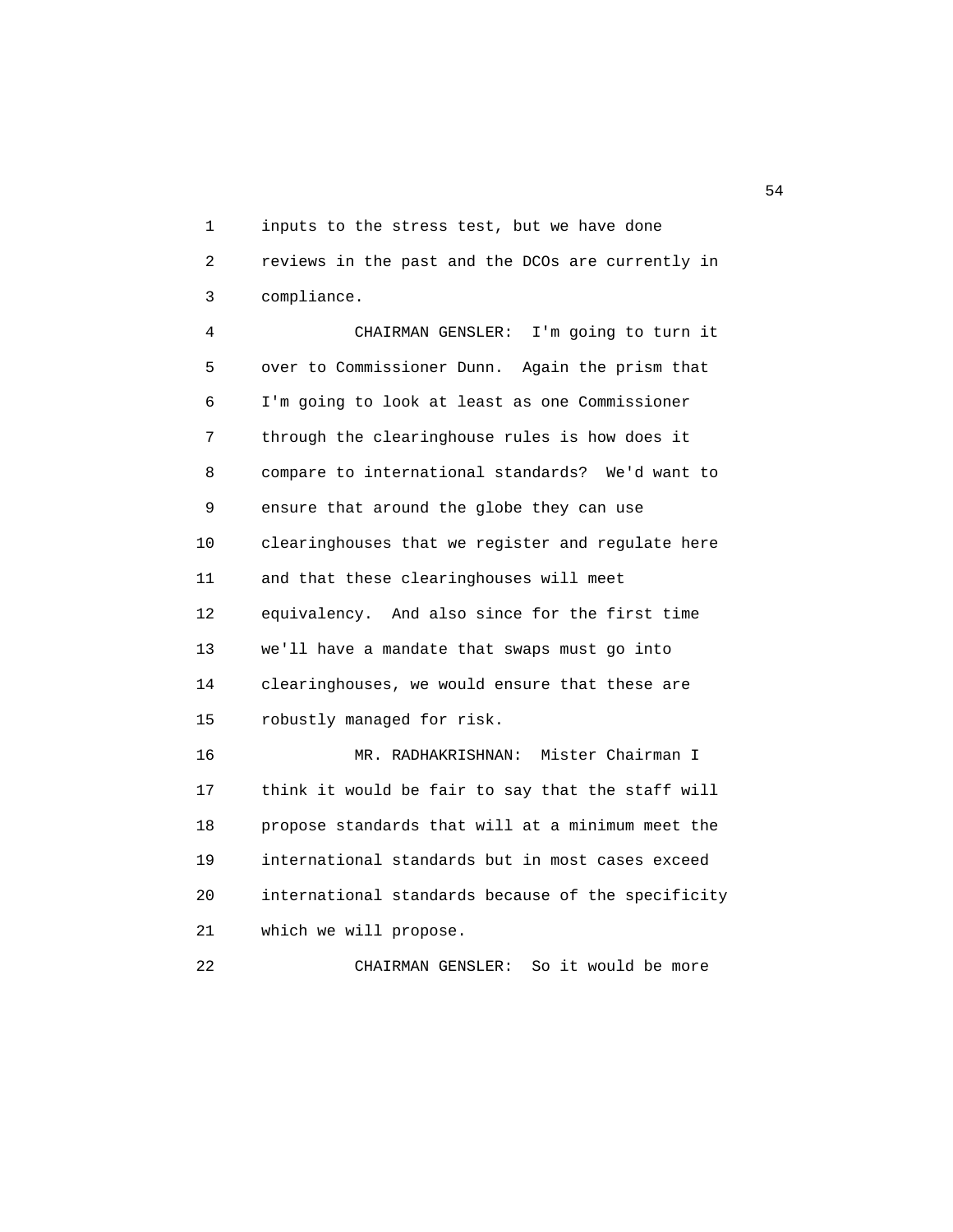inputs to the stress test, but we have done reviews in the past and the DCOs are currently in compliance.

CHAIRMAN GENSLER: I'm going to turn it over to Commissioner Dunn. Again the prism that I'm going to look at least as one Commissioner through the clearinghouse rules is how does it compare to international standards? We'd want to ensure that around the globe they can use clearinghouses that we register and regulate here and that these clearinghouses will meet equivalency. And also since for the first time we'll have a mandate that swaps must go into clearinghouses, we would ensure that these are robustly managed for risk.

MR. RADHAKRISHNAN: Mister Chairman I think it would be fair to say that the staff will propose standards that will at a minimum meet the international standards but in most cases exceed international standards because of the specificity which we will propose.

CHAIRMAN GENSLER: So it would be more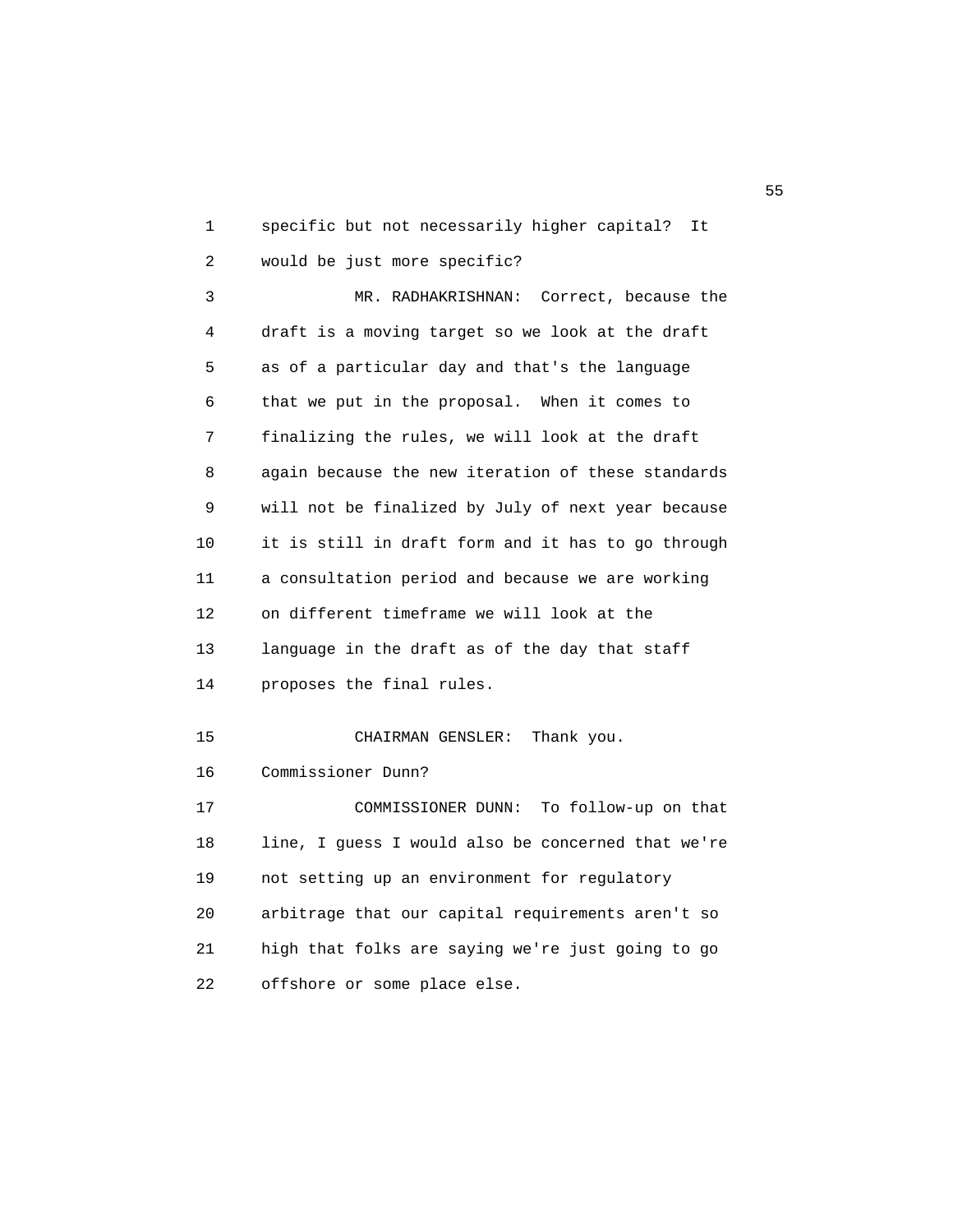specific but not necessarily higher capital? It would be just more specific?

MR. RADHAKRISHNAN: Correct, because the draft is a moving target so we look at the draft as of a particular day and that's the language that we put in the proposal. When it comes to finalizing the rules, we will look at the draft again because the new iteration of these standards will not be finalized by July of next year because it is still in draft form and it has to go through a consultation period and because we are working on different timeframe we will look at the language in the draft as of the day that staff proposes the final rules.

CHAIRMAN GENSLER: Thank you. Commissioner Dunn?

COMMISSIONER DUNN: To follow-up on that line, I guess I would also be concerned that we're not setting up an environment for regulatory arbitrage that our capital requirements aren't so high that folks are saying we're just going to go offshore or some place else.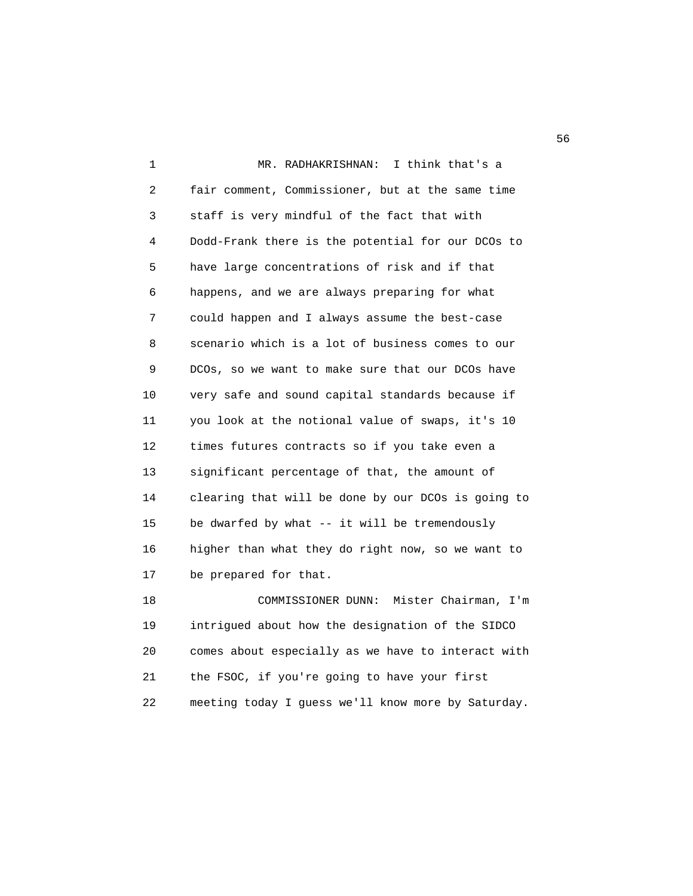MR. RADHAKRISHNAN: I think that's a fair comment, Commissioner, but at the same time staff is very mindful of the fact that with Dodd-Frank there is the potential for our DCOs to have large concentrations of risk and if that happens, and we are always preparing for what could happen and I always assume the best-case scenario which is a lot of business comes to our DCOs, so we want to make sure that our DCOs have very safe and sound capital standards because if you look at the notional value of swaps, it's 10 times futures contracts so if you take even a significant percentage of that, the amount of clearing that will be done by our DCOs is going to be dwarfed by what -- it will be tremendously higher than what they do right now, so we want to be prepared for that.

COMMISSIONER DUNN: Mister Chairman, I'm intrigued about how the designation of the SIDCO comes about especially as we have to interact with the FSOC, if you're going to have your first meeting today I guess we'll know more by Saturday.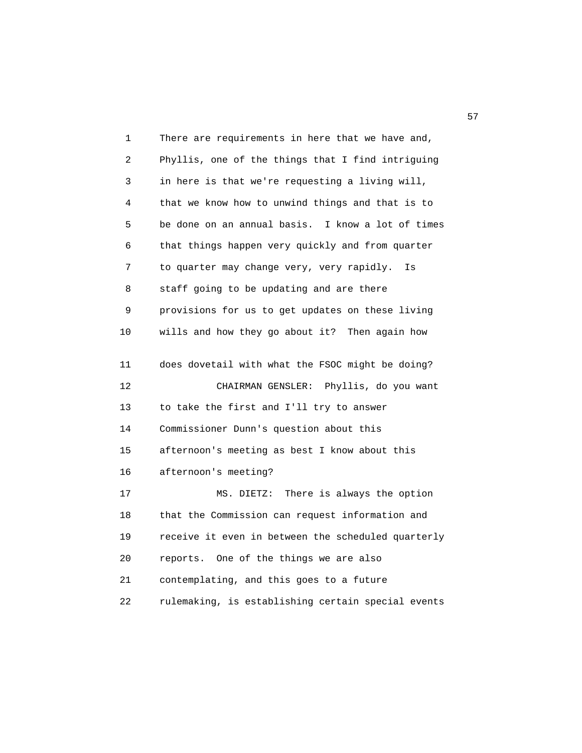There are requirements in here that we have and, Phyllis, one of the things that I find intriguing in here is that we're requesting a living will, that we know how to unwind things and that is to be done on an annual basis. I know a lot of times that things happen very quickly and from quarter to quarter may change very, very rapidly. Is staff going to be updating and are there provisions for us to get updates on these living wills and how they go about it? Then again how does dovetail with what the FSOC might be doing?

CHAIRMAN GENSLER: Phyllis, do you want to take the first and I'll try to answer Commissioner Dunn's question about this afternoon's meeting as best I know about this afternoon's meeting?

MS. DIETZ: There is always the option that the Commission can request information and receive it even in between the scheduled quarterly reports. One of the things we are also contemplating, and this goes to a future rulemaking, is establishing certain special events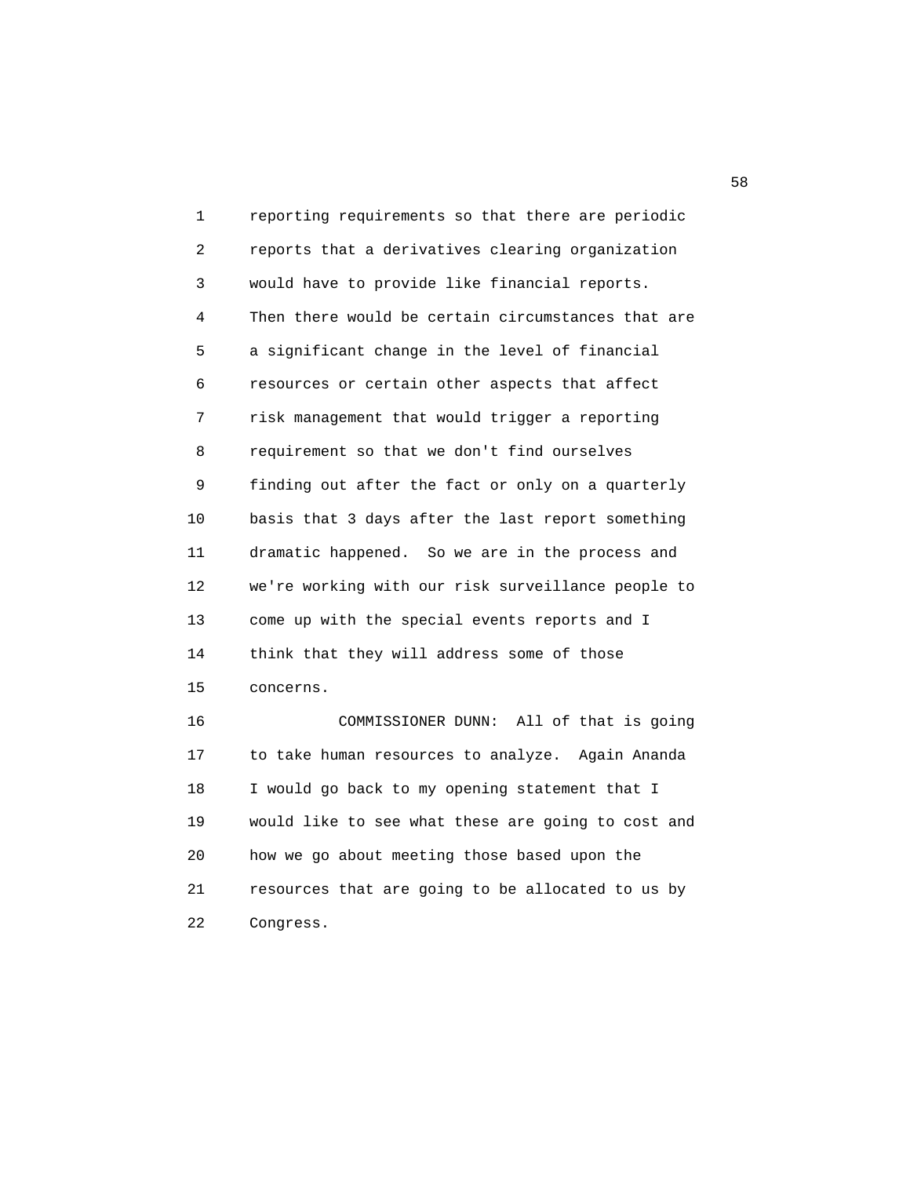reporting requirements so that there are periodic reports that a derivatives clearing organization would have to provide like financial reports. Then there would be certain circumstances that are a significant change in the level of financial resources or certain other aspects that affect risk management that would trigger a reporting requirement so that we don't find ourselves finding out after the fact or only on a quarterly basis that 3 days after the last report something dramatic happened. So we are in the process and we're working with our risk surveillance people to come up with the special events reports and I think that they will address some of those concerns.

COMMISSIONER DUNN: All of that is going to take human resources to analyze. Again Ananda I would go back to my opening statement that I would like to see what these are going to cost and how we go about meeting those based upon the resources that are going to be allocated to us by Congress.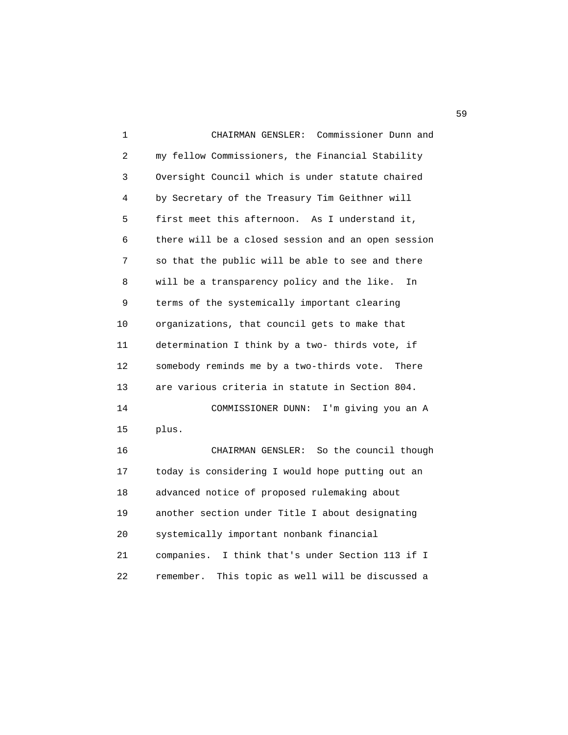CHAIRMAN GENSLER: Commissioner Dunn and my fellow Commissioners, the Financial Stability Oversight Council which is under statute chaired by Secretary of the Treasury Tim Geithner will first meet this afternoon. As I understand it, there will be a closed session and an open session so that the public will be able to see and there will be a transparency policy and the like. In terms of the systemically important clearing organizations, that council gets to make that determination I think by a two- thirds vote, if somebody reminds me by a two-thirds vote. There are various criteria in statute in Section 804.

COMMISSIONER DUNN: I'm giving you an A plus.

CHAIRMAN GENSLER: So the council though today is considering I would hope putting out an advanced notice of proposed rulemaking about another section under Title I about designating systemically important nonbank financial companies. I think that's under Section 113 if I remember. This topic as well will be discussed a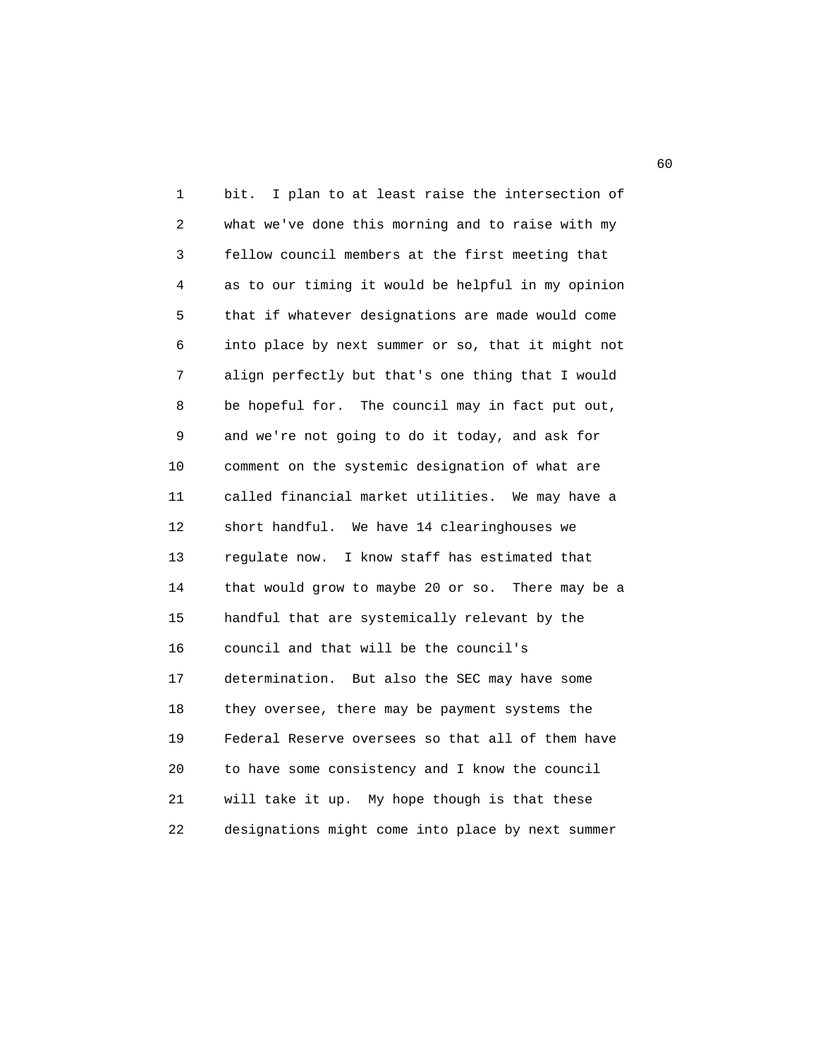bit. I plan to at least raise the intersection of what we've done this morning and to raise with my fellow council members at the first meeting that as to our timing it would be helpful in my opinion that if whatever designations are made would come into place by next summer or so, that it might not align perfectly but that's one thing that I would be hopeful for. The council may in fact put out, and we're not going to do it today, and ask for comment on the systemic designation of what are called financial market utilities. We may have a short handful. We have 14 clearinghouses we regulate now. I know staff has estimated that that would grow to maybe 20 or so. There may be a handful that are systemically relevant by the council and that will be the council's determination. But also the SEC may have some they oversee, there may be payment systems the Federal Reserve oversees so that all of them have to have some consistency and I know the council will take it up. My hope though is that these designations might come into place by next summer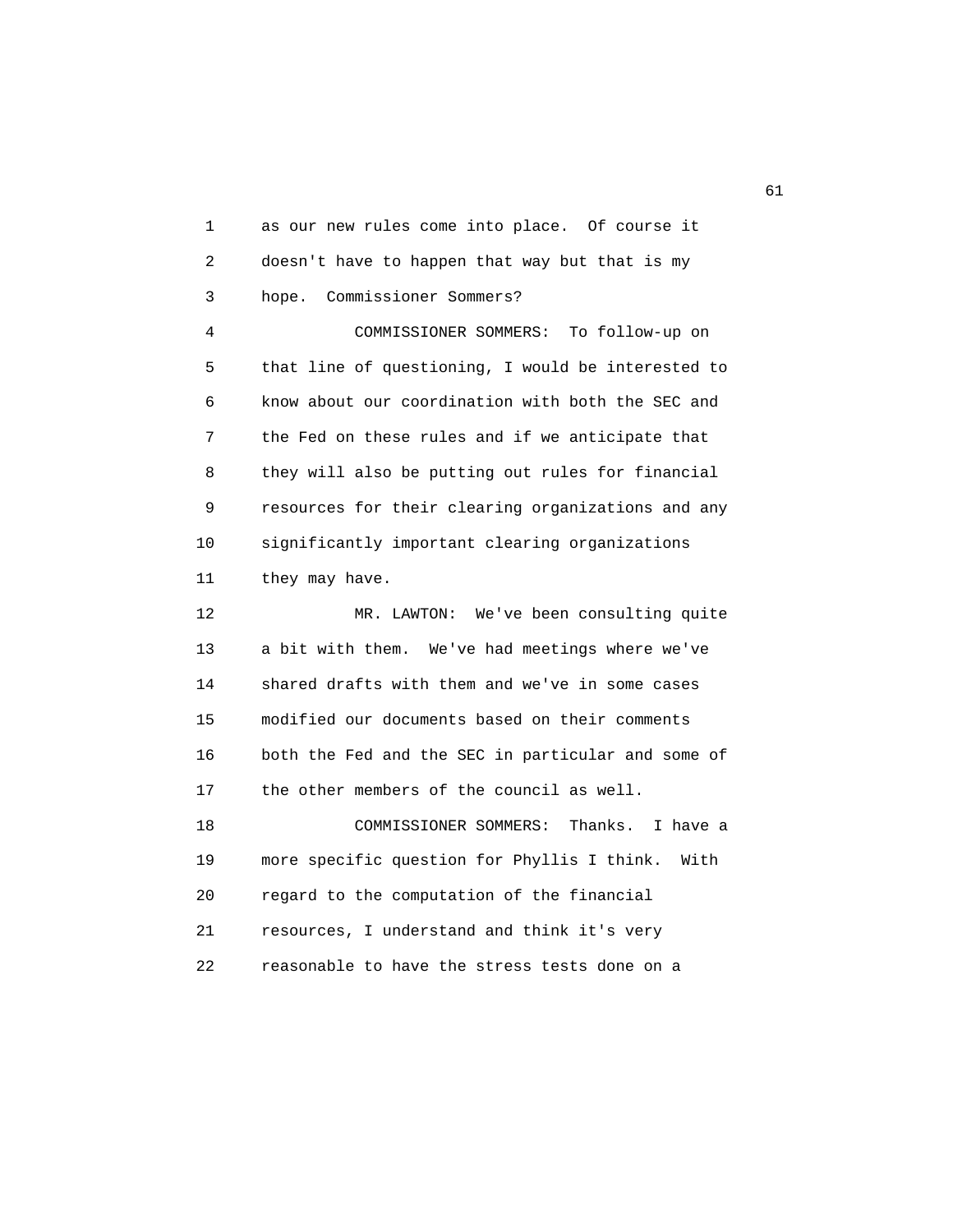as our new rules come into place. Of course it doesn't have to happen that way but that is my hope. Commissioner Sommers?

COMMISSIONER SOMMERS: To follow-up on that line of questioning, I would be interested to know about our coordination with both the SEC and the Fed on these rules and if we anticipate that they will also be putting out rules for financial resources for their clearing organizations and any significantly important clearing organizations they may have.

MR. LAWTON: We've been consulting quite a bit with them. We've had meetings where we've shared drafts with them and we've in some cases modified our documents based on their comments both the Fed and the SEC in particular and some of the other members of the council as well.

COMMISSIONER SOMMERS: Thanks. I have a more specific question for Phyllis I think. With regard to the computation of the financial resources, I understand and think it's very reasonable to have the stress tests done on a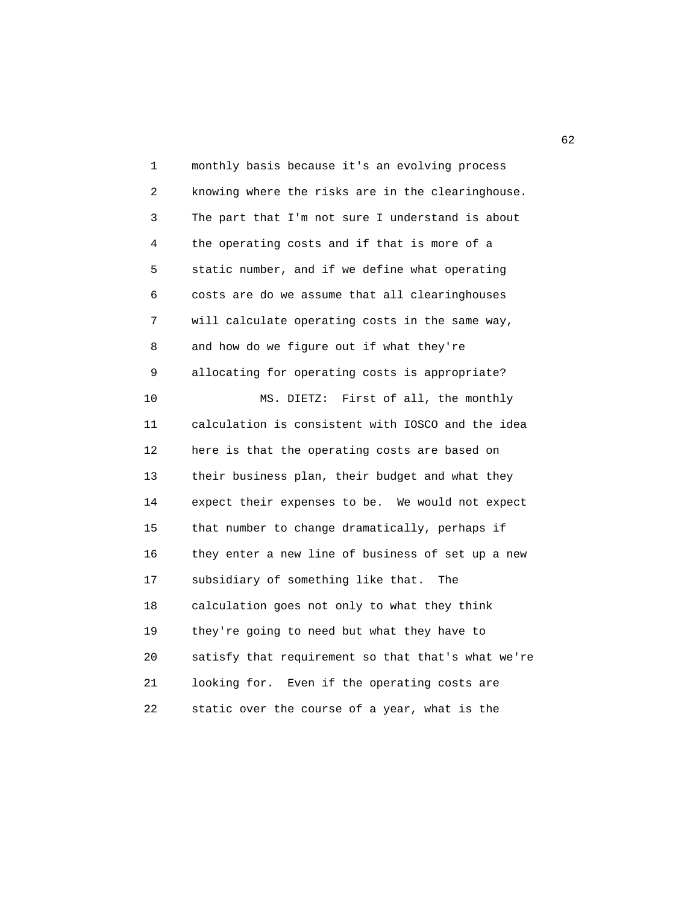monthly basis because it's an evolving process knowing where the risks are in the clearinghouse. The part that I'm not sure I understand is about the operating costs and if that is more of a static number, and if we define what operating costs are do we assume that all clearinghouses will calculate operating costs in the same way, and how do we figure out if what they're allocating for operating costs is appropriate?

MS. DIETZ: First of all, the monthly calculation is consistent with IOSCO and the idea here is that the operating costs are based on their business plan, their budget and what they expect their expenses to be. We would not expect that number to change dramatically, perhaps if they enter a new line of business of set up a new subsidiary of something like that. The calculation goes not only to what they think they're going to need but what they have to satisfy that requirement so that that's what we're looking for. Even if the operating costs are static over the course of a year, what is the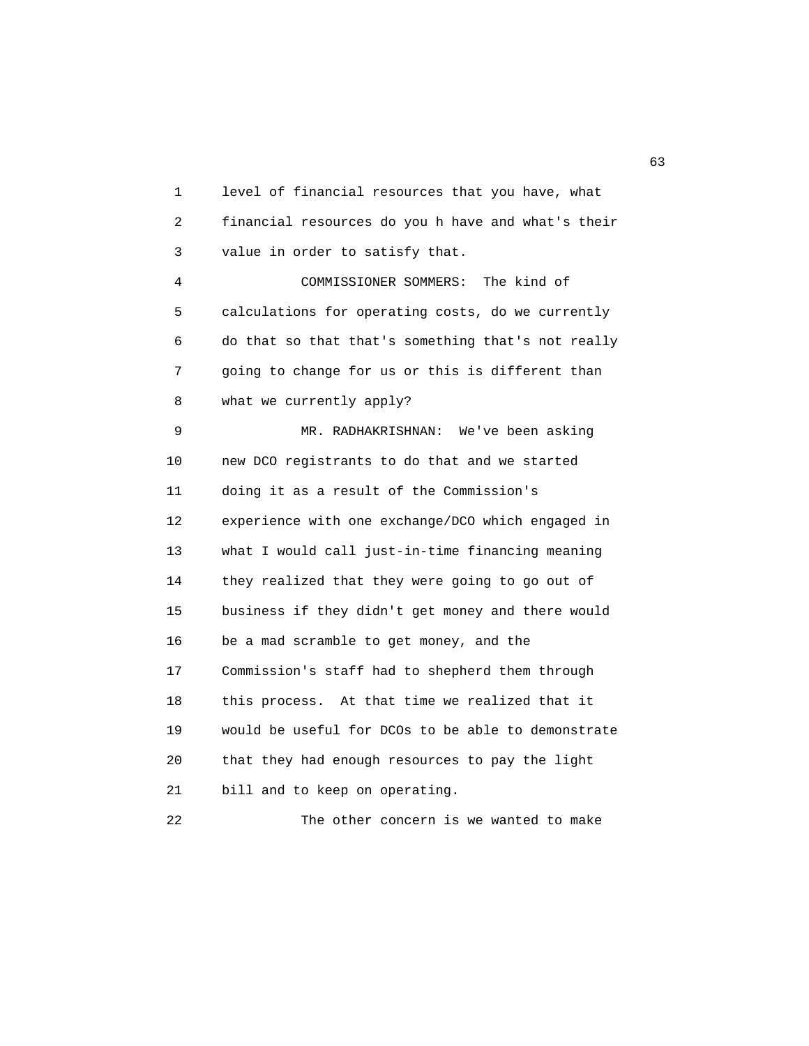level of financial resources that you have, what financial resources do you h have and what's their value in order to satisfy that.

COMMISSIONER SOMMERS: The kind of calculations for operating costs, do we currently do that so that that's something that's not really going to change for us or this is different than what we currently apply?

MR. RADHAKRISHNAN: We've been asking new DCO registrants to do that and we started doing it as a result of the Commission's experience with one exchange/DCO which engaged in what I would call just-in-time financing meaning they realized that they were going to go out of business if they didn't get money and there would be a mad scramble to get money, and the Commission's staff had to shepherd them through this process. At that time we realized that it would be useful for DCOs to be able to demonstrate that they had enough resources to pay the light bill and to keep on operating.

The other concern is we wanted to make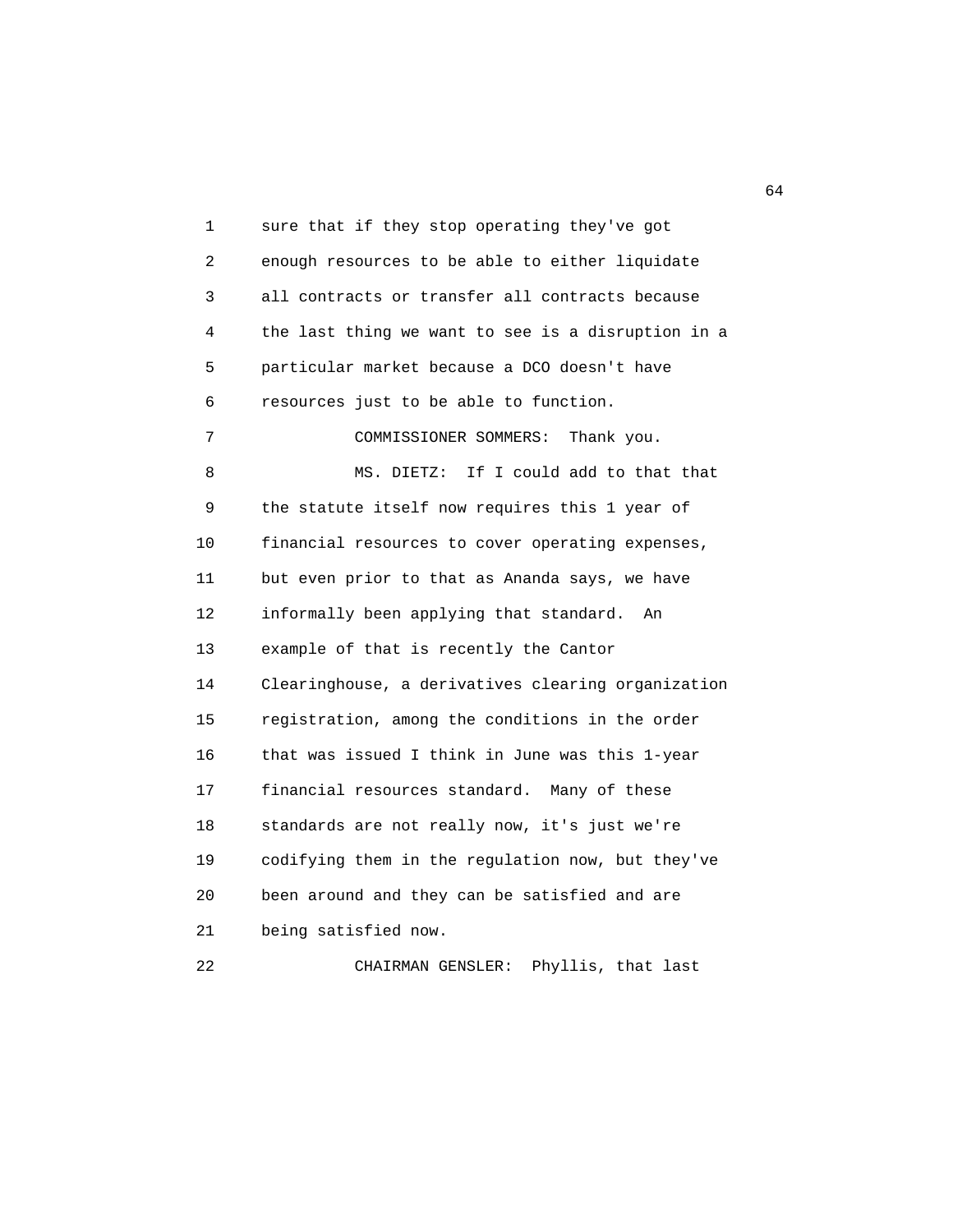sure that if they stop operating they've got enough resources to be able to either liquidate all contracts or transfer all contracts because the last thing we want to see is a disruption in a particular market because a DCO doesn't have resources just to be able to function.

COMMISSIONER SOMMERS: Thank you.

MS. DIETZ: If I could add to that that the statute itself now requires this 1 year of financial resources to cover operating expenses, but even prior to that as Ananda says, we have informally been applying that standard. An example of that is recently the Cantor Clearinghouse, a derivatives clearing organization registration, among the conditions in the order that was issued I think in June was this 1-year financial resources standard. Many of these standards are not really now, it's just we're codifying them in the regulation now, but they've been around and they can be satisfied and are being satisfied now.

CHAIRMAN GENSLER: Phyllis, that last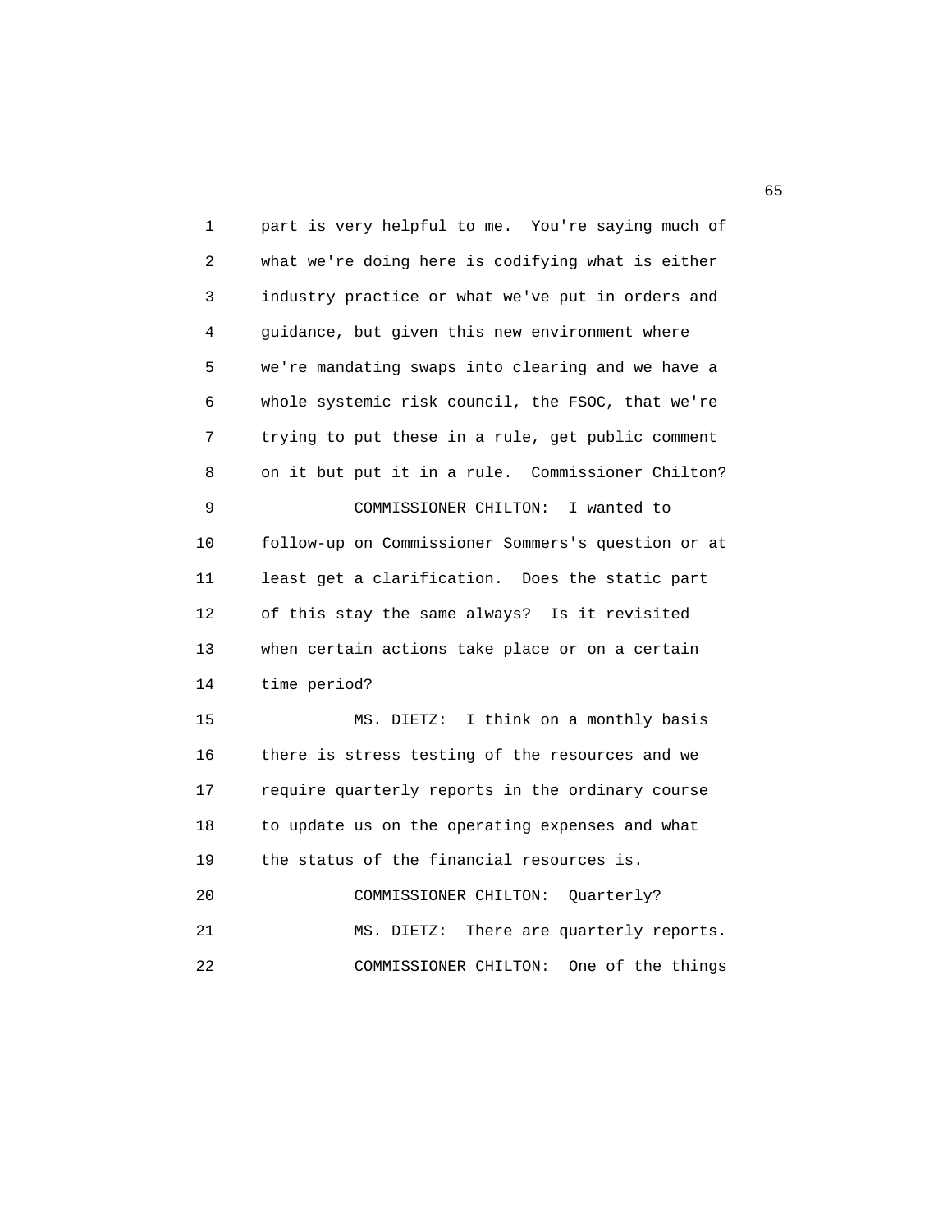part is very helpful to me. You're saying much of what we're doing here is codifying what is either industry practice or what we've put in orders and guidance, but given this new environment where we're mandating swaps into clearing and we have a whole systemic risk council, the FSOC, that we're trying to put these in a rule, get public comment on it but put it in a rule. Commissioner Chilton?

COMMISSIONER CHILTON: I wanted to follow-up on Commissioner Sommers's question or at least get a clarification. Does the static part of this stay the same always? Is it revisited when certain actions take place or on a certain time period?

MS. DIETZ: I think on a monthly basis there is stress testing of the resources and we require quarterly reports in the ordinary course to update us on the operating expenses and what the status of the financial resources is.

COMMISSIONER CHILTON: Quarterly?

MS. DIETZ: There are quarterly reports.

COMMISSIONER CHILTON: One of the things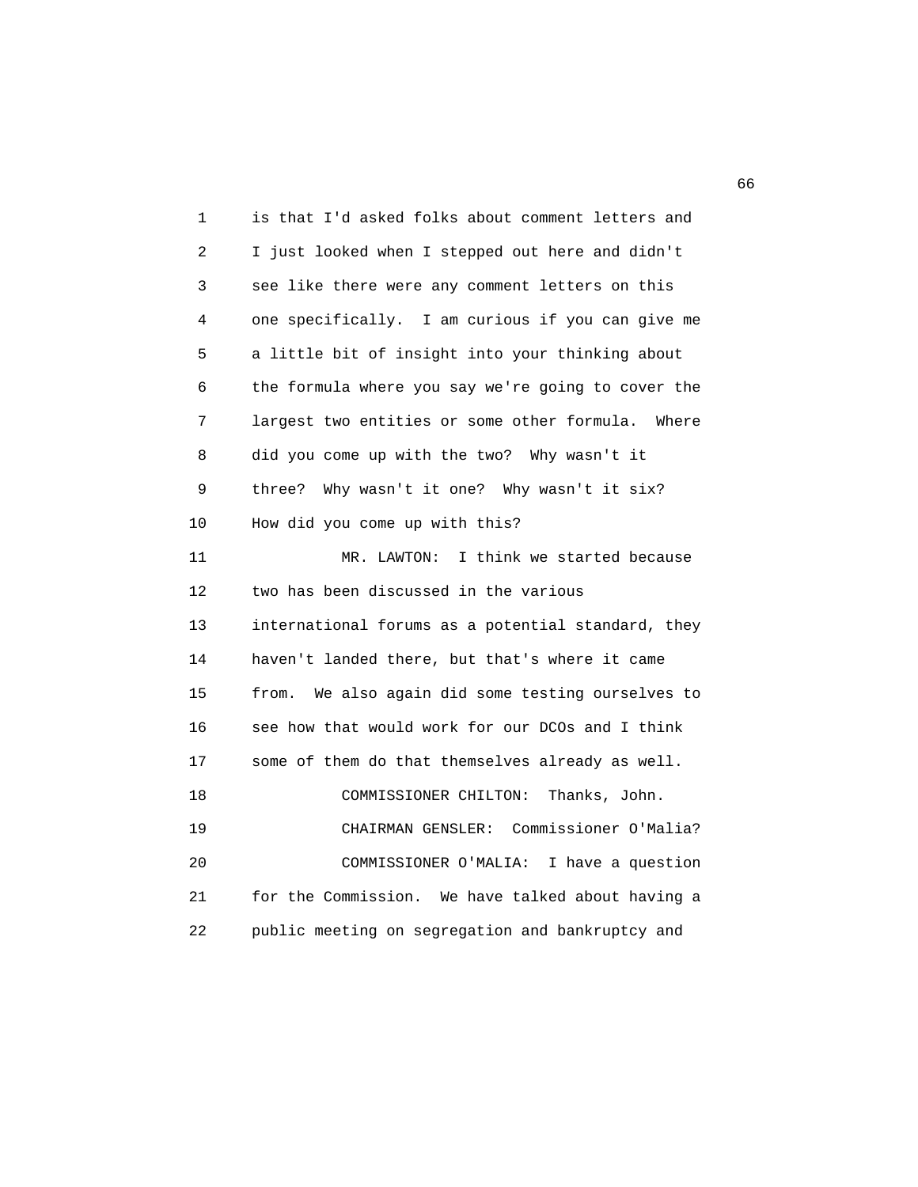is that I'd asked folks about comment letters and I just looked when I stepped out here and didn't see like there were any comment letters on this one specifically. I am curious if you can give me a little bit of insight into your thinking about the formula where you say we're going to cover the largest two entities or some other formula. Where did you come up with the two? Why wasn't it three? Why wasn't it one? Why wasn't it six? How did you come up with this?

MR. LAWTON: I think we started because two has been discussed in the various international forums as a potential standard, they haven't landed there, but that's where it came from. We also again did some testing ourselves to see how that would work for our DCOs and I think some of them do that themselves already as well.

COMMISSIONER CHILTON: Thanks, John.

CHAIRMAN GENSLER: Commissioner O'Malia?

COMMISSIONER O'MALIA: I have a question for the Commission. We have talked about having a public meeting on segregation and bankruptcy and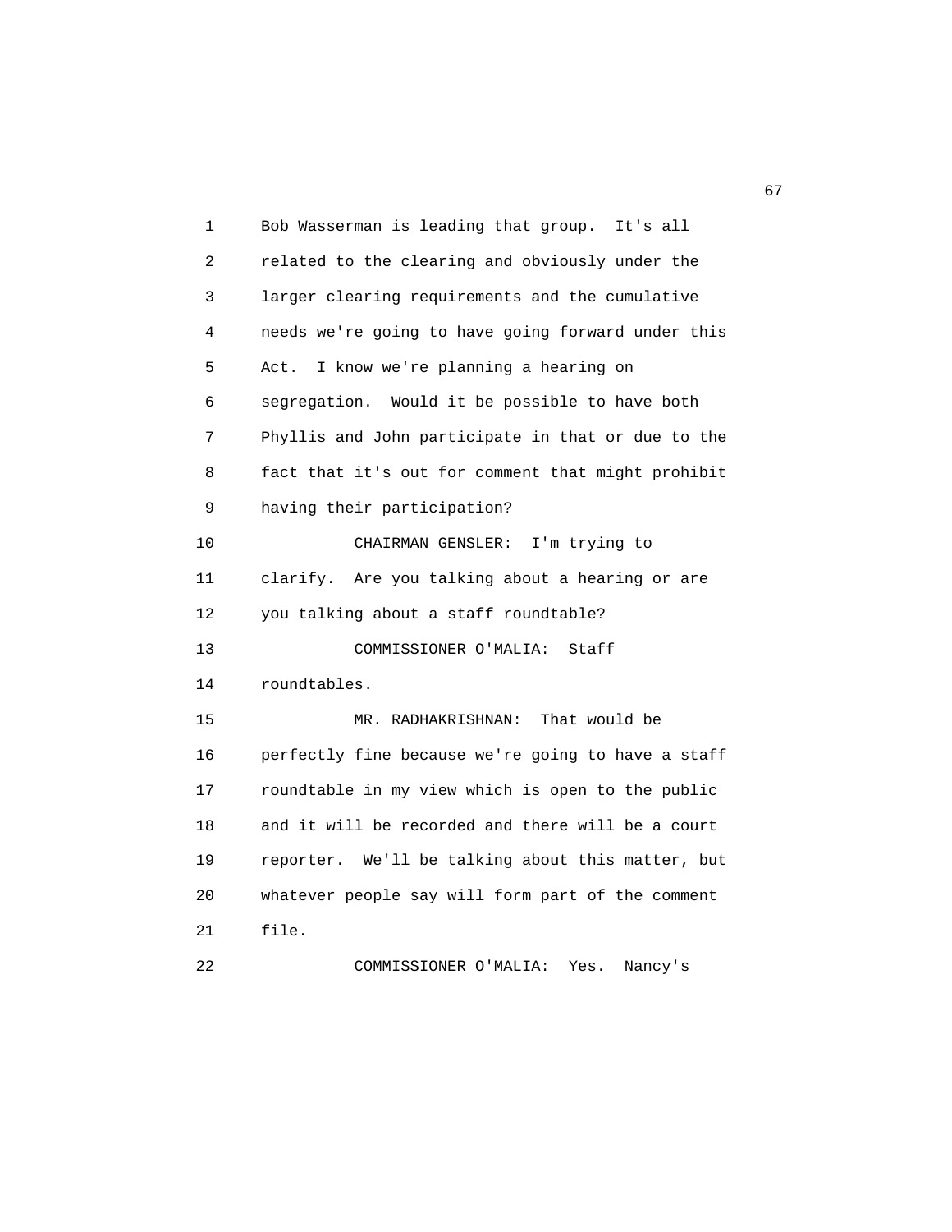Bob Wasserman is leading that group. It's all related to the clearing and obviously under the larger clearing requirements and the cumulative needs we're going to have going forward under this Act. I know we're planning a hearing on segregation. Would it be possible to have both Phyllis and John participate in that or due to the fact that it's out for comment that might prohibit having their participation?

CHAIRMAN GENSLER: I'm trying to clarify. Are you talking about a hearing or are you talking about a staff roundtable?

COMMISSIONER O'MALIA: Staff roundtables.

MR. RADHAKRISHNAN: That would be perfectly fine because we're going to have a staff roundtable in my view which is open to the public and it will be recorded and there will be a court reporter. We'll be talking about this matter, but whatever people say will form part of the comment file.

COMMISSIONER O'MALIA: Yes. Nancy's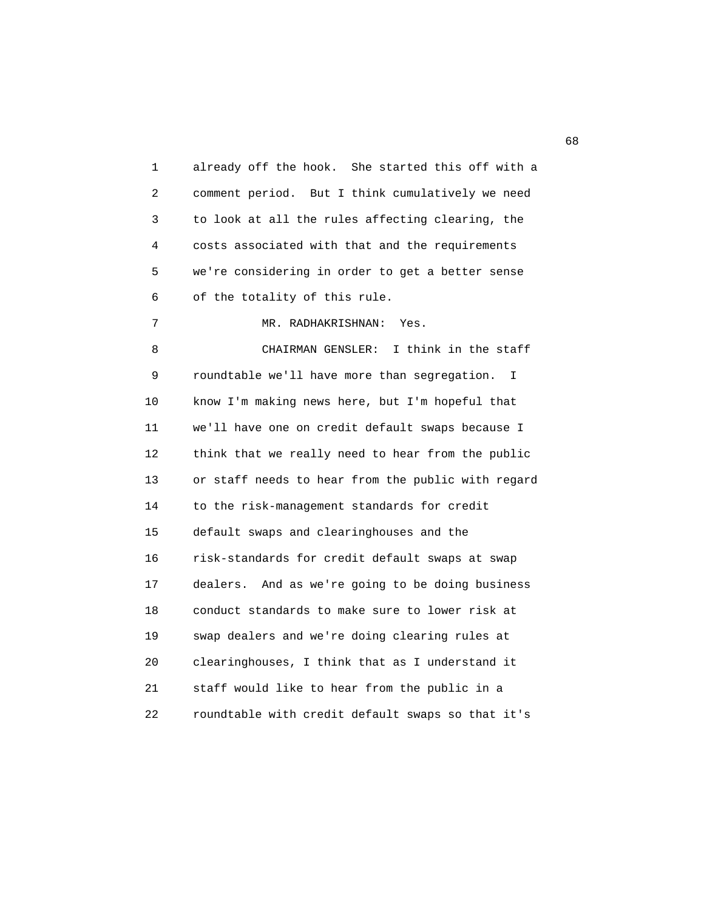already off the hook. She started this off with a comment period. But I think cumulatively we need to look at all the rules affecting clearing, the costs associated with that and the requirements we're considering in order to get a better sense of the totality of this rule.

MR. RADHAKRISHNAN: Yes.

CHAIRMAN GENSLER: I think in the staff roundtable we'll have more than segregation. I know I'm making news here, but I'm hopeful that we'll have one on credit default swaps because I think that we really need to hear from the public or staff needs to hear from the public with regard to the risk-management standards for credit default swaps and clearinghouses and the risk-standards for credit default swaps at swap dealers. And as we're going to be doing business conduct standards to make sure to lower risk at swap dealers and we're doing clearing rules at clearinghouses, I think that as I understand it staff would like to hear from the public in a roundtable with credit default swaps so that it's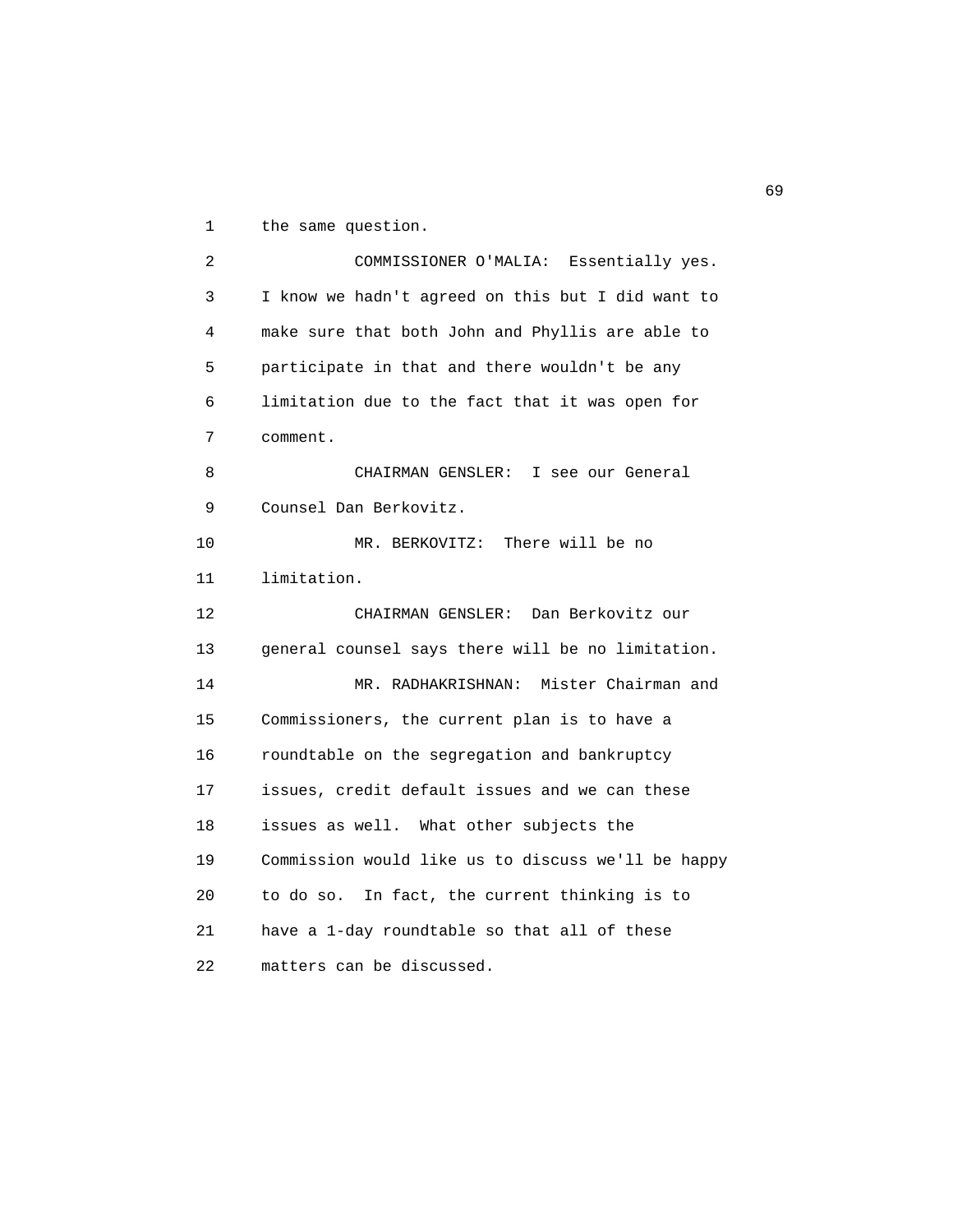the same question.

COMMISSIONER O'MALIA: Essentially yes. I know we hadn't agreed on this but I did want to make sure that both John and Phyllis are able to participate in that and there wouldn't be any limitation due to the fact that it was open for comment.

CHAIRMAN GENSLER: I see our General Counsel Dan Berkovitz.

MR. BERKOVITZ: There will be no limitation.

CHAIRMAN GENSLER: Dan Berkovitz our general counsel says there will no limitation.

MR. RADHAKRISHNAN: Mister Chairman and Commissioners, the current plan is to have a roundtable on the segregation and bankruptcy issues, credit default issues and we can these issues as well. What other subjects the Commission would like us to discuss we'll be happy to do so. In fact, the current thinking is to have a 1-day roundtable so that all of these matters can be discussed.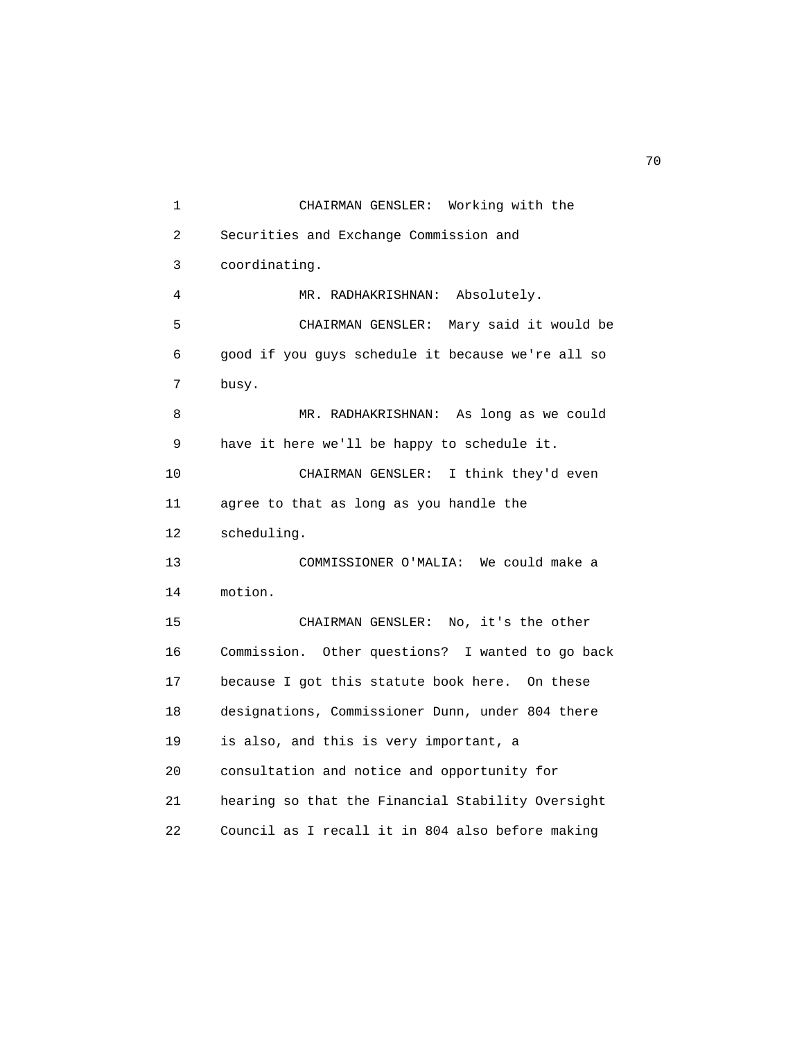CHAIRMAN GENSLER: Working with the Securities and Exchange Commission and coordinating.

MR. RADHAKRISHNAN: Absolutely.

CHAIRMAN GENSLER: Mary said it would be good if you guys schedule it because we're all so busy.

MR. RADHAKRISHNAN: As long as we could have it here we'll be happy to schedule it.

CHAIRMAN GENSLER: I think they'd even agree to that as long as you handle the scheduling.

COMMISSIONER O'MALIA: We could make a motion.

CHAIRMAN GENSLER: No, it's the other Commission. Other questions? I wanted to go back because I got this statute book here. On these designations, Commissioner Dunn, under 804 there is also, and this is very important, a consultation and notice and opportunity for hearing so that the Financial Stability Oversight Council as I recall it in 804 also before making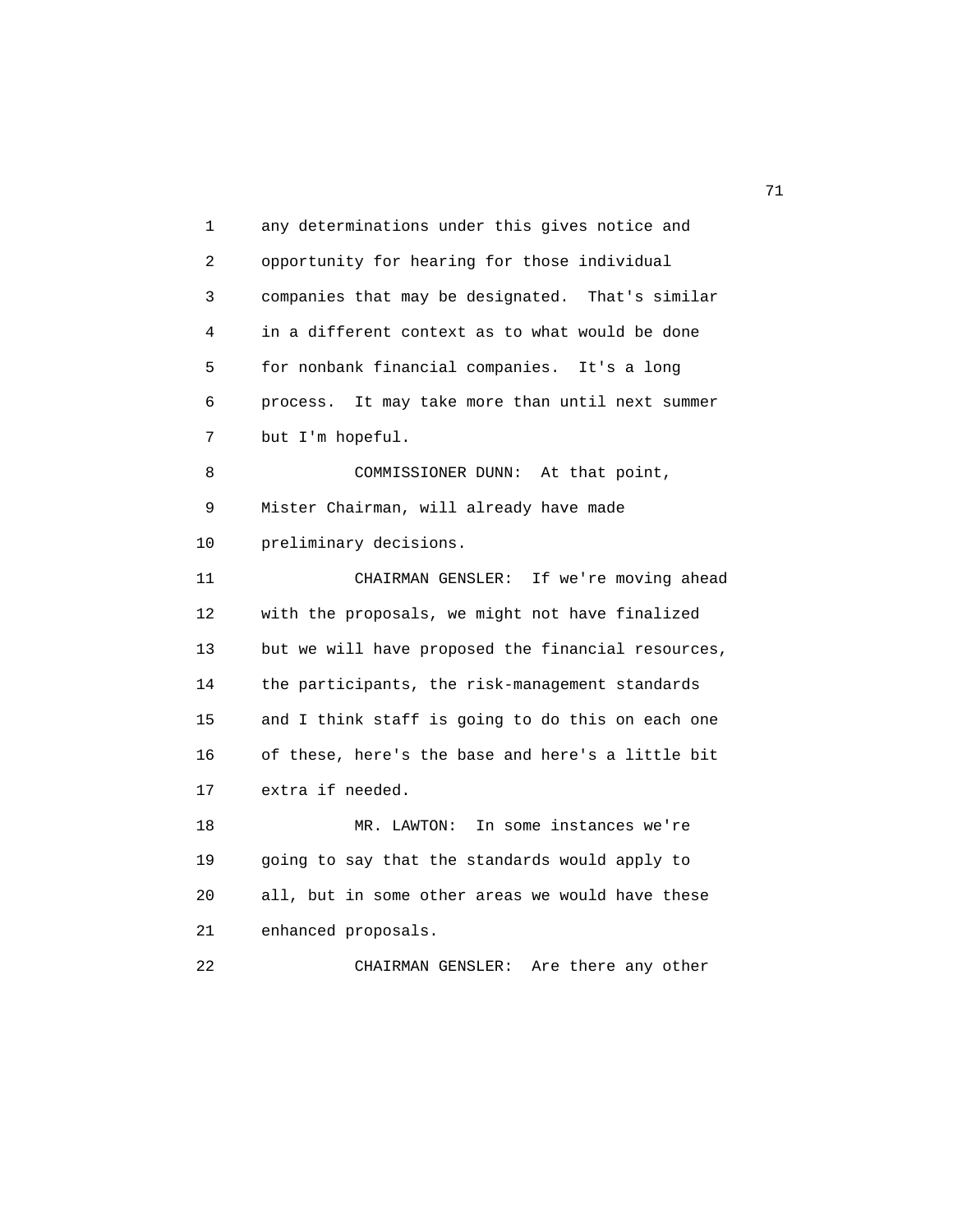any determinations under this gives notice and opportunity for hearing for those individual companies that may be designated. That's similar in a different context as to what would be done for nonbank financial companies. It's a long process. It may take more than until next summer but I'm hopeful.

COMMISSIONER DUNN: At that point, Mister Chairman, will already have made preliminary decisions.

CHAIRMAN GENSLER: If we're moving ahead with the proposals, we might not have finalized but we will have proposed the financial resources, the participants, the risk-management standards and I think staff is going to do this on each one of these, here's the base and here's a little bit extra if needed.

MR. LAWTON: In some instances we're going to say that the standards would apply to all, but in some other areas we would have these enhanced proposals.

CHAIRMAN GENSLER: Are there any other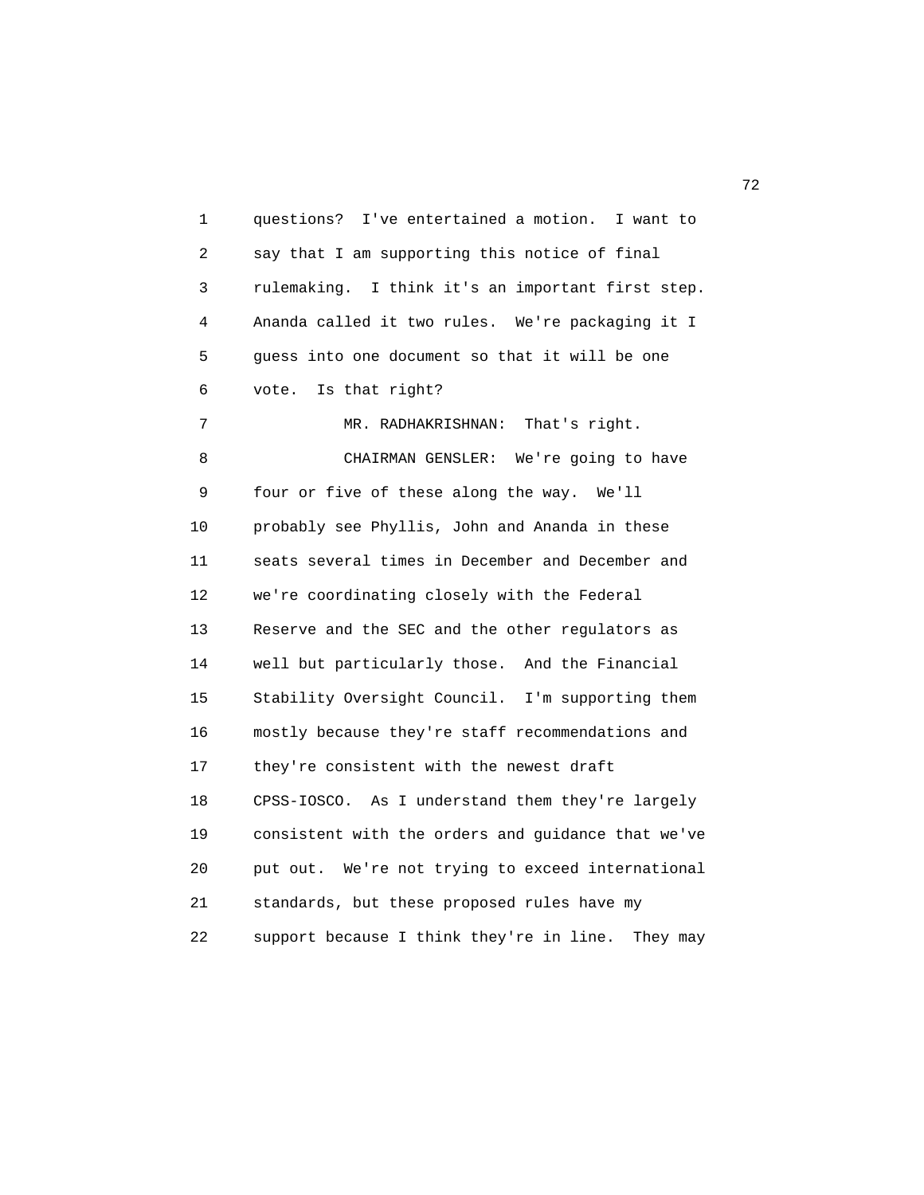questions? I've entertained a motion. I want to say that I am supporting this notice of final rulemaking. I think it's an important first step. Ananda called it two rules. We're packaging it I guess into one document so that it will be one vote. Is that right?

MR. RADHAKRISHNAN: That's right.

CHAIRMAN GENSLER: We're going to have four or five of these along the way. We'll probably see Phyllis, John and Ananda in these seats several times in December and December and we're coordinating closely with the Federal Reserve and the SEC and the other regulators as well but particularly those. And the Financial Stability Oversight Council. I'm supporting them mostly because they're staff recommendations and they're consistent with the newest draft CPSS-IOSCO. As I understand them they're largely consistent with the orders and guidance that we've put out. We're not trying to exceed international standards, but these proposed rules have my support because I think they're in line. They may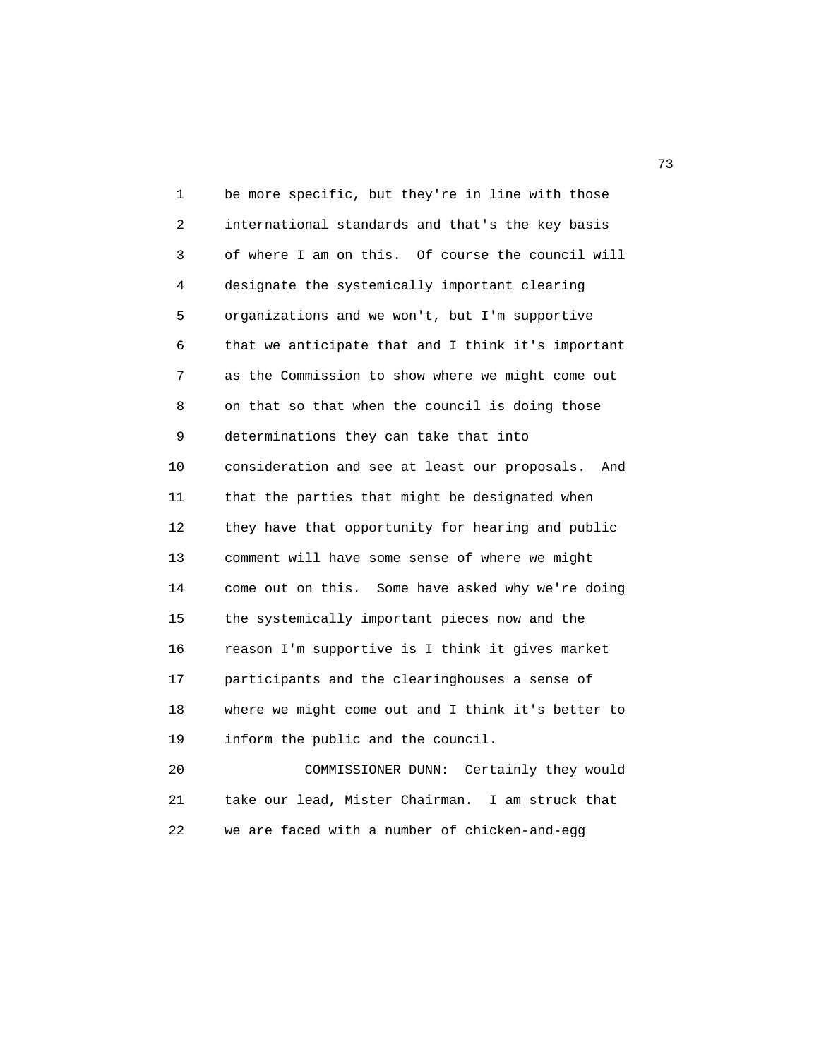be more specific, but they're in line with those international standards and that's the key basis of where I am on this. Of course the council will designate the systemically important clearing organizations and we won't, but I'm supportive that we anticipate that and I think it's important as the Commission to show where we might come out on that so that when the council is doing those determinations they can take that into consideration and see at least our proposals. And that the parties that might be designated when they have that opportunity for hearing and public comment will have some sense of where we might come out on this. Some have asked why we're doing the systemically important pieces now and the reason I'm supportive is I think it gives market participants and the clearinghouses a sense of where we might come out and I think it's better to inform the public and the council.

COMMISSIONER DUNN: Certainly they would take our lead, Mister Chairman. I am struck that we are faced with a number of chicken-and-egg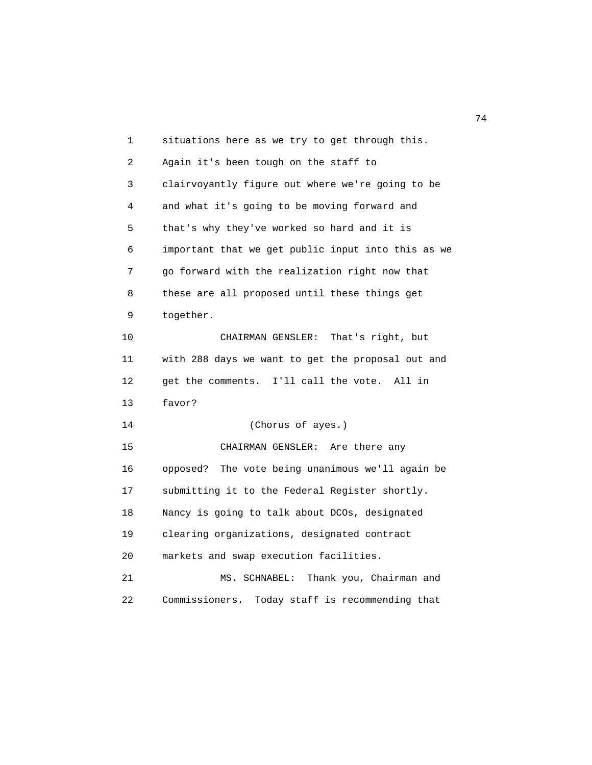situations here as we try to get through this. Again it's been tough on the staff to clairvoyantly figure out where we're going to be and what it's going to be moving forward and that's why they've worked so hard and it is important that we get public input into this as we go forward with the realization right now that these are all proposed until these things get together.

CHAIRMAN GENSLER: That's right, but with 288 days we want to get the proposal out and get the comments. I'll call the vote. All in favor?

(Chorus of ayes.)

CHAIRMAN GENSLER: Are there any opposed? The vote being unanimous we'll again be submitting it to the Federal Register shortly. Nancy is going to talk about DCOs, designated clearing organizations, designated contract markets and swap execution facilities.

MS. SCHNABEL: Thank you, Chairman and Commissioners. Today staff is recommending that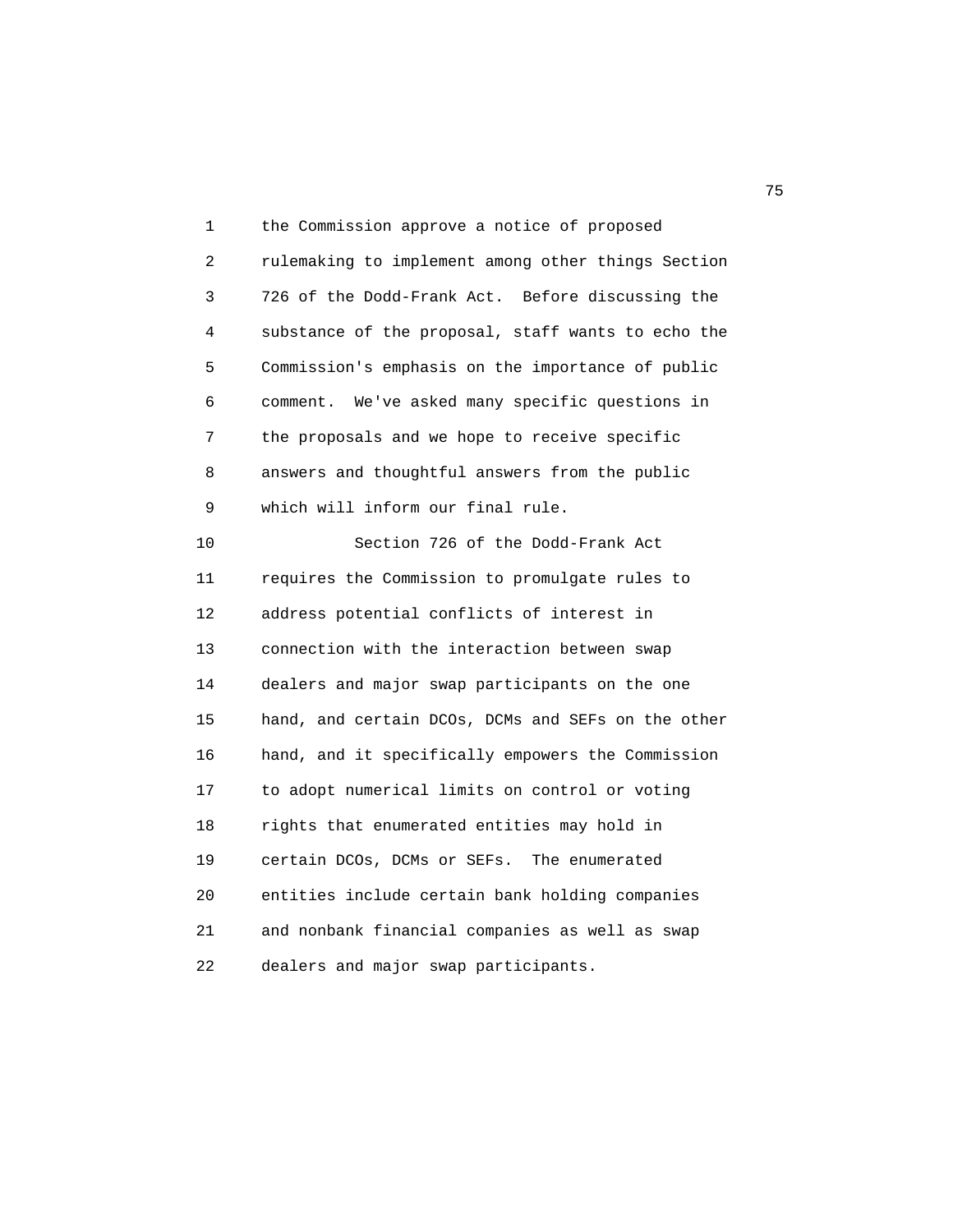the Commission approve a notice of proposed rulemaking to implement among other things Section 726 of the Dodd-Frank Act. Before discussing the substance of the proposal, staff wants to echo the Commission's emphasis on the importance of public comment. We've asked many specific questions in the proposals and we hope to receive specific answers and thoughtful answers from the public which will inform our final rule.

Section 726 of the Dodd-Frank Act requires the Commission to promulgate rules to address potential conflicts of interest in connection with the interaction between swap dealers and major swap participants on the one hand, and certain DCOs, DCMs and SEFs on the other hand, and it specifically empowers the Commission to adopt numerical limits on control or voting rights that enumerated entities may hold in certain DCOs, DCMs or SEFs. The enumerated entities include certain bank holding companies and nonbank financial companies as well as swap dealers and major swap participants.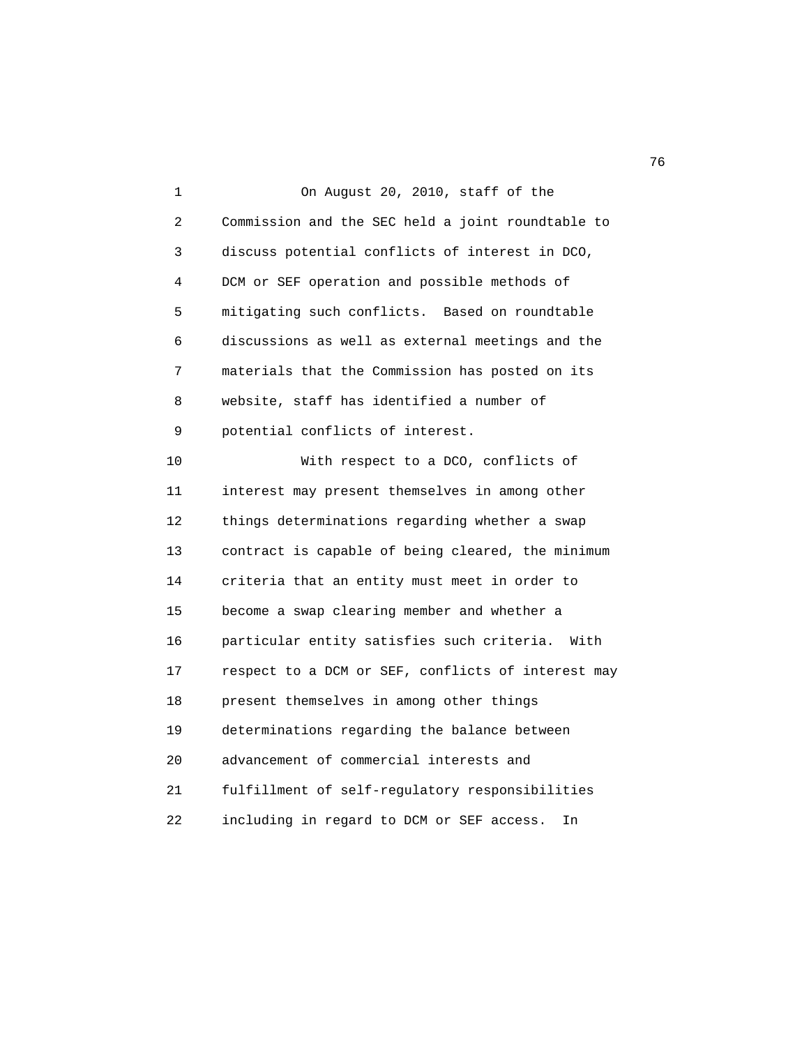On August 20, 2010, staff of the Commission and the SEC held a joint roundtable to discuss potential conflicts of interest in DCO, DCM or SEF operation and possible methods of mitigating such conflicts. Based on roundtable discussions as well as external meetings and the materials that the Commission has posted on its website, staff has identified a number of potential conflicts of interest.

With respect to a DCO, conflicts of interest may present themselves in among other things determinations regarding whether a swap contract is capable of being cleared, the minimum criteria that an entity must meet in order to become a swap clearing member and whether a particular entity satisfies such criteria. With respect to a DCM or SEF, conflicts of interest may present themselves in among other things determinations regarding the balance between advancement of commercial interests and fulfillment of self-regulatory responsibilities including in regard to DCM or SEF access. In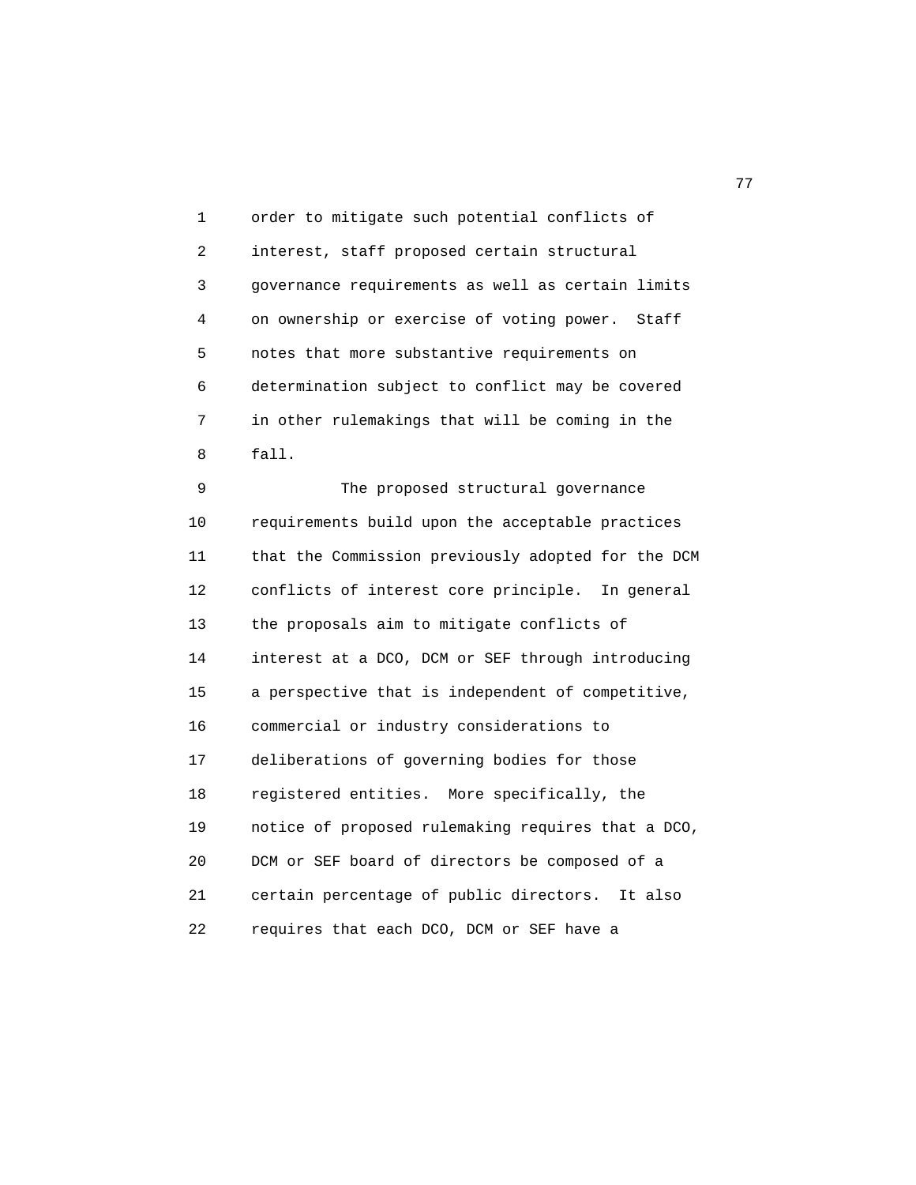order to mitigate such potential conflicts of interest, staff proposed certain structural governance requirements as well as certain limits on ownership or exercise of voting power. Staff notes that more substantive requirements on determination subject to conflict may be covered in other rulemakings that will be coming in the fall.

The proposed structural governance requirements build upon the acceptable practices that the Commission previously adopted for the DCM conflicts of interest core principle. In general the proposals aim to mitigate conflicts of interest at a DCO, DCM or SEF through introducing a perspective that is independent of competitive, commercial or industry considerations to deliberations of governing bodies for those registered entities. More specifically, the notice of proposed rulemaking requires that a DCO, DCM or SEF board of directors be composed of a certain percentage of public directors. It also requires that each DCO, DCM or SEF have a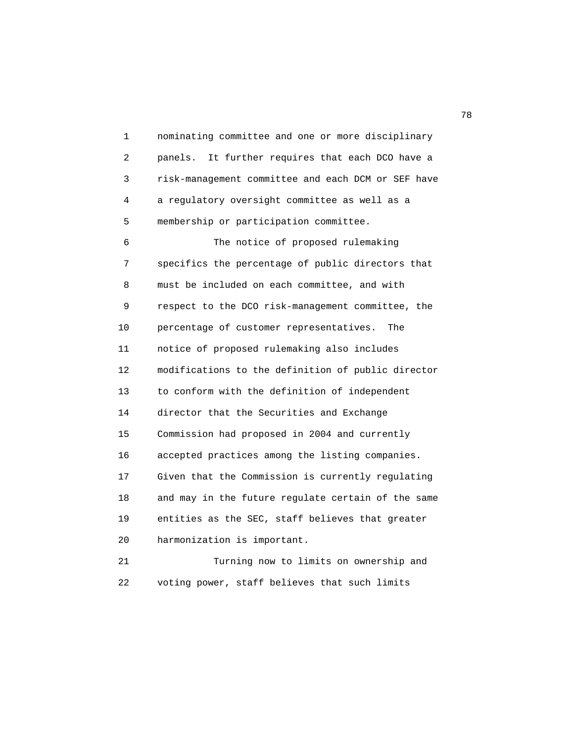nominating committee and one or more disciplinary panels. It further requires that each DCO have a risk-management committee and each DCM or SEF have a regulatory oversight committee as well as a membership or participation committee.

The notice of proposed rulemaking specifics the percentage of public directors that must be included on each committee, and with respect to the DCO risk-management committee, the percentage of customer representatives. The notice of proposed rulemaking also includes modifications to the definition of public director to conform with the definition of independent director that the Securities and Exchange Commission had proposed in 2004 and currently accepted practices among the listing companies. Given that the Commission is currently regulating and may in the future regulate certain of the same entities as the SEC, staff believes that greater harmonization is important.

Turning now to limits on ownership and voting power, staff believes that such limits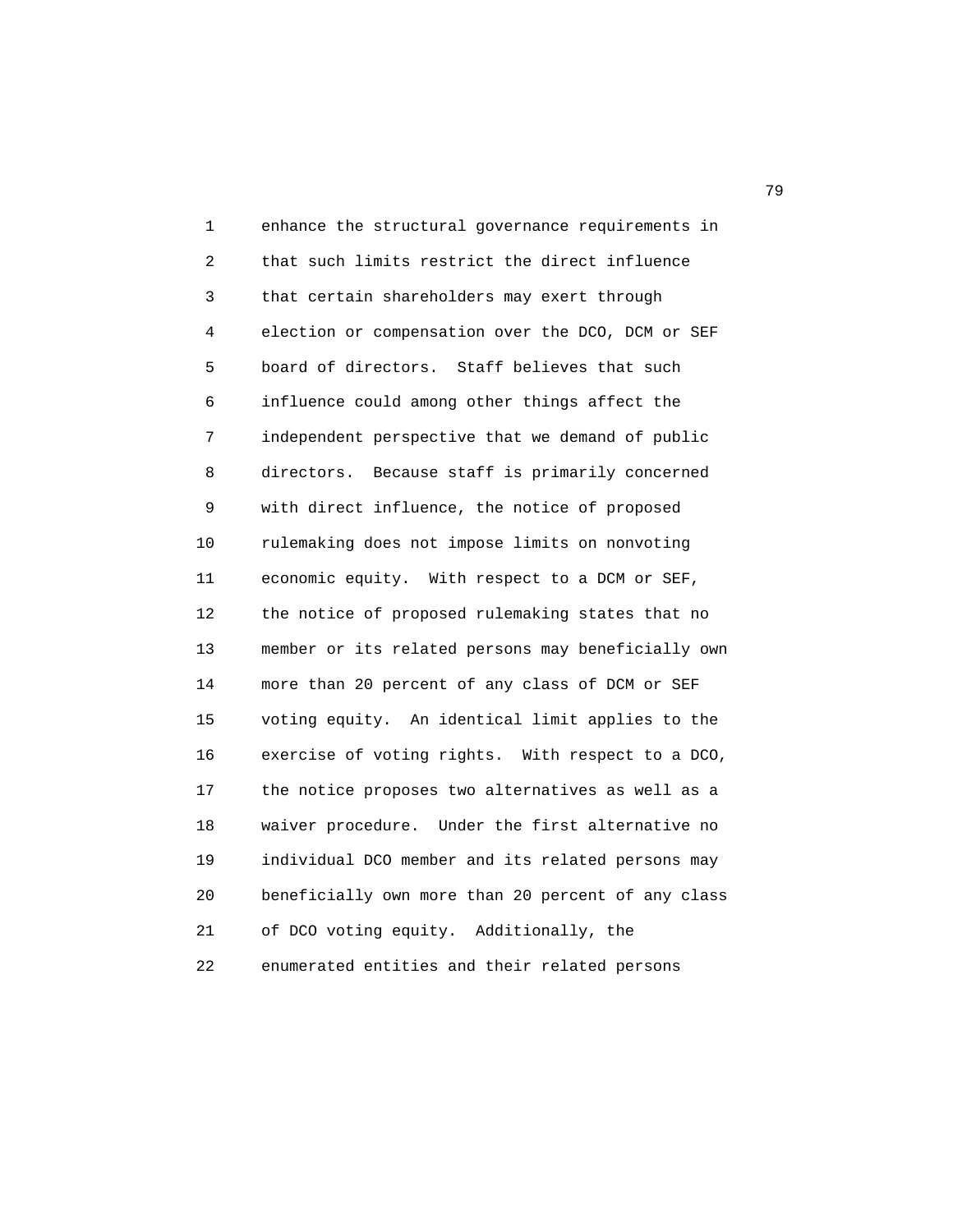enhance the structural governance requirements in that such limits restrict the direct influence that certain shareholders may exert through election or compensation over the DCO, DCM or SEF board of directors. Staff believes that such influence could among other things affect the independent perspective that we demand of public directors. Because staff is primarily concerned with direct influence, the notice of proposed rulemaking does not impose limits on nonvoting economic equity. With respect to a DCM or SEF, the notice of proposed rulemaking states that no member or its related persons may beneficially own more than 20 percent of any class of DCM or SEF voting equity. An identical limit applies to the exercise of voting rights. With respect to a DCO, the notice proposes two alternatives as well as a waiver procedure. Under the first alternative no individual DCO member and its related persons may beneficially own more than 20 percent of any class of DCO voting equity. Additionally, the enumerated entities and their related persons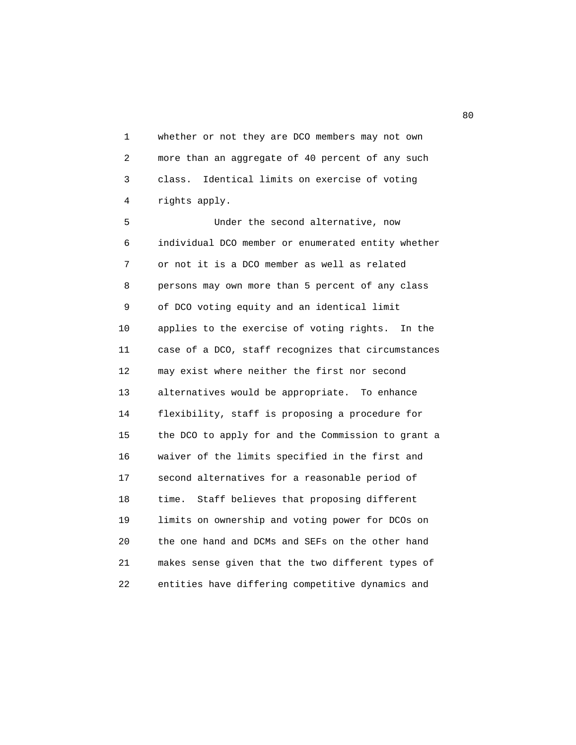whether or not they are DCO members may not own more than an aggregate of 40 percent of any such class. Identical limits on exercise of voting rights apply.

Under the second alternative, now individual DCO member or enumerated entity whether or not it is a DCO member as well as related persons may own more than 5 percent of any class of DCO voting equity and an identical limit applies to the exercise of voting rights. In the case of a DCO, staff recognizes that circumstances may exist where neither the first nor second alternatives would be appropriate. To enhance flexibility, staff is proposing a procedure for the DCO to apply for and the Commission to grant a waiver of the limits specified in the first and second alternatives for a reasonable period of time. Staff believes that proposing different limits on ownership and voting power for DCOs on the one hand and DCMs and SEFs on the other hand makes sense given that the two different types of entities have differing competitive dynamics and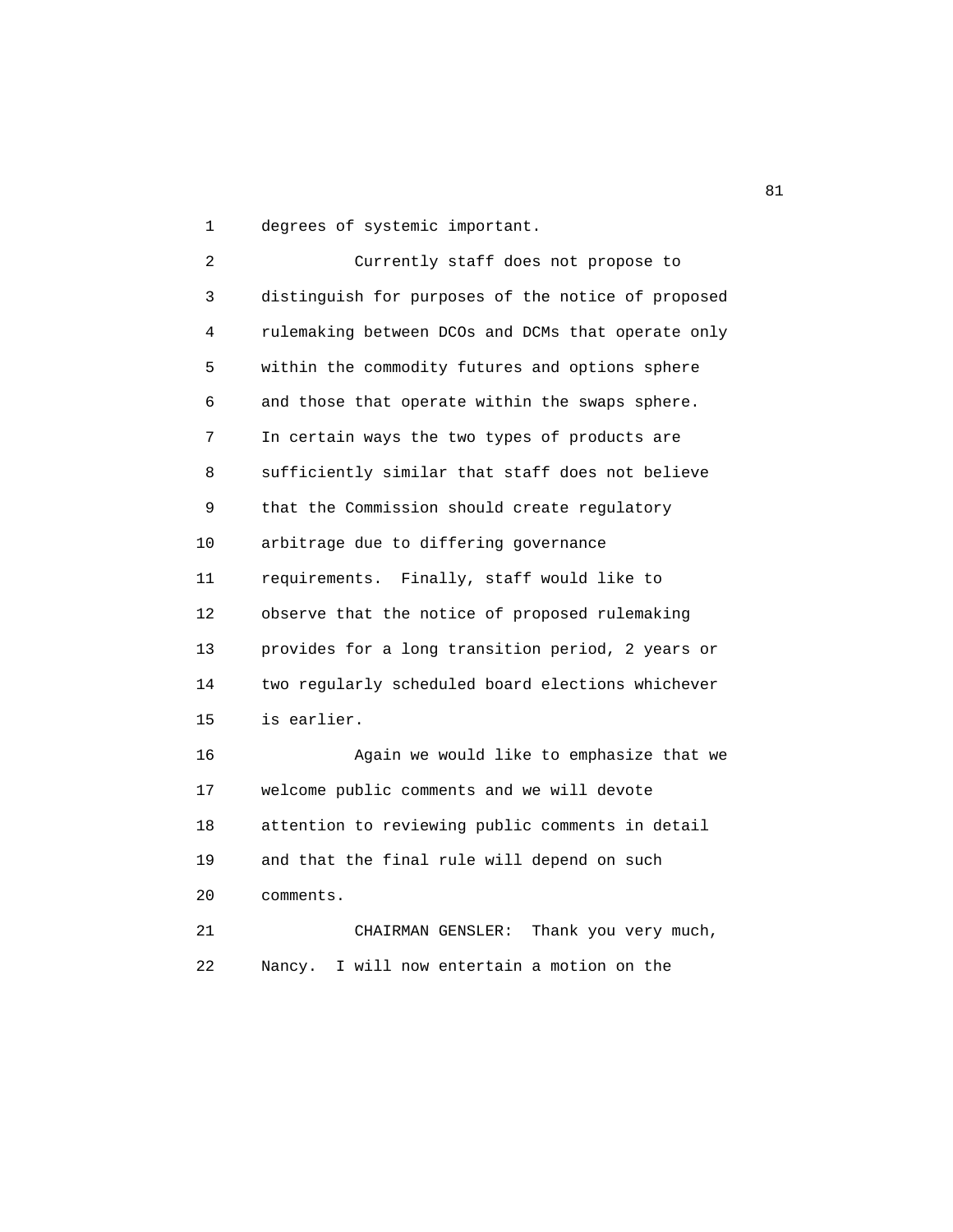degrees of systemic important.

Currently staff does not propose to distinguish for purposes of the notice of proposed rulemaking between DCOs and DCMs that operate only within the commodity futures and options sphere and those that operate within the swaps sphere. In certain ways the two types of products are sufficiently similar that staff does not believe that the Commission should create regulatory arbitrage due to differing governance requirements. Finally, staff would like to observe that the notice of proposed rulemaking provides for a long transition period, 2 years or two regularly scheduled board elections whichever is earlier.

Again we would like to emphasize that we welcome public comments and we will devote attention to reviewing public comments in detail and that the final rule will depend on such comments.

CHAIRMAN GENSLER: Thank you very much, Nancy. I will now entertain a motion on the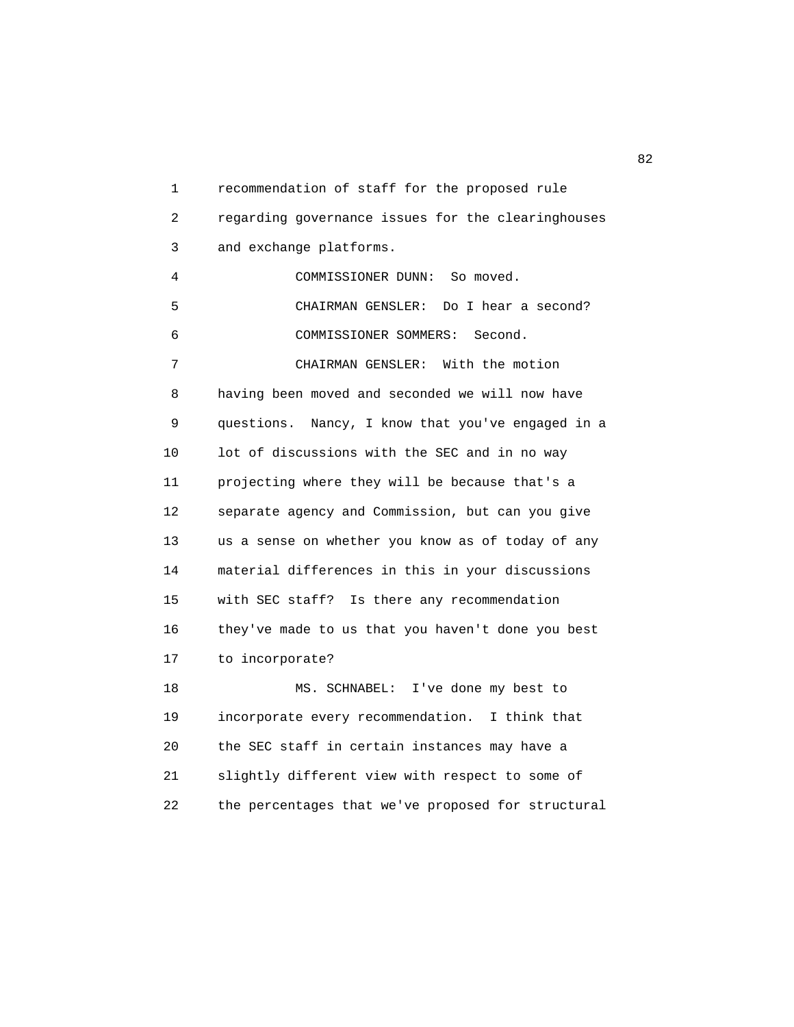recommendation of staff for the proposed rule regarding governance issues for the clearinghouses and exchange platforms.

COMMISSIONER DUNN: So moved.

CHAIRMAN GENSLER: Do I hear a second?

COMMISSIONER SOMMERS: Second.

CHAIRMAN GENSLER: With the motion having been moved and seconded we will now have questions. Nancy, I know that you've engaged in a lot of discussions with the SEC and in no way projecting where they will be because that's a separate agency and Commission, but can you give us a sense on whether you know as of today of any material differences in this in your discussions with SEC staff? Is there any recommendation they've made to us that you haven't done you best to incorporate?

MS. SCHNABEL: I've done my best to incorporate every recommendation. I think that the SEC staff in certain instances may have a slightly different view with respect to some of the percentages that we've proposed for structural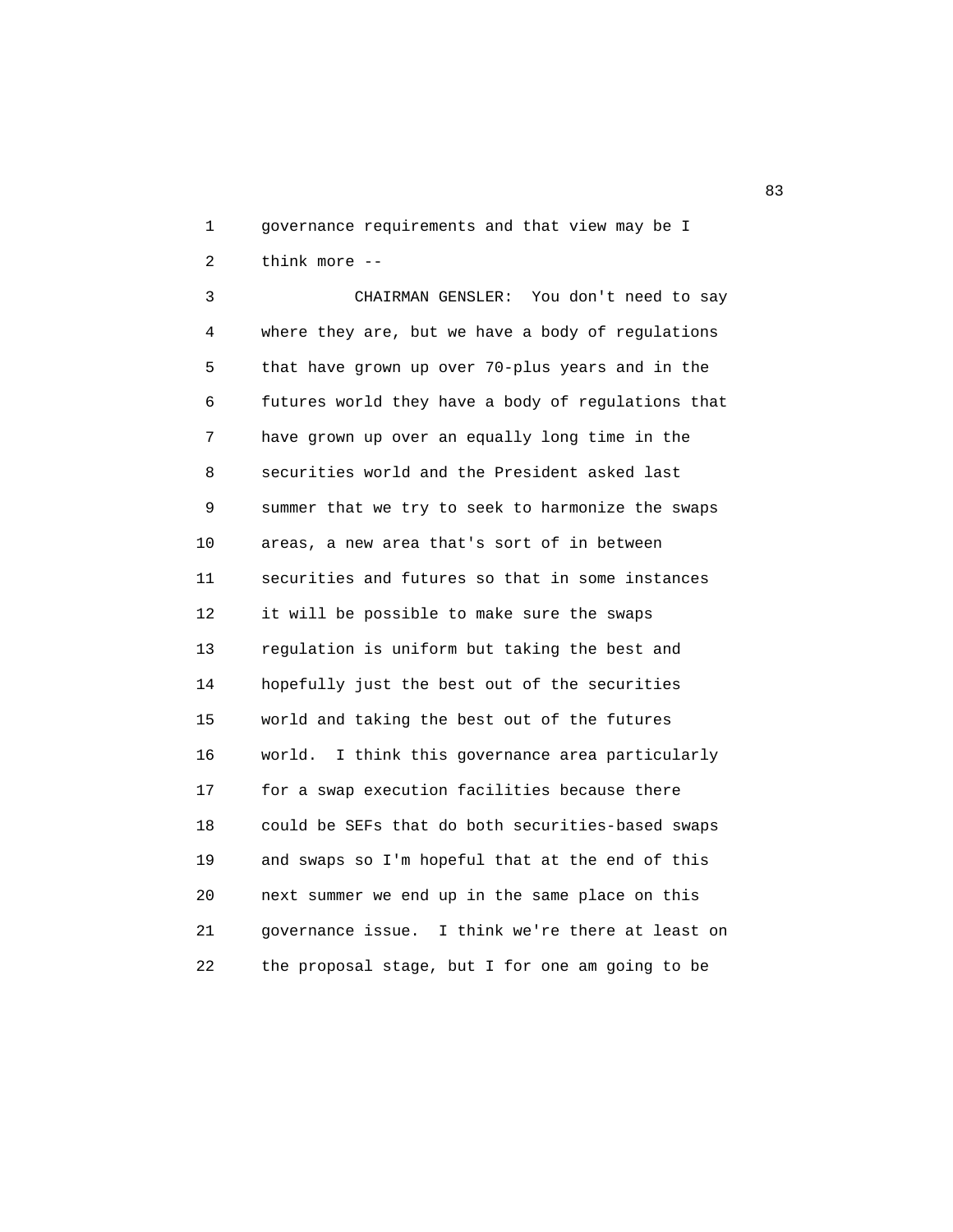governance requirements and that view may be I think more --

CHAIRMAN GENSLER: You don't need to say where they are, but we have a body of regulations that have grown up over 70-plus years and in the futures world they have a body of regulations that have grown up over an equally long time in the securities world and the President asked last summer that we try to seek to harmonize the swaps areas, a new area that's sort of in between securities and futures so that in some instances it will be possible to make sure the swaps regulation is uniform but taking the best and hopefully just the best out of the securities world and taking the best out of the futures world. I think this governance area particularly for a swap execution facilities because there could be SEFs that do both securities-based swaps and swaps so I'm hopeful that at the end of this next summer we end up in the same place on this governance issue. I think we're there at least on the proposal stage, but I for one am going to be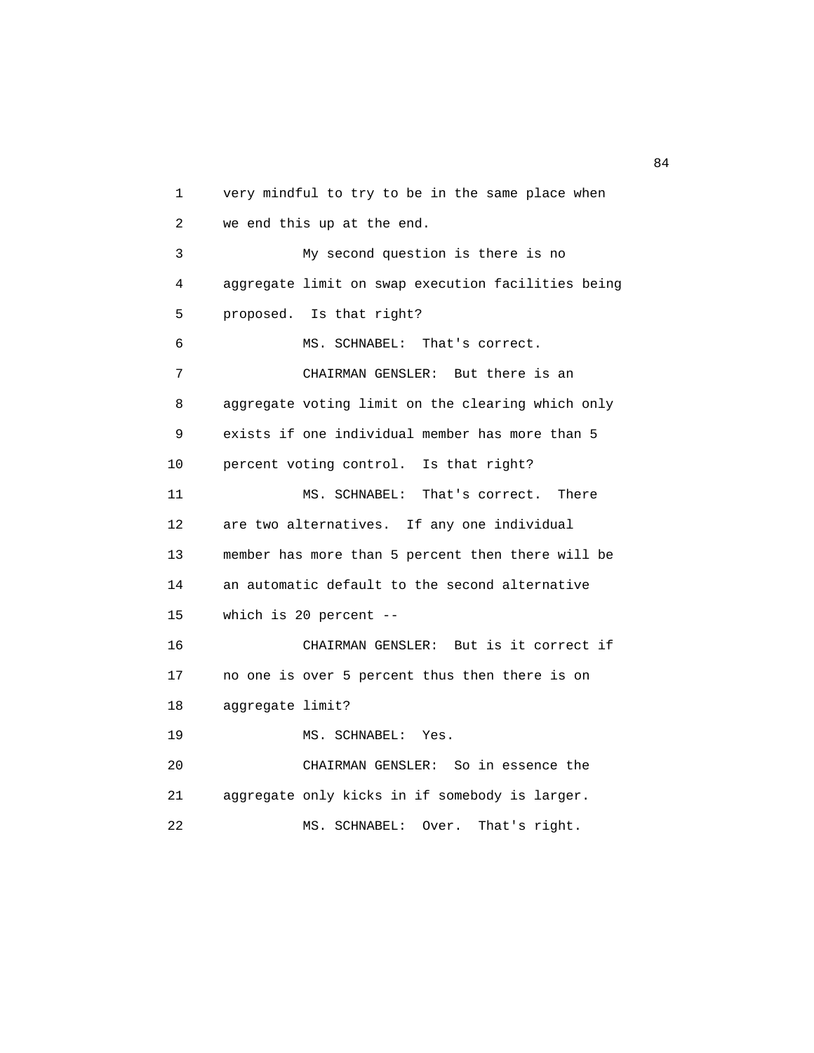very mindful to try to be in the same place when we end this up at the end.

My second question is there is no aggregate limit on swap execution facilities being proposed. Is that right?

MS. SCHNABEL: That's correct.

CHAIRMAN GENSLER: But there is an aggregate voting limit on the clearing which only exists if one individual member has more than 5 percent voting control. Is that right?

MS. SCHNABEL: That's correct. There are two alternatives. If any one individual member has more than 5 percent then there will be an automatic default to the second alternative which is 20 percent --

CHAIRMAN GENSLER: But is it correct if no one is over 5 percent thus then there is on aggregate limit?

MS. SCHNABEL: Yes.

CHAIRMAN GENSLER: So in essence the aggregate only kicks in if somebody is larger.

MS. SCHNABEL: Over. That's right.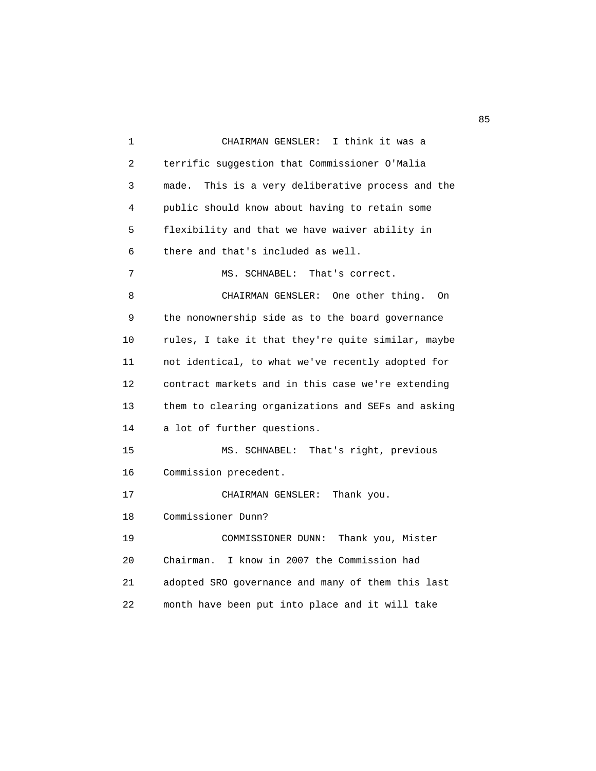CHAIRMAN GENSLER: I think it was a terrific suggestion that Commissioner O'Malia made. This is a very deliberative process and the public should know about having to retain some flexibility and that we have waiver ability in there and that's included as well.

MS. SCHNABEL: That's correct.

CHAIRMAN GENSLER: One other thing. On the nonownership side as to the board governance rules, I take it that they're quite similar, maybe not identical, to what we've recently adopted for contract markets and in this case we're extending them to clearing organizations and SEFs and asking a lot of further questions.

MS. SCHNABEL: That's right, previous Commission precedent.

CHAIRMAN GENSLER: Thank you. Commissioner Dunn?

COMMISSIONER DUNN: Thank you, Mister Chairman. I know in 2007 the Commission had adopted SRO governance and many of them this last month have been put into place and it will take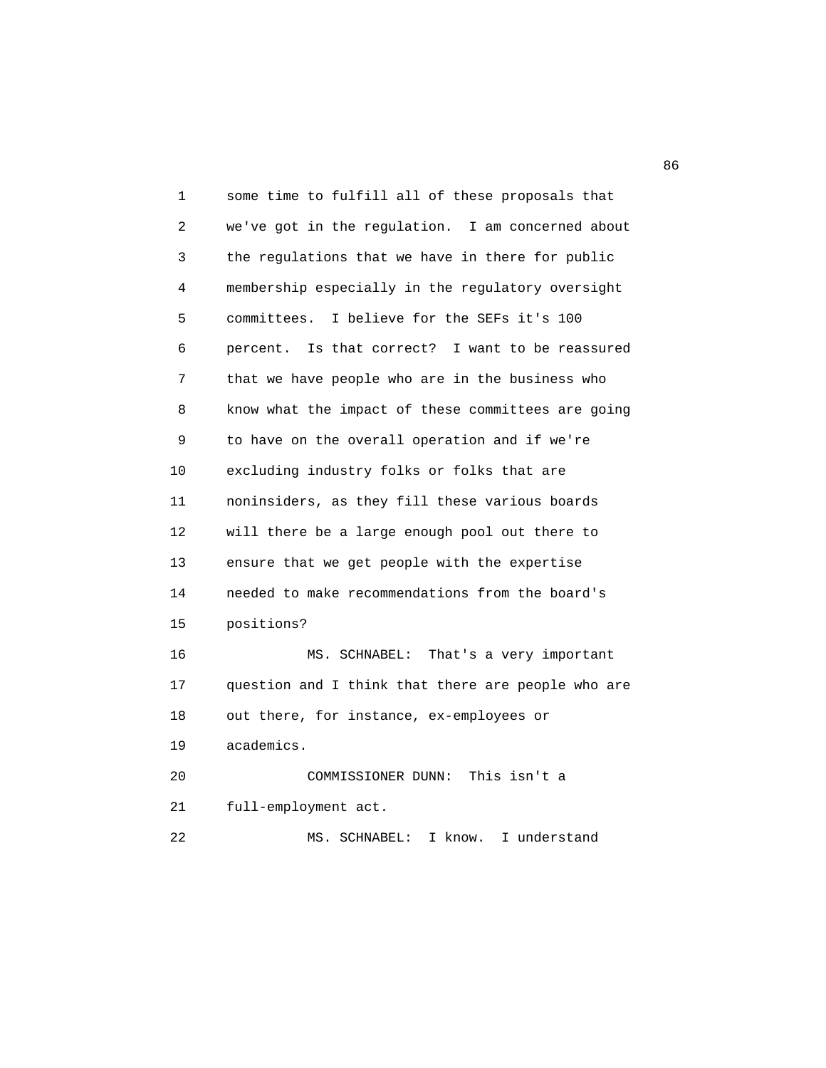some time to fulfill all of these proposals that we've got in the regulation. I am concerned about the regulations that we have in there for public membership especially in the regulatory oversight committees. I believe for the SEFs it's 100 percent. Is that correct? I want to be reassured that we have people who are in the business who know what the impact of these committees are going to have on the overall operation and if we're excluding industry folks or folks that are noninsiders, as they fill these various boards will there be a large enough pool out there to ensure that we get people with the expertise needed to make recommendations from the board's positions?

MS. SCHNABEL: That's a very important question and I think that there are people who are out there, for instance, ex-employees or academics.

COMMISSIONER DUNN: This isn't a full-employment act.

MS. SCHNABEL: I know. I understand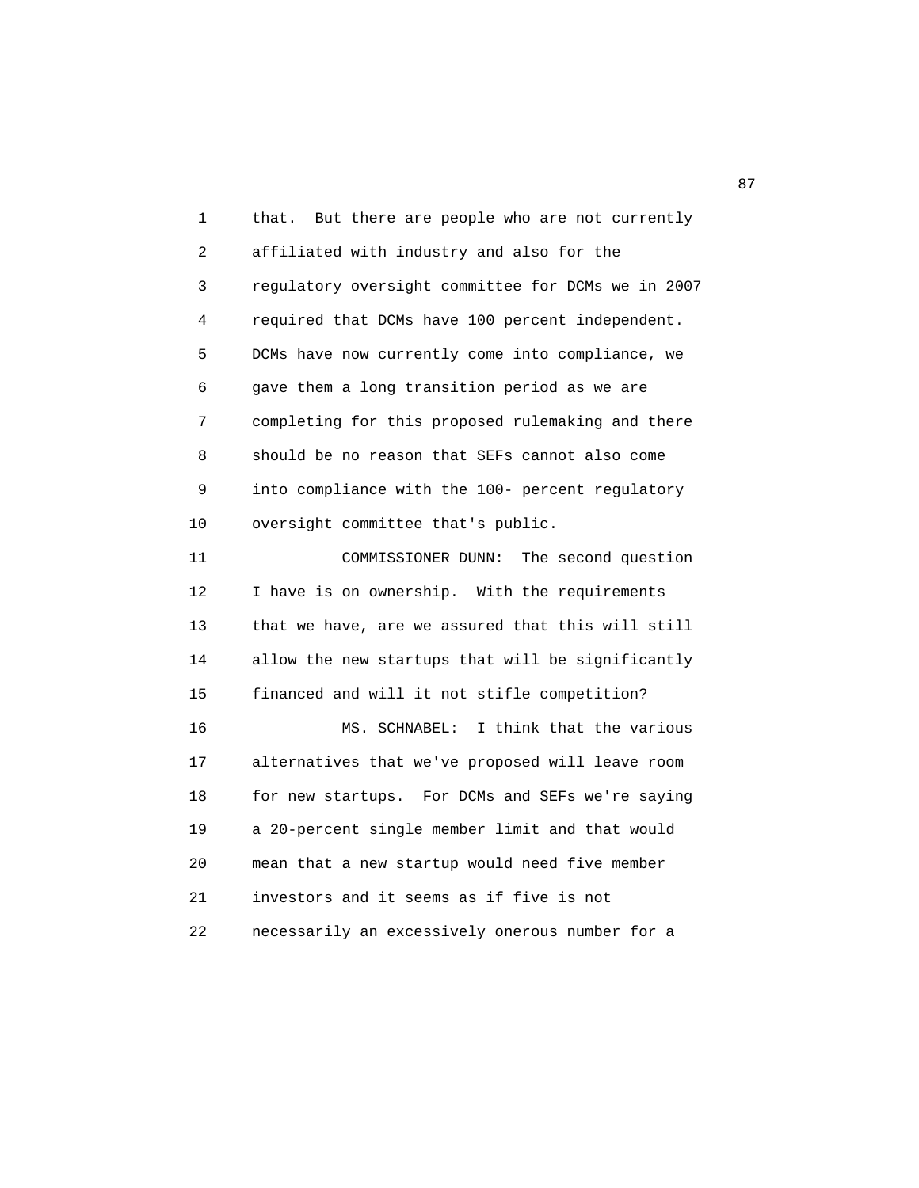that. But there are people who are not currently affiliated with industry and also for the regulatory oversight committee for DCMs we in 2007 required that DCMs have 100 percent independent. DCMs have now currently come into compliance, we gave them a long transition period as we are completing for this proposed rulemaking and there should be no reason that SEFs cannot also come into compliance with the 100- percent regulatory oversight committee that's public.

COMMISSIONER DUNN: The second question I have is on ownership. With the requirements that we have, are we assured that this will still allow the new startups that will be significantly financed and will it not stifle competition?

MS. SCHNABEL: I think that the various alternatives that we've proposed will leave room for new startups. For DCMs and SEFs we're saying a 20-percent single member limit and that would mean that a new startup would need five member investors and it seems as if five is not necessarily an excessively onerous number for a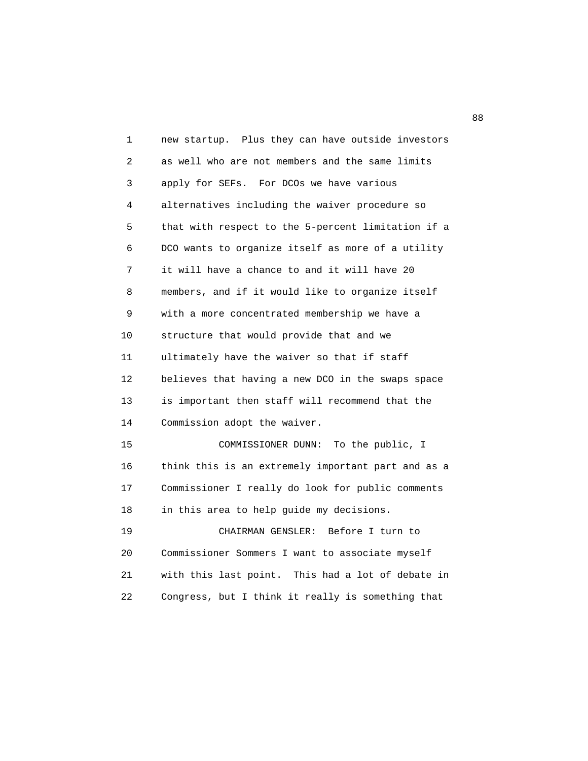new startup. Plus they can have outside investors as well who are not members and the same limits apply for SEFs. For DCOs we have various alternatives including the waiver procedure so that with respect to the 5-percent limitation if a DCO wants to organize itself as more of a utility it will have a chance to and it will have 20 members, and if it would like to organize itself with a more concentrated membership we have a structure that would provide that and we ultimately have the waiver so that if staff believes that having a new DCO in the swaps space is important then staff will recommend that the Commission adopt the waiver.

COMMISSIONER DUNN: To the public, I think this is an extremely important part and as a Commissioner I really do look for public comments in this area to help guide my decisions.

CHAIRMAN GENSLER: Before I turn to Commissioner Sommers I want to associate myself with this last point. This had a lot of debate in Congress, but I think it really is something that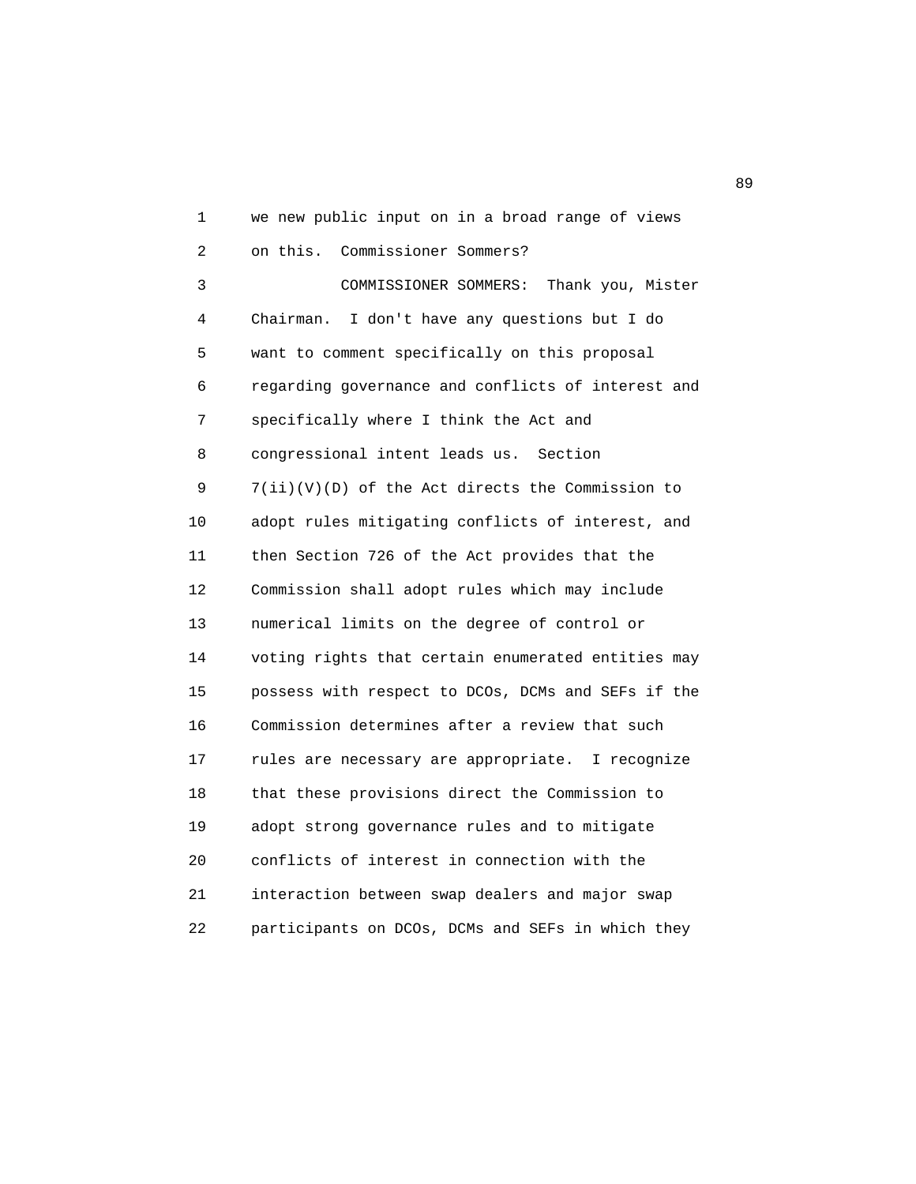we new public input on in a broad range of views on this. Commissioner Sommers?

COMMISSIONER SOMMERS: Thank you, Mister Chairman. I don't have any questions but I do want to comment specifically on this proposal regarding governance and conflicts of interest and specifically where I think the Act and congressional intent leads us. Section 7(ii)(V)(D) of the Act directs the Commission to adopt rules mitigating conflicts of interest, and then Section 726 of the Act provides that the Commission shall adopt rules which may include numerical limits on the degree of control or voting rights that certain enumerated entities may possess with respect to DCOs, DCMs and SEFs if the Commission determines after a review that such rules are necessary are appropriate. I recognize that these provisions direct the Commission to adopt strong governance rules and to mitigate conflicts of interest in connection with the interaction between swap dealers and major swap participants on DCOs, DCMs and SEFs in which they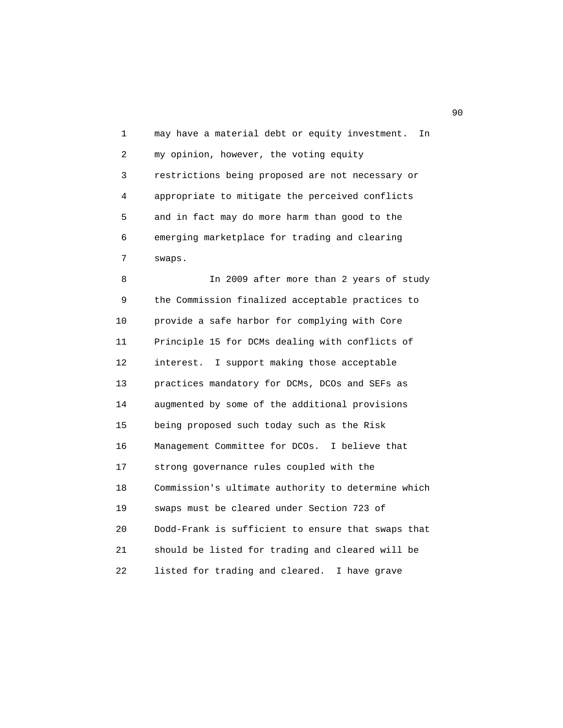may have a material debt or equity investment. In my opinion, however, the voting equity restrictions being proposed are not necessary or appropriate to mitigate the perceived conflicts and in fact may do more harm than good to the emerging marketplace for trading and clearing swaps.

In 2009 after more than 2 years of study the Commission finalized acceptable practices to provide a safe harbor for complying with Core Principle 15 for DCMs dealing with conflicts of interest. I support making those acceptable practices mandatory for DCMs, DCOs and SEFs as augmented by some of the additional provisions being proposed such today such as the Risk Management Committee for DCOs. I believe that strong governance rules coupled with the Commission's ultimate authority to determine which swaps must be cleared under Section 723 of Dodd-Frank is sufficient to ensure that swaps that should be listed for trading and cleared will be listed for trading and cleared. I have grave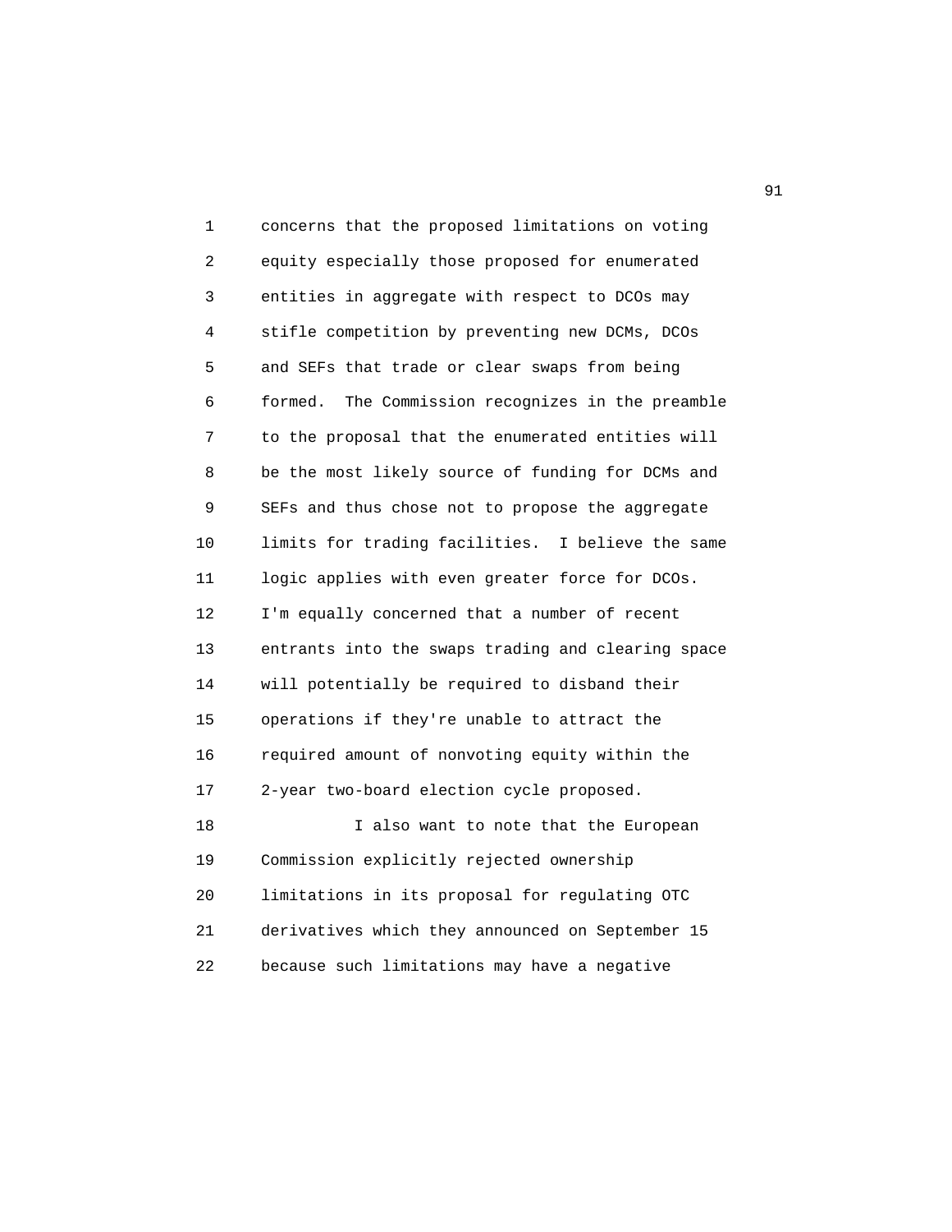concerns that the proposed limitations on voting equity especially those proposed for enumerated entities in aggregate with respect to DCOs may stifle competition by preventing new DCMs, DCOs and SEFs that trade or clear swaps from being formed. The Commission recognizes in the preamble to the proposal that the enumerated entities will be the most likely source of funding for DCMs and SEFs and thus chose not to propose the aggregate limits for trading facilities. I believe the same logic applies with even greater force for DCOs. I'm equally concerned that a number of recent entrants into the swaps trading and clearing space will potentially be required to disband their operations if they're unable to attract the required amount of nonvoting equity within the 2-year two-board election cycle proposed.

I also want to note that the European Commission explicitly rejected ownership limitations in its proposal for regulating OTC derivatives which they announced on September 15 because such limitations may have a negative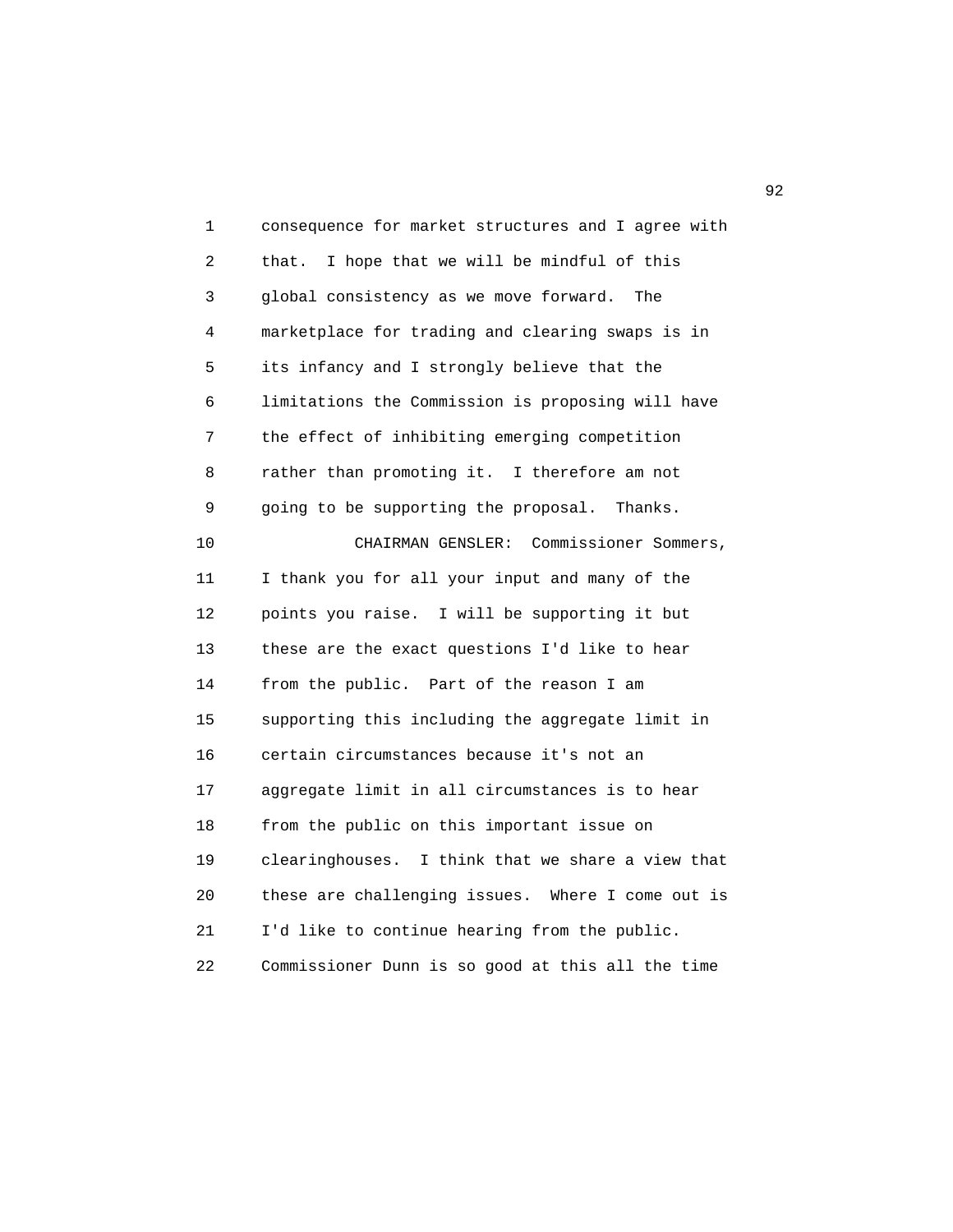consequence for market structures and I agree with that. I hope that we will be mindful of this global consistency as we move forward. The marketplace for trading and clearing swaps is in its infancy and I strongly believe that the limitations the Commission is proposing will have the effect of inhibiting emerging competition rather than promoting it. I therefore am not going to be supporting the proposal. Thanks.

CHAIRMAN GENSLER: Commissioner Sommers, I thank you for all your input and many of the points you raise. I will be supporting it but these are the exact questions I'd like to hear from the public. Part of the reason I am supporting this including the aggregate limit in certain circumstances because it's not an aggregate limit in all circumstances is to hear from the public on this important issue on clearinghouses. I think that we share a view that these are challenging issues. Where I come out is I'd like to continue hearing from the public. Commissioner Dunn is so good at this all the time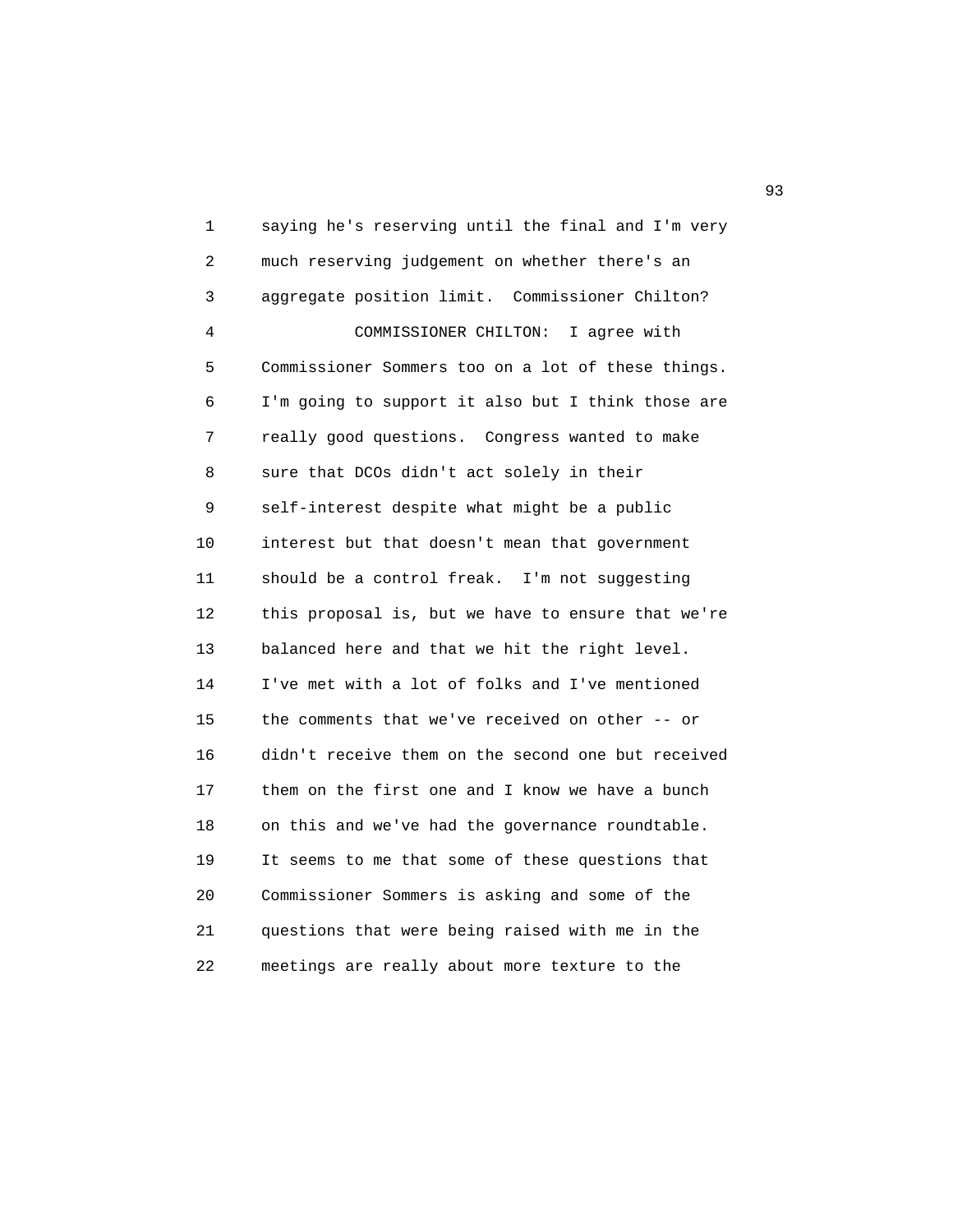saying he's reserving until the final and I'm very much reserving judgement on whether there's an aggregate position limit. Commissioner Chilton?

COMMISSIONER CHILTON: I agree with Commissioner Sommers too on a lot of these things. I'm going to support it also but I think those are really good questions. Congress wanted to make sure that DCOs didn't act solely in their self-interest despite what might be a public interest but that doesn't mean that government should be a control freak. I'm not suggesting this proposal is, but we have to ensure that we're balanced here and that we hit the right level. I've met with a lot of folks and I've mentioned the comments that we've received on other -- or didn't receive them on the second one but received them on the first one and I know we have a bunch on this and we've had the governance roundtable. It seems to me that some of these questions that Commissioner Sommers is asking and some of the questions that were being raised with me in the meetings are really about more texture to the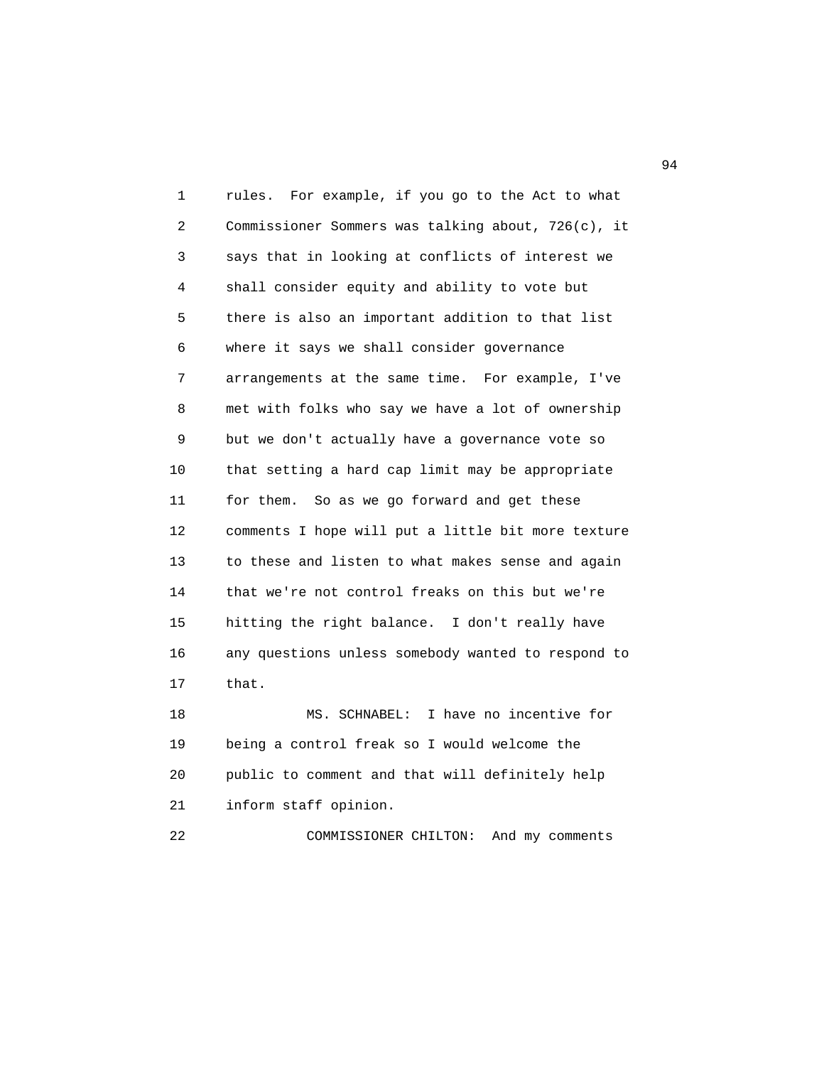rules. For example, if you go to the Act to what Commissioner Sommers was talking about, 726(c), it says that in looking at conflicts of interest we shall consider equity and ability to vote but there is also an important addition to that list where it says we shall consider governance arrangements at the same time. For example, I've met with folks who say we have a lot of ownership but we don't actually have a governance vote so that setting a hard cap limit may be appropriate for them. So as we go forward and get these comments I hope will put a little bit more texture to these and listen to what makes sense and again that we're not control freaks on this but we're hitting the right balance. I don't really have any questions unless somebody wanted to respond to that.

MS. SCHNABEL: I have no incentive for being a control freak so I would welcome the public to comment and that will definitely help inform staff opinion.

COMMISSIONER CHILTON: And my comments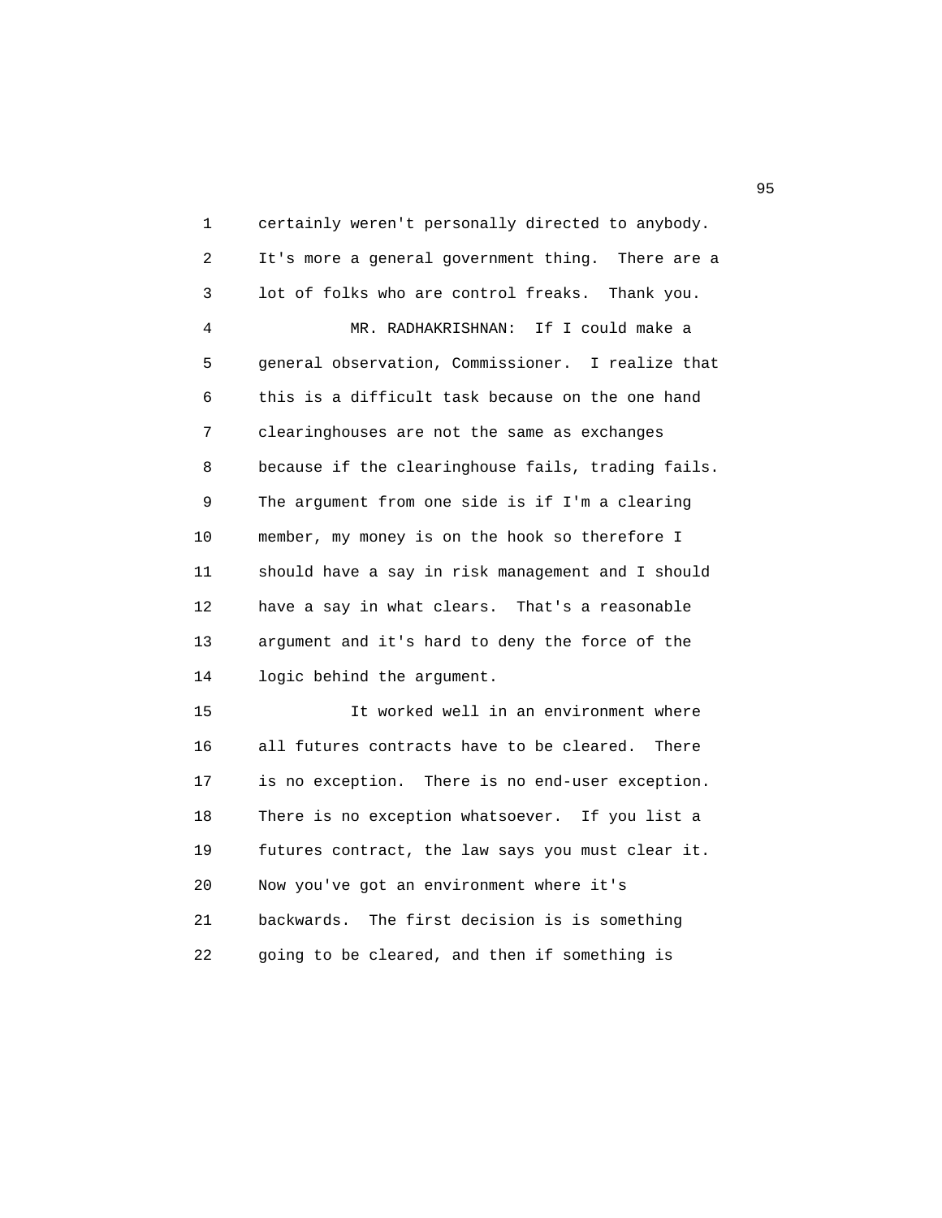certainly weren't personally directed to anybody. It's more a general government thing. There are a lot of folks who are control freaks. Thank you.

MR. RADHAKRISHNAN: If I could make a general observation, Commissioner. I realize that this is a difficult task because on the one hand clearinghouses are not the same as exchanges because if the clearinghouse fails, trading fails. The argument from one side is if I'm a clearing member, my money is on the hook so therefore I should have a say in risk management and I should have a say in what clears. That's a reasonable argument and it's hard to deny the force of the logic behind the argument.

It worked well in an environment where all futures contracts have to be cleared. There is no exception. There is no end-user exception. There is no exception whatsoever. If you list a futures contract, the law says you must clear it. Now you've got an environment where it's backwards. The first decision is is something going to be cleared, and then if something is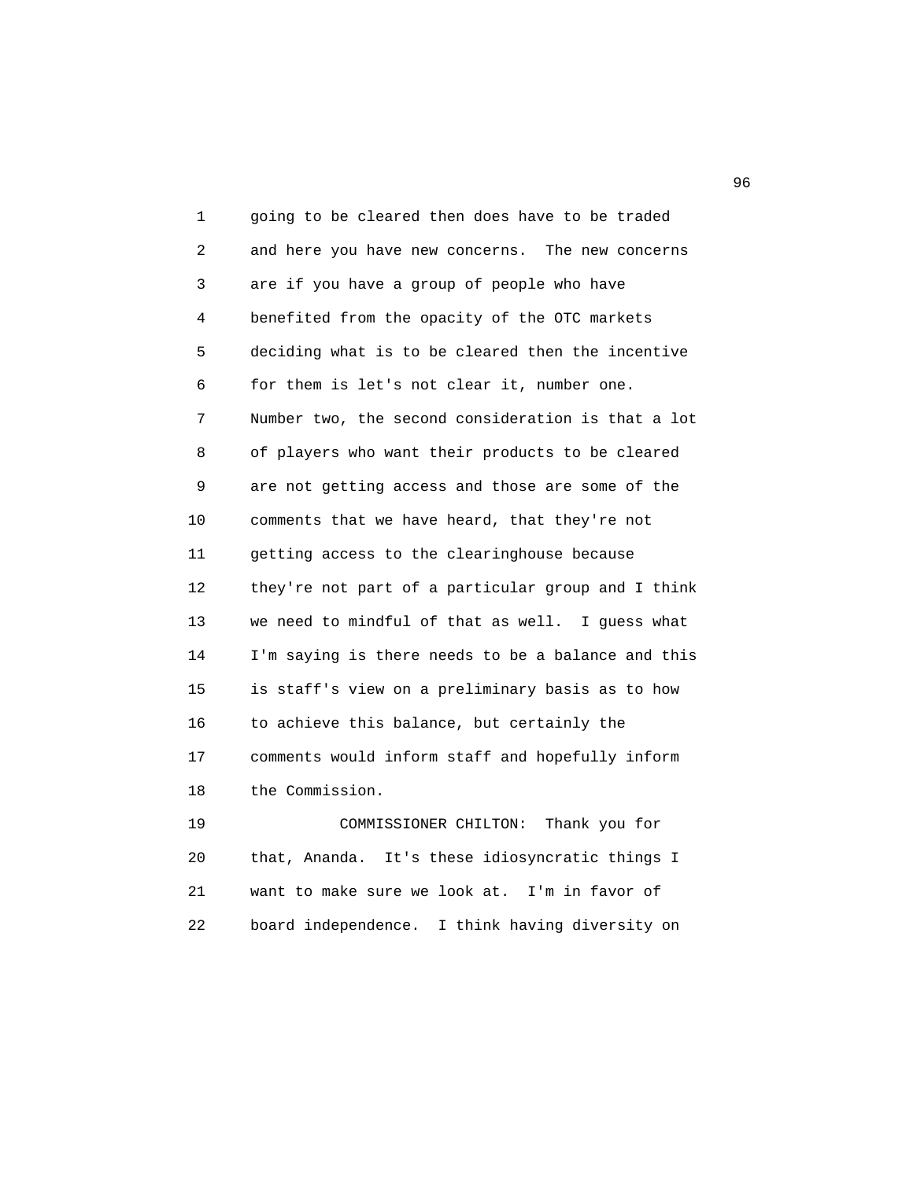going to be cleared then does have to be traded and here you have new concerns. The new concerns are if you have a group of people who have benefited from the opacity of the OTC markets deciding what is to be cleared then the incentive for them is let's not clear it, number one. Number two, the second consideration is that a lot of players who want their products to be cleared are not getting access and those are some of the comments that we have heard, that they're not getting access to the clearinghouse because they're not part of a particular group and I think we need to mindful of that as well. I guess what I'm saying is there needs to be a balance and this is staff's view on a preliminary basis as to how to achieve this balance, but certainly the comments would inform staff and hopefully inform the Commission.

COMMISSIONER CHILTON: Thank you for that, Ananda. It's these idiosyncratic things I want to make sure we look at. I'm in favor of board independence. I think having diversity on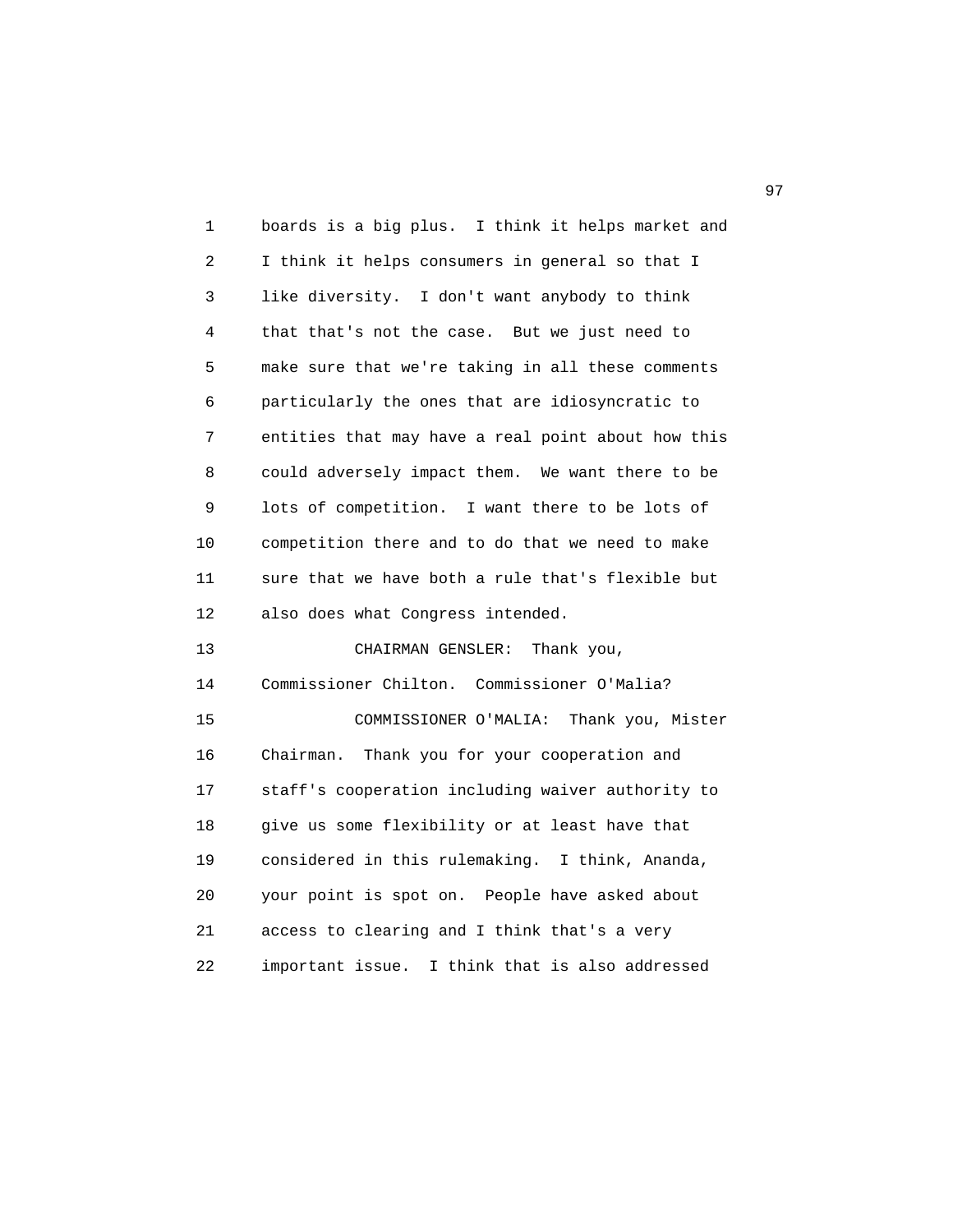boards is a big plus. I think it helps market and I think it helps consumers in general so that I like diversity. I don't want anybody to think that that's not the case. But we just need to make sure that we're taking in all these comments particularly the ones that are idiosyncratic to entities that may have a real point about how this could adversely impact them. We want there to be lots of competition. I want there to be lots of competition there and to do that we need to make sure that we have both a rule that's flexible but also does what Congress intended.

CHAIRMAN GENSLER: Thank you, Commissioner Chilton. Commissioner O'Malia?

COMMISSIONER O'MALIA: Thank you, Mister Chairman. Thank you for your cooperation and staff's cooperation including waiver authority to give us some flexibility or at least have that considered in this rulemaking. I think, Ananda, your point is spot on. People have asked about access to clearing and I think that's a very important issue. I think that is also addressed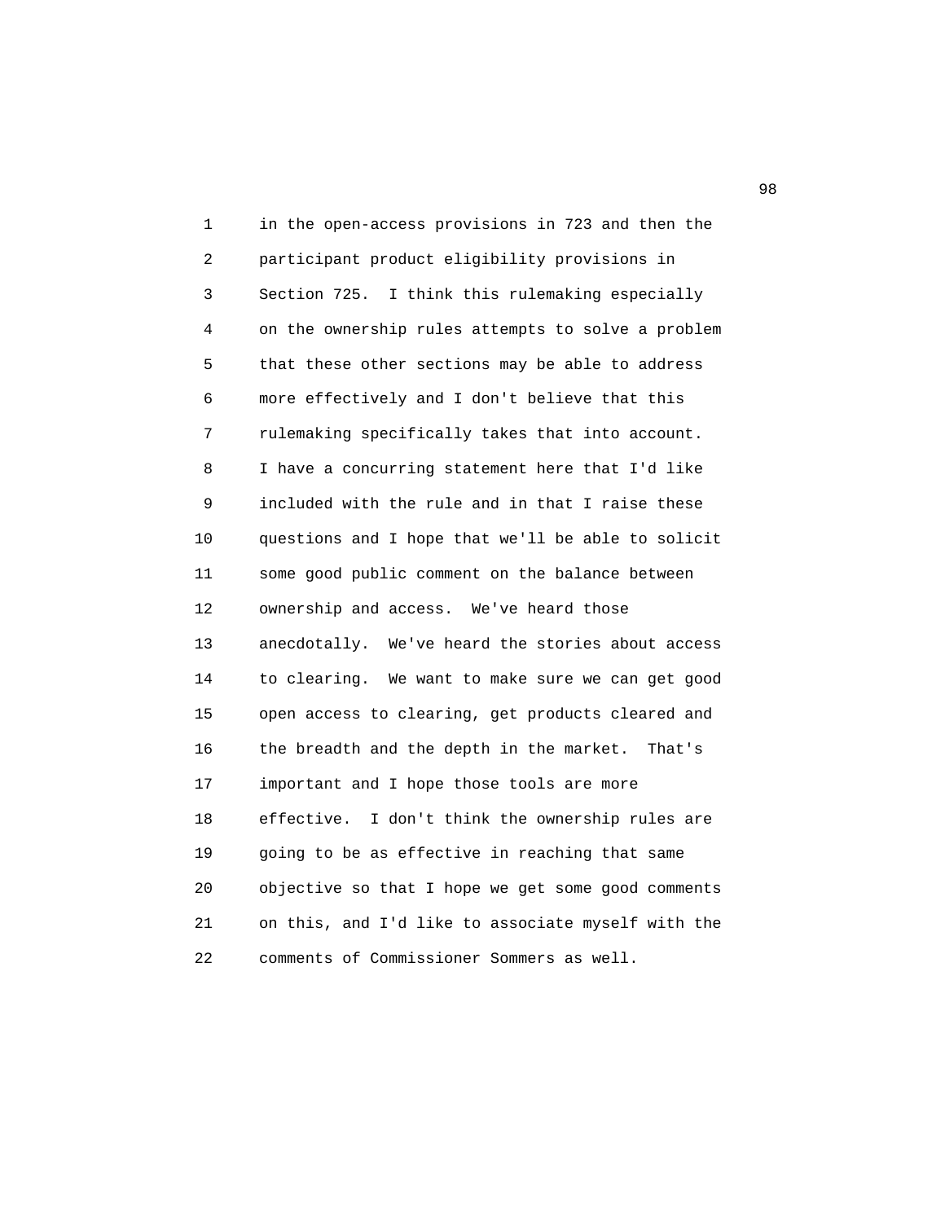in the open-access provisions in 723 and then the participant product eligibility provisions in Section 725. I think this rulemaking especially on the ownership rules attempts to solve a problem that these other sections may be able to address more effectively and I don't believe that this rulemaking specifically takes that into account. I have a concurring statement here that I'd like included with the rule and in that I raise these questions and I hope that we'll be able to solicit some good public comment on the balance between ownership and access. We've heard those anecdotally. We've heard the stories about access to clearing. We want to make sure we can get good open access to clearing, get products cleared and the breadth and the depth in the market. That's important and I hope those tools are more effective. I don't think the ownership rules are going to be as effective in reaching that same objective so that I hope we get some good comments on this, and I'd like to associate myself with the comments of Commissioner Sommers as well.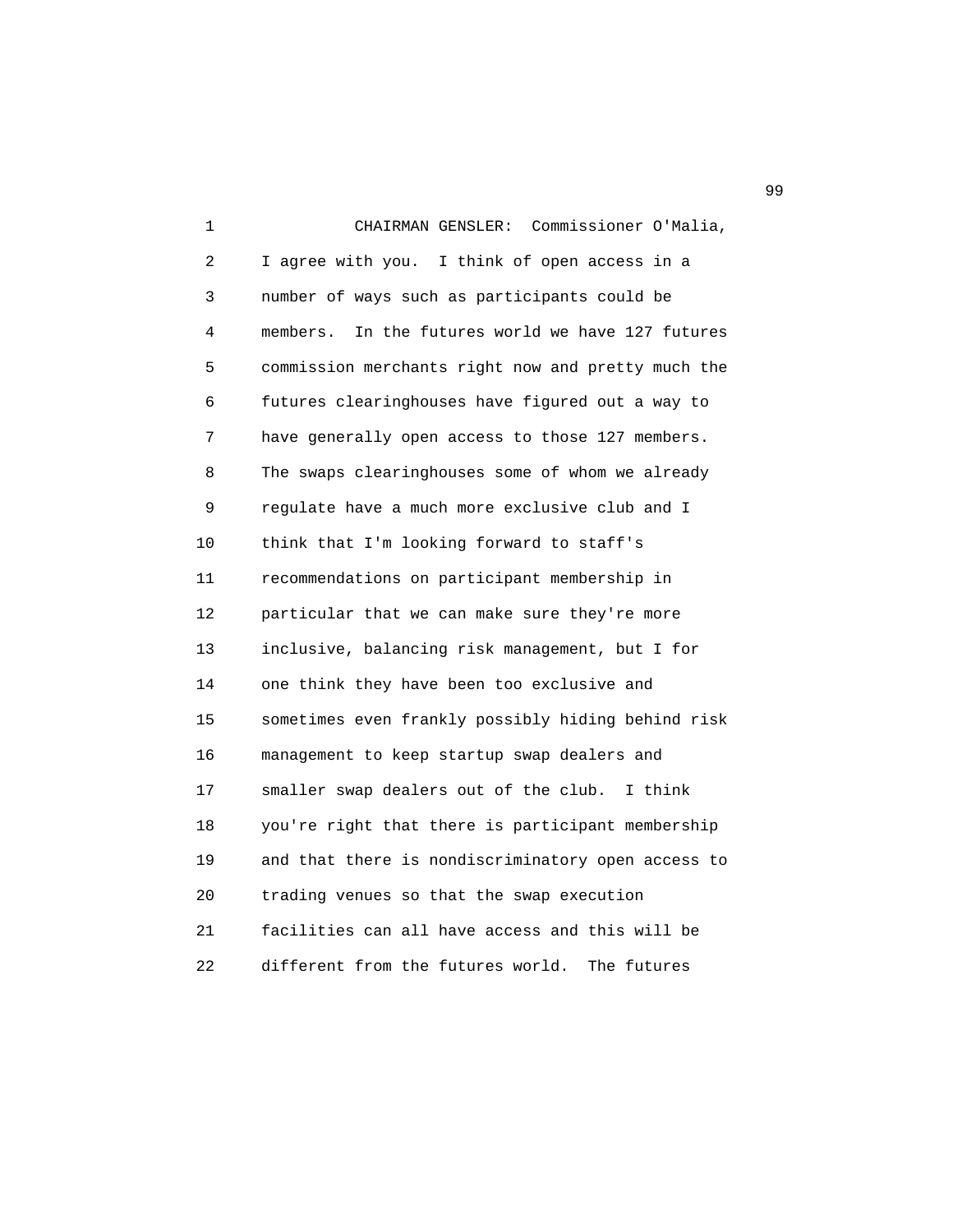CHAIRMAN GENSLER: Commissioner O'Malia, I agree with you. I think of open access in a number of ways such as participants could be members. In the futures world we have 127 futures commission merchants right now and pretty much the futures clearinghouses have figured out a way to have generally open access to those 127 members. The swaps clearinghouses some of whom we already regulate have a much more exclusive club and I think that I'm looking forward to staff's recommendations on participant membership in particular that we can make sure they're more inclusive, balancing risk management, but I for one think they have been too exclusive and sometimes even frankly possibly hiding behind risk management to keep startup swap dealers and smaller swap dealers out of the club. I think you're right that there is participant membership and that there is nondiscriminatory open access to trading venues so that the swap execution facilities can all have access and this will be different from the futures world. The futures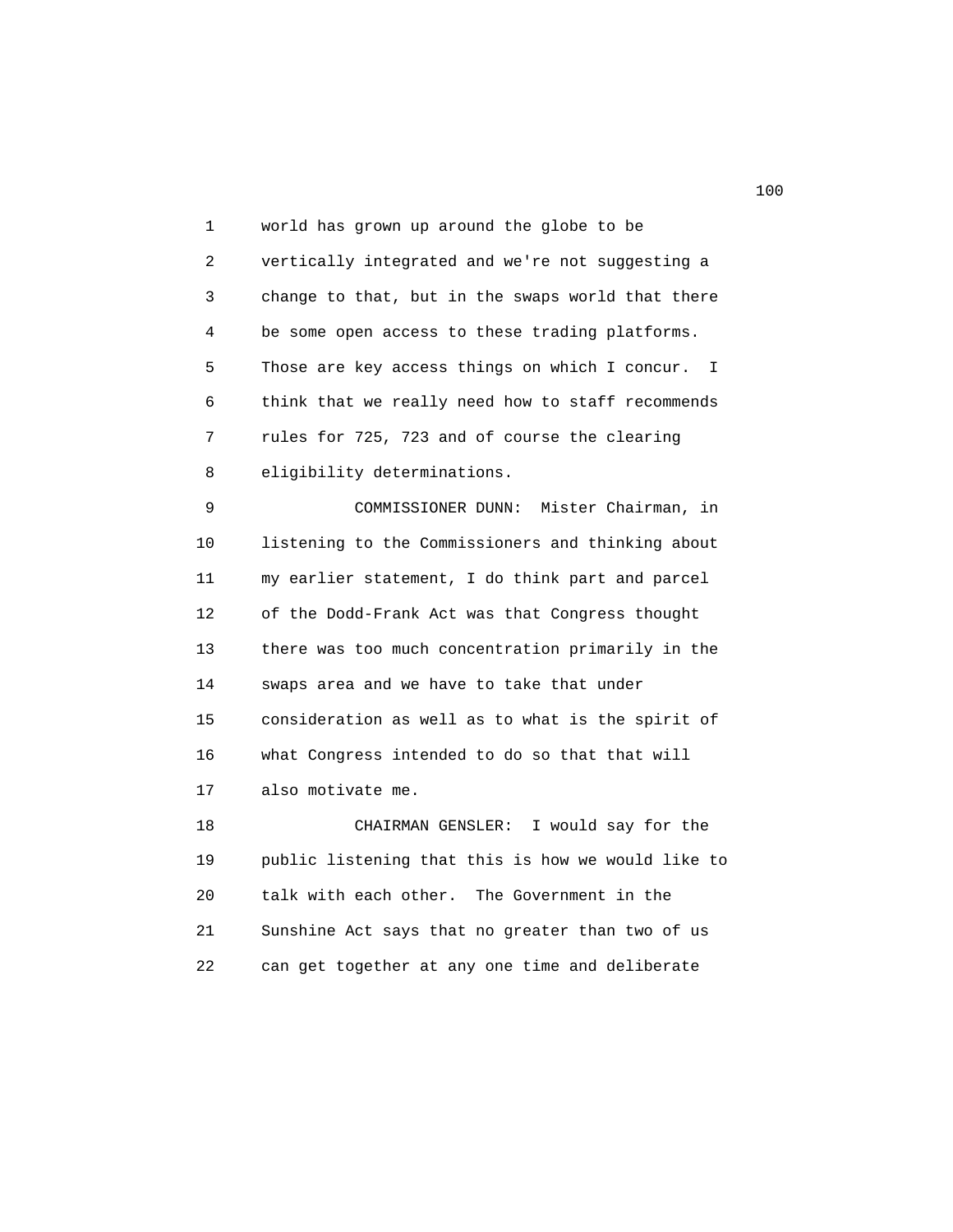world has grown up around the globe to be vertically integrated and we're not suggesting a change to that, but in the swaps world that there be some open access to these trading platforms. Those are key access things on which I concur. I think that we really need how to staff recommends rules for 725, 723 and of course the clearing eligibility determinations.

COMMISSIONER DUNN: Mister Chairman, in listening to the Commissioners and thinking about my earlier statement, I do think part and parcel of the Dodd-Frank Act was that Congress thought there was too much concentration primarily in the swaps area and we have to take that under consideration as well as to what is the spirit of what Congress intended to do so that that will also motivate me.

CHAIRMAN GENSLER: I would say for the public listening that this is how we would like to talk with each other. The Government in the Sunshine Act says that no greater than two of us can get together at any one time and deliberate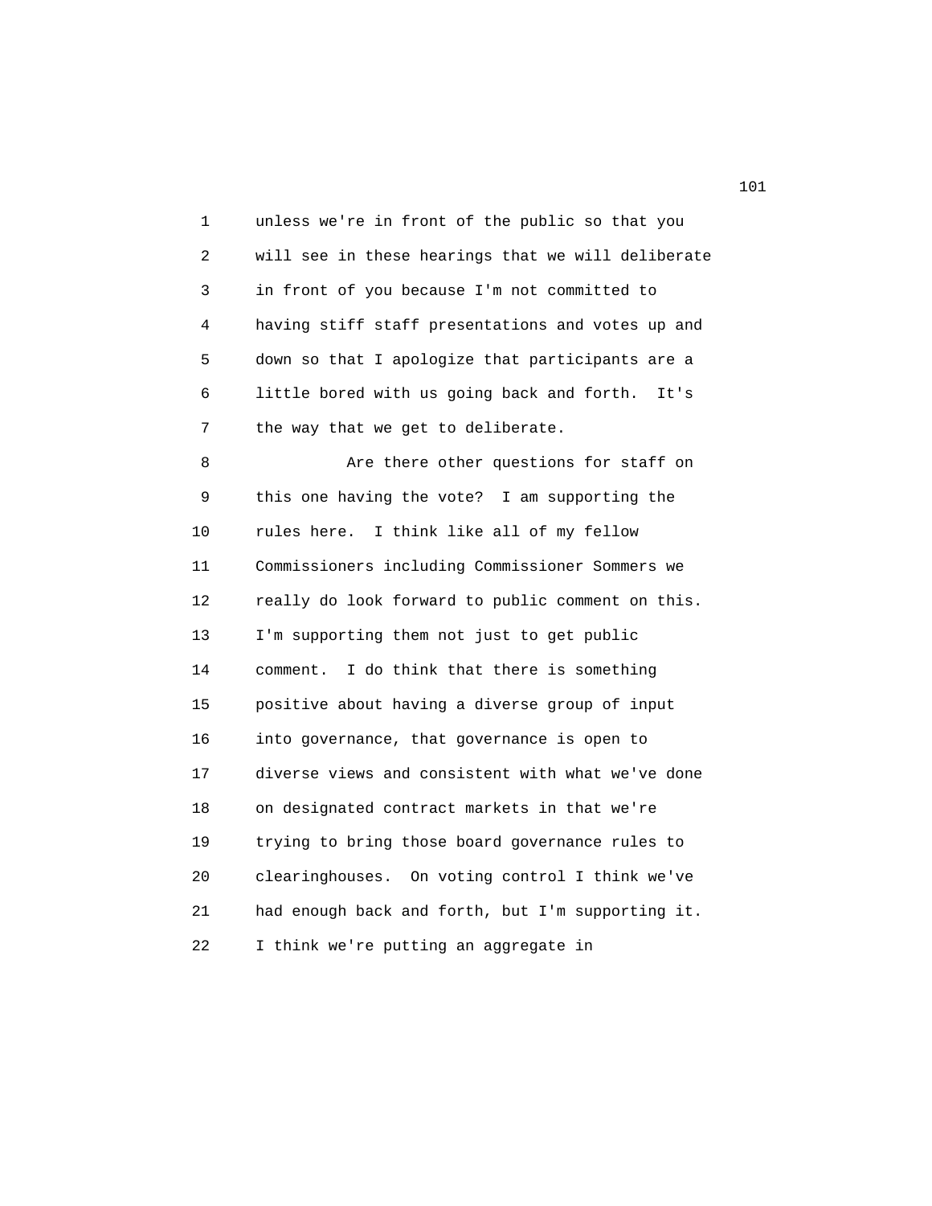unless we're in front of the public so that you will see in these hearings that we will deliberate in front of you because I'm not committed to having stiff staff presentations and votes up and down so that I apologize that participants are a little bored with us going back and forth. It's the way that we get to deliberate.

Are there other questions for staff on this one having the vote? I am supporting the rules here. I think like all of my fellow Commissioners including Commissioner Sommers we really do look forward to public comment on this. I'm supporting them not just to get public comment. I do think that there is something positive about having a diverse group of input into governance, that governance is open to diverse views and consistent with what we've done on designated contract markets in that we're trying to bring those board governance rules to clearinghouses. On voting control I think we've had enough back and forth, but I'm supporting it. I think we're putting an aggregate in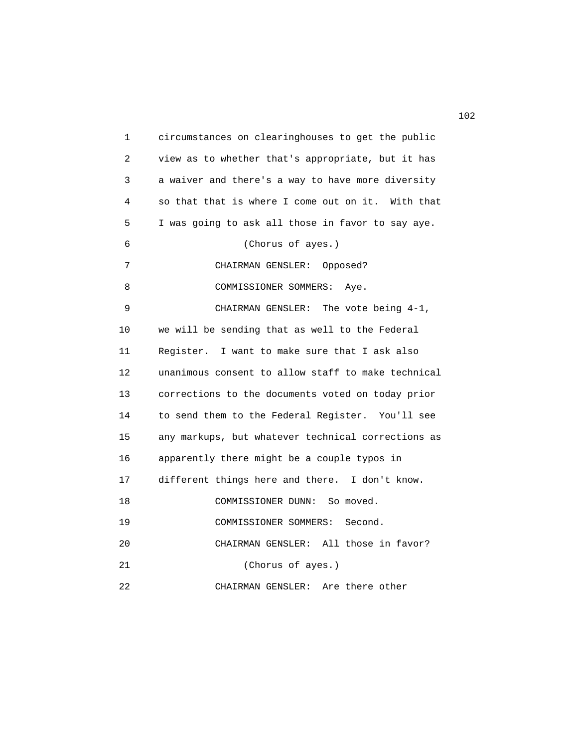circumstances on clearinghouses to get the public view as to whether that's appropriate, but it has a waiver and there's a way to have more diversity so that that is where I come out on it. With that I was going to ask all those in favor to say aye.

(Chorus of ayes.)

CHAIRMAN GENSLER: Opposed?

COMMISSIONER SOMMERS: Aye.

CHAIRMAN GENSLER: The vote being 4-1, we will be sending that as well to the Federal Register. I want to make sure that I ask also unanimous consent to allow staff to make technical corrections to the documents voted on today prior to send them to the Federal Register. You'll see any markups, but whatever technical corrections as apparently there might be a couple typos in different things here and there. I don't know.

COMMISSIONER DUNN: So moved.

COMMISSIONER SOMMERS: Second.

CHAIRMAN GENSLER: All those in favor?

(Chorus of ayes.)

CHAIRMAN GENSLER: Are there other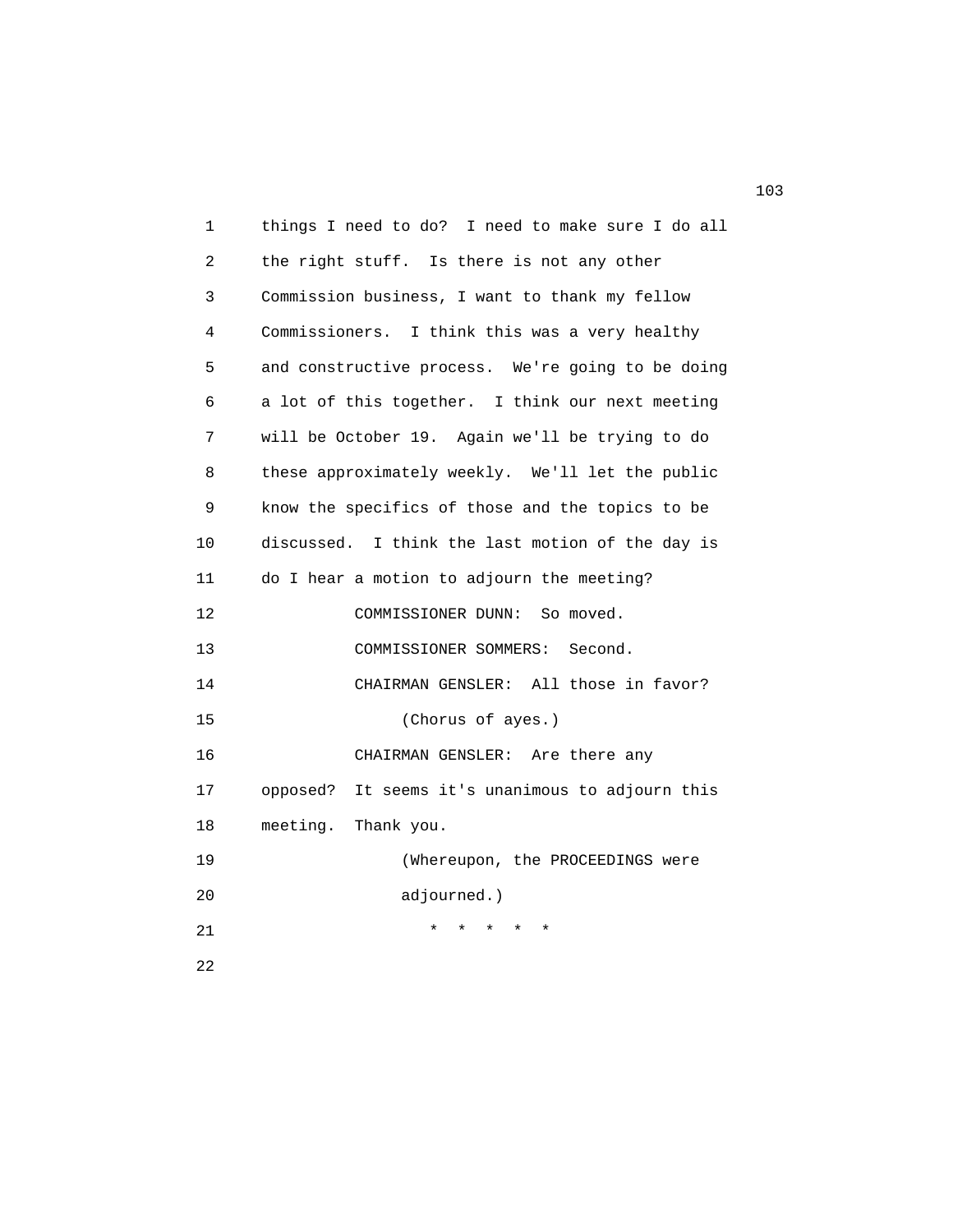things I need to do? I need to make sure I do all the right stuff. Is there is not any other Commission business, I want to thank my fellow Commissioners. I think this was a very healthy and constructive process. We're going to be doing a lot of this together. I think our next meeting will be October 19. Again we'll be trying to do these approximately weekly. We'll let the public know the specifics of those and the topics to be discussed. I think the last motion of the day is do I hear a motion to adjourn the meeting?

COMMISSIONER DUNN: So moved.

COMMISSIONER SOMMERS: Second.

CHAIRMAN GENSLER: All those in favor?

(Chorus of ayes.)

CHAIRMAN GENSLER: Are there any opposed? It seems it's unanimous to adjourn this meeting. Thank you.

(Whereupon, the PROCEEDINGS were adjourned.)

\* \* \* \* \*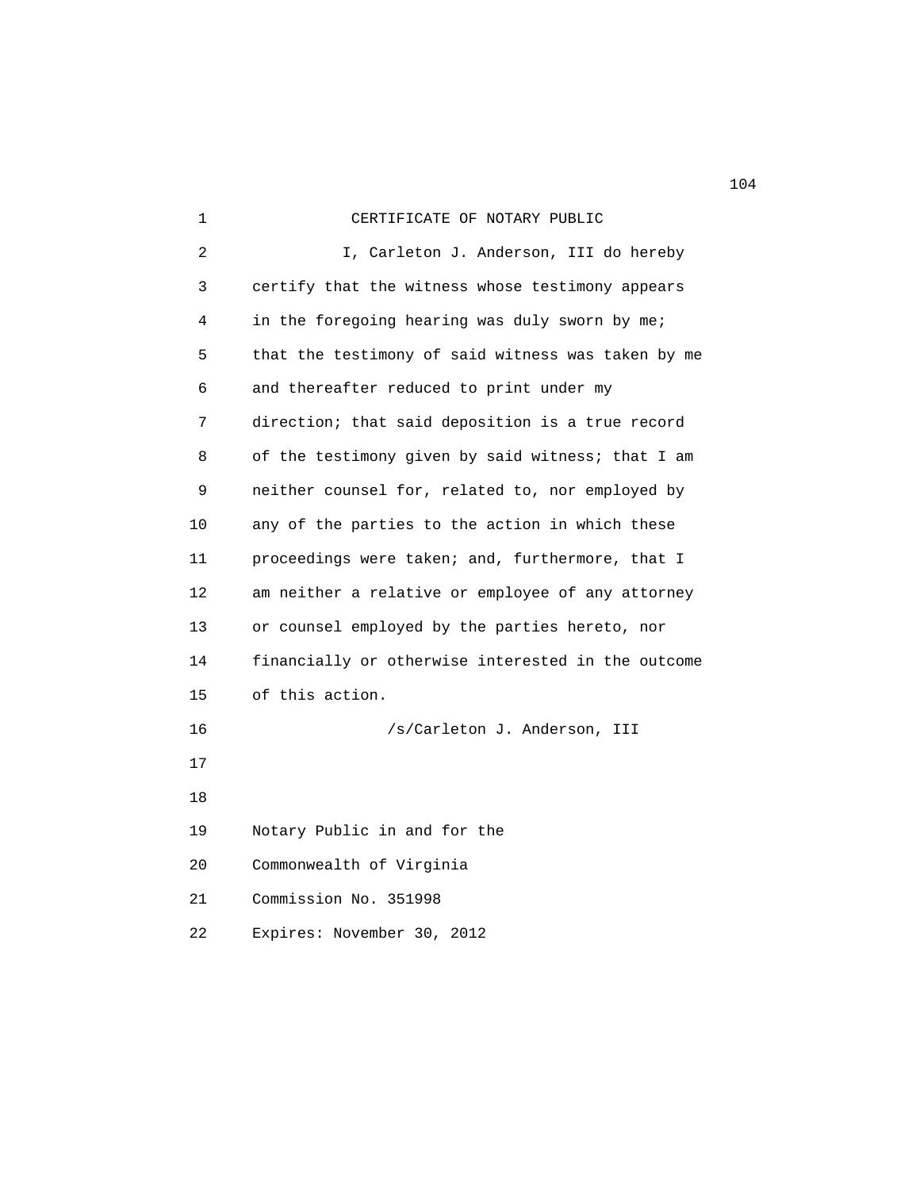# CERTIFICATE OF NOTARY PUBLIC

I, Carleton J. Anderson, III do hereby certify that the witness whose testimony appears in the foregoing hearing was duly sworn by me; that the testimony of said witness was taken by me and thereafter reduced to print under my direction; that said deposition is a true record of the testimony given by said witness; that I am neither counsel for, related to, nor employed by any of the parties to the action in which these proceedings were taken; and, furthermore, that I am neither a relative or employee of any attorney or counsel employed by the parties hereto, nor financially or otherwise interested in the outcome of this action.

/s/Carleton J. Anderson, III

Notary Public in and for the
Commonwealth of Virginia
Commission No. 351998
Expires: November 30, 2012